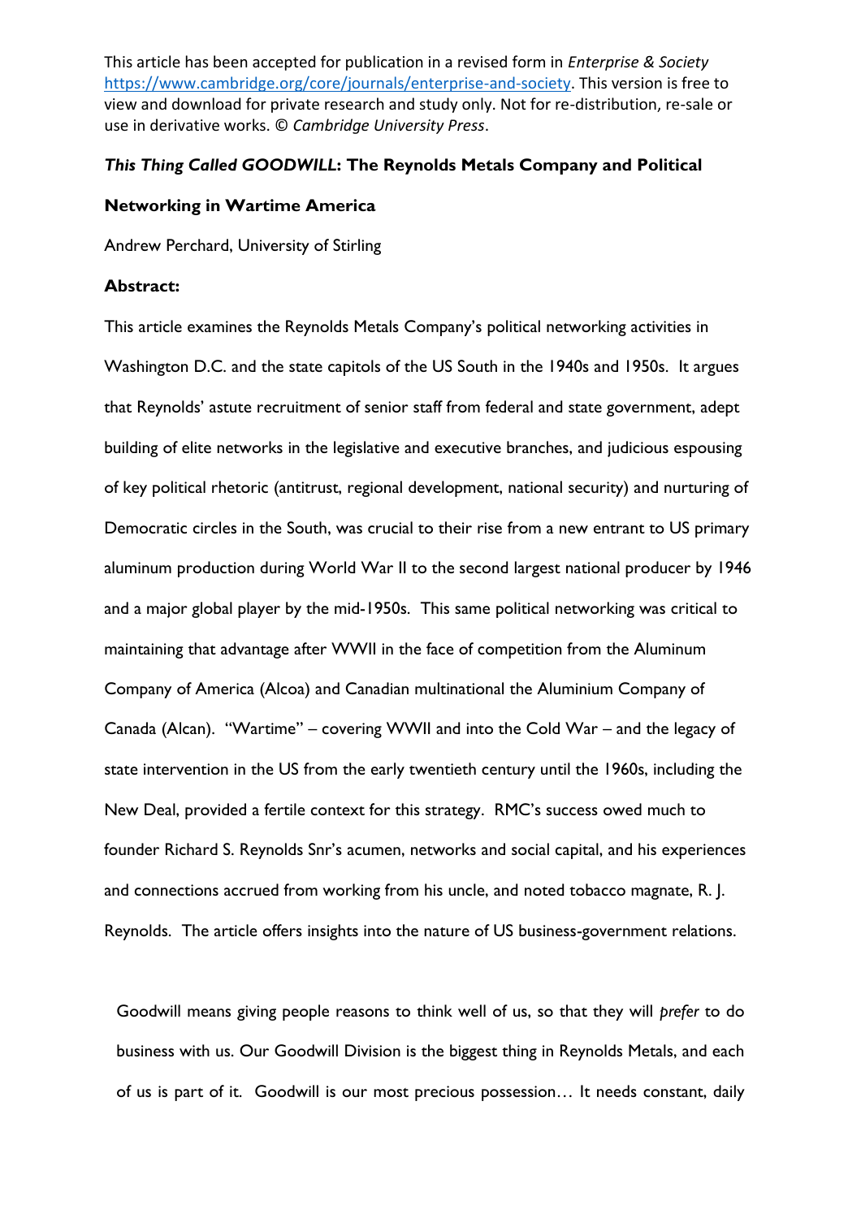This article has been accepted for publication in a revised form in *Enterprise & Society* https://www.cambridge.org/core/journals/enterprise-and-society. This version is free to view and download for private research and study only. Not for re-distribution, re-sale or use in derivative works. © *Cambridge University Press*.

# *This Thing Called GOODWILL*: The Reynolds Metals Company and Political Networking in Wartime America

Andrew Perchard, University of Stirling

## Abstract:

This article examines the Reynolds Metals Company's political networking activities in Washington D.C. and the state capitols of the US South in the 1940s and 1950s. It argues that Reynolds' astute recruitment of senior staff from federal and state government, adept building of elite networks in the legislative and executive branches, and judicious espousing of key political rhetoric (antitrust, regional development, national security) and nurturing of Democratic circles in the South, was crucial to their rise from a new entrant to US primary aluminum production during World War II to the second largest national producer by 1946 and a major global player by the mid-1950s. This same political networking was critical to maintaining that advantage after WWII in the face of competition from the Aluminum Company of America (Alcoa) and Canadian multinational the Aluminium Company of Canada (Alcan). "Wartime" – covering WWII and into the Cold War – and the legacy of state intervention in the US from the early twentieth century until the 1960s, including the New Deal, provided a fertile context for this strategy. RMC's success owed much to founder Richard S. Reynolds Snr's acumen, networks and social capital, and his experiences and connections accrued from working from his uncle, and noted tobacco magnate, R. J. Reynolds. The article offers insights into the nature of US business-government relations.

> Goodwill means giving people reasons to think well of us, so that they will *prefer* to do business with us. Our Goodwill Division is the biggest thing in Reynolds Metals, and each of us is part of it. Goodwill is our most precious possession… It needs constant, daily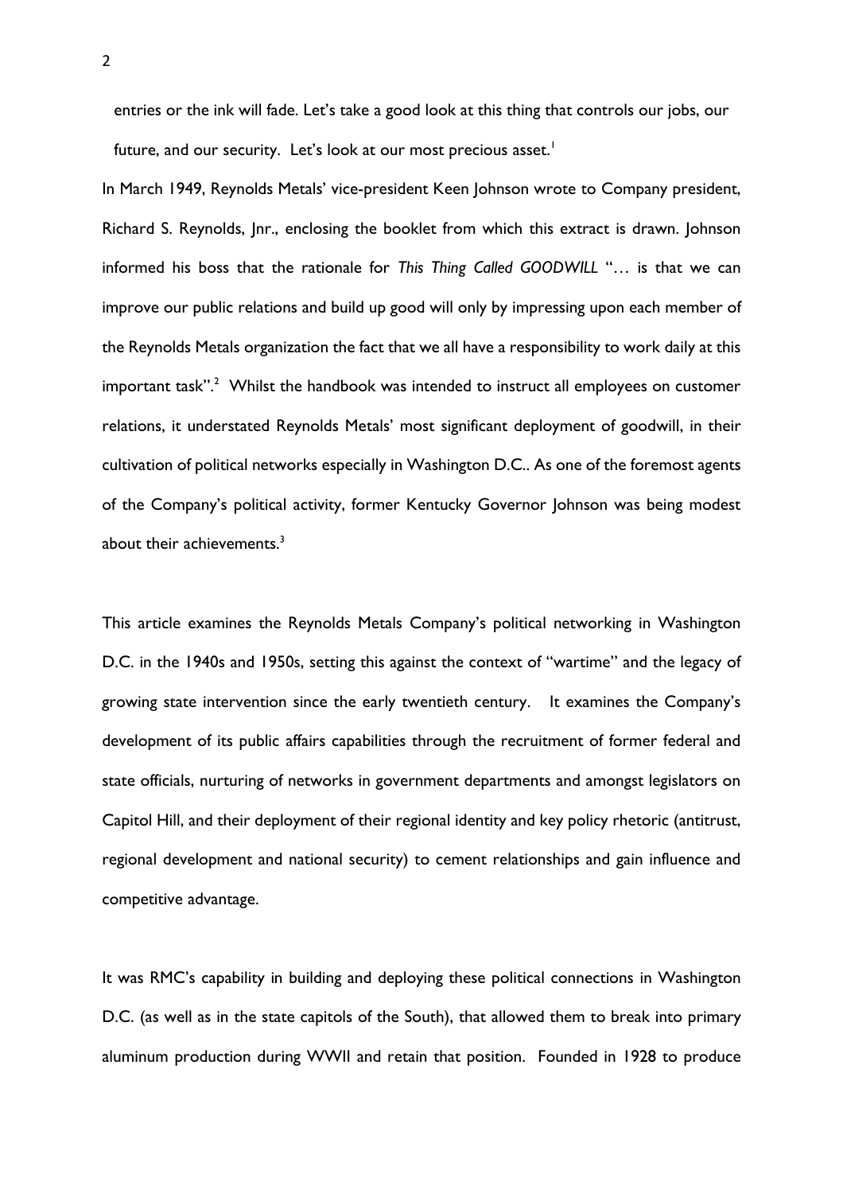entries or the ink will fade. Let's take a good look at this thing that controls our jobs, our future, and our security. Let's look at our most precious asset.[1]

In March 1949, Reynolds Metals' vice-president Keen Johnson wrote to Company president, Richard S. Reynolds, Jnr., enclosing the booklet from which this extract is drawn. Johnson informed his boss that the rationale for *This Thing Called GOODWILL* "… is that we can improve our public relations and build up good will only by impressing upon each member of the Reynolds Metals organization the fact that we all have a responsibility to work daily at this important task".[2] Whilst the handbook was intended to instruct all employees on customer relations, it understated Reynolds Metals' most significant deployment of goodwill, in their cultivation of political networks especially in Washington D.C.. As one of the foremost agents of the Company's political activity, former Kentucky Governor Johnson was being modest about their achievements.[3]

This article examines the Reynolds Metals Company's political networking in Washington D.C. in the 1940s and 1950s, setting this against the context of "wartime" and the legacy of growing state intervention since the early twentieth century. It examines the Company's development of its public affairs capabilities through the recruitment of former federal and state officials, nurturing of networks in government departments and amongst legislators on Capitol Hill, and their deployment of their regional identity and key policy rhetoric (antitrust, regional development and national security) to cement relationships and gain influence and competitive advantage.

It was RMC's capability in building and deploying these political connections in Washington D.C. (as well as in the state capitols of the South), that allowed them to break into primary aluminum production during WWII and retain that position. Founded in 1928 to produce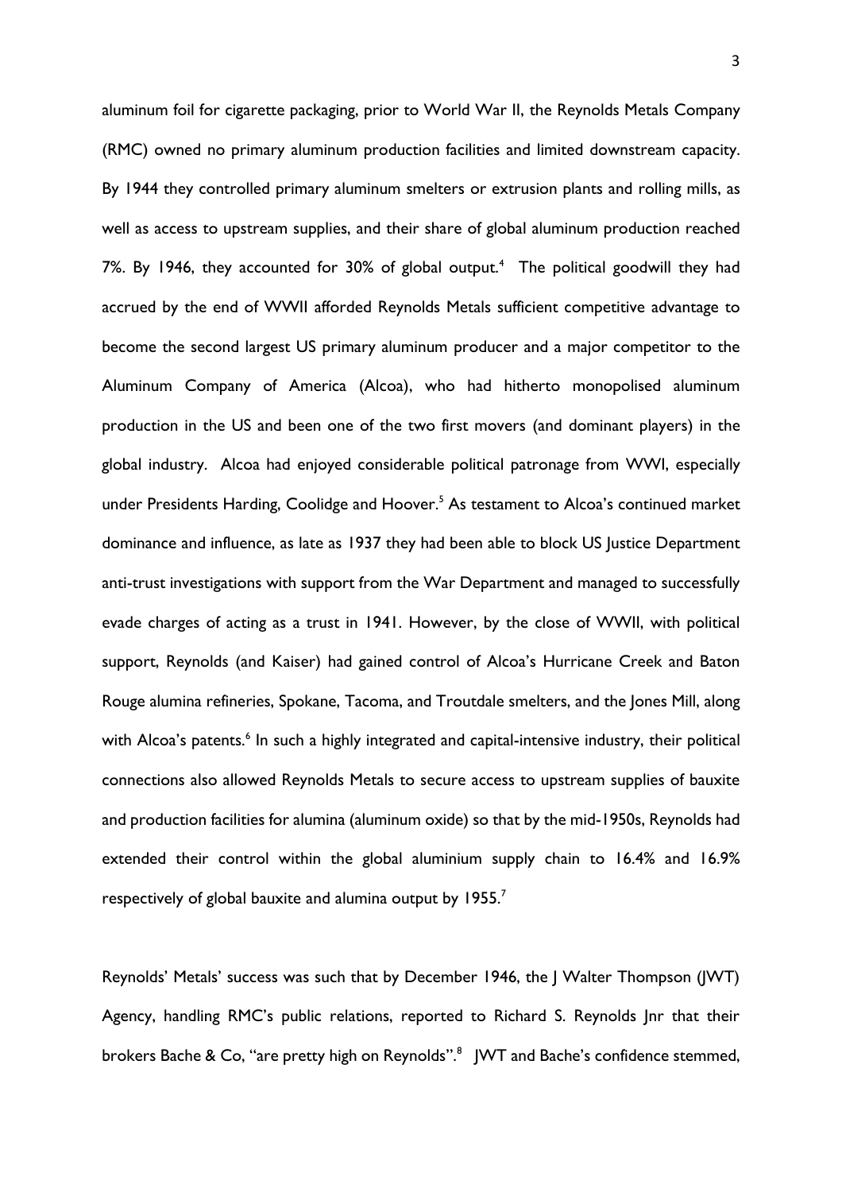aluminum foil for cigarette packaging, prior to World War II, the Reynolds Metals Company (RMC) owned no primary aluminum production facilities and limited downstream capacity. By 1944 they controlled primary aluminum smelters or extrusion plants and rolling mills, as well as access to upstream supplies, and their share of global aluminum production reached 7%. By 1946, they accounted for 30% of global output.[4] The political goodwill they had accrued by the end of WWII afforded Reynolds Metals sufficient competitive advantage to become the second largest US primary aluminum producer and a major competitor to the Aluminum Company of America (Alcoa), who had hitherto monopolised aluminum production in the US and been one of the two first movers (and dominant players) in the global industry. Alcoa had enjoyed considerable political patronage from WWI, especially under Presidents Harding, Coolidge and Hoover.[5] As testament to Alcoa's continued market dominance and influence, as late as 1937 they had been able to block US Justice Department anti-trust investigations with support from the War Department and managed to successfully evade charges of acting as a trust in 1941. However, by the close of WWII, with political support, Reynolds (and Kaiser) had gained control of Alcoa's Hurricane Creek and Baton Rouge alumina refineries, Spokane, Tacoma, and Troutdale smelters, and the Jones Mill, along with Alcoa's patents.[6] In such a highly integrated and capital-intensive industry, their political connections also allowed Reynolds Metals to secure access to upstream supplies of bauxite and production facilities for alumina (aluminum oxide) so that by the mid-1950s, Reynolds had extended their control within the global aluminium supply chain to 16.4% and 16.9% respectively of global bauxite and alumina output by 1955.[7]

Reynolds' Metals' success was such that by December 1946, the J Walter Thompson (JWT) Agency, handling RMC's public relations, reported to Richard S. Reynolds Jnr that their brokers Bache & Co, "are pretty high on Reynolds".[8] JWT and Bache's confidence stemmed,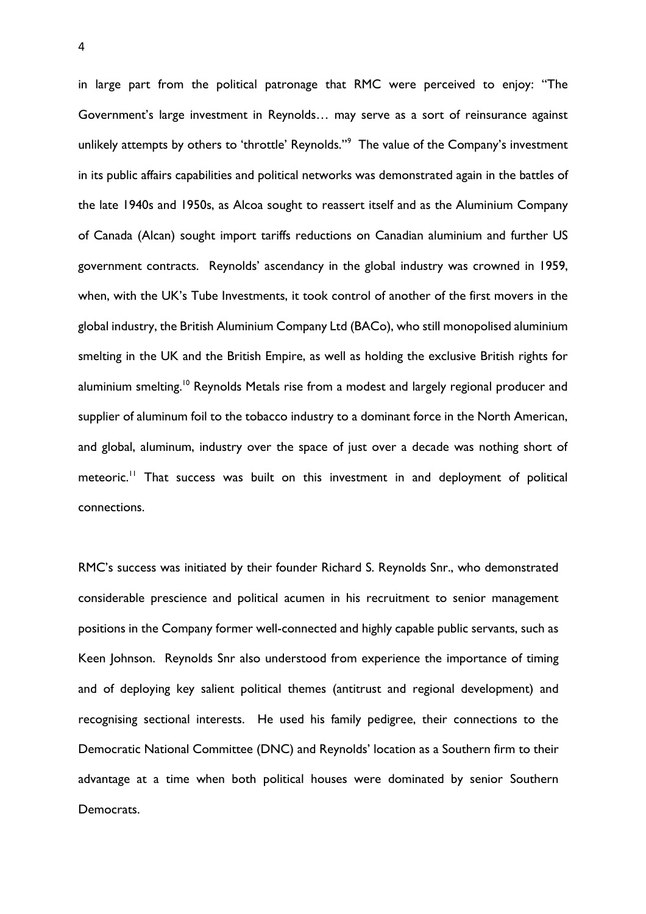in large part from the political patronage that RMC were perceived to enjoy: "The Government's large investment in Reynolds… may serve as a sort of reinsurance against unlikely attempts by others to 'throttle' Reynolds."[9] The value of the Company's investment in its public affairs capabilities and political networks was demonstrated again in the battles of the late 1940s and 1950s, as Alcoa sought to reassert itself and as the Aluminium Company of Canada (Alcan) sought import tariffs reductions on Canadian aluminium and further US government contracts. Reynolds' ascendancy in the global industry was crowned in 1959, when, with the UK's Tube Investments, it took control of another of the first movers in the global industry, the British Aluminium Company Ltd (BACo), who still monopolised aluminium smelting in the UK and the British Empire, as well as holding the exclusive British rights for aluminium smelting.[10] Reynolds Metals rise from a modest and largely regional producer and supplier of aluminum foil to the tobacco industry to a dominant force in the North American, and global, aluminum, industry over the space of just over a decade was nothing short of meteoric.[11] That success was built on this investment in and deployment of political connections.

RMC's success was initiated by their founder Richard S. Reynolds Snr., who demonstrated considerable prescience and political acumen in his recruitment to senior management positions in the Company former well-connected and highly capable public servants, such as Keen Johnson. Reynolds Snr also understood from experience the importance of timing and of deploying key salient political themes (antitrust and regional development) and recognising sectional interests. He used his family pedigree, their connections to the Democratic National Committee (DNC) and Reynolds' location as a Southern firm to their advantage at a time when both political houses were dominated by senior Southern Democrats.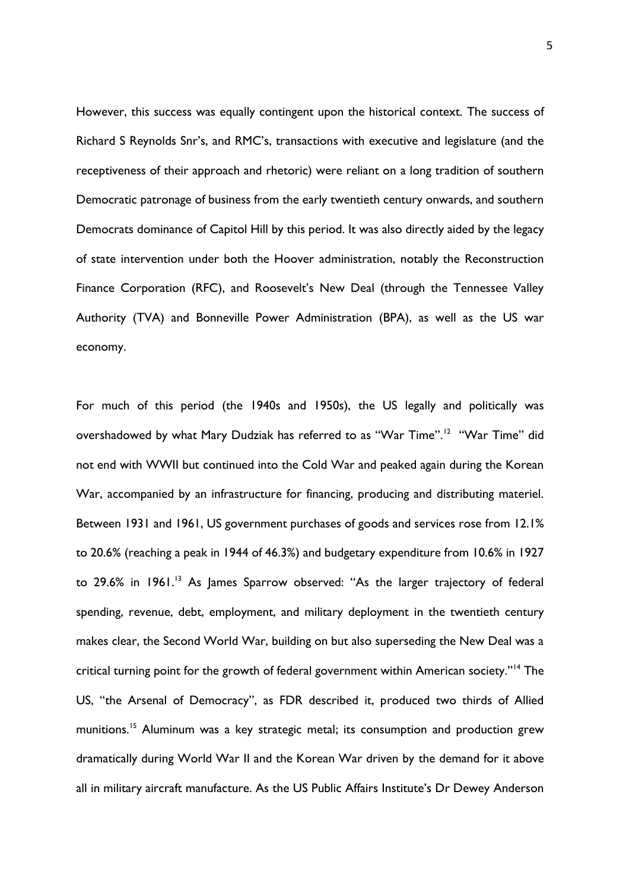However, this success was equally contingent upon the historical context. The success of Richard S Reynolds Snr's, and RMC's, transactions with executive and legislature (and the receptiveness of their approach and rhetoric) were reliant on a long tradition of southern Democratic patronage of business from the early twentieth century onwards, and southern Democrats dominance of Capitol Hill by this period. It was also directly aided by the legacy of state intervention under both the Hoover administration, notably the Reconstruction Finance Corporation (RFC), and Roosevelt's New Deal (through the Tennessee Valley Authority (TVA) and Bonneville Power Administration (BPA), as well as the US war economy.

For much of this period (the 1940s and 1950s), the US legally and politically was overshadowed by what Mary Dudziak has referred to as "War Time".[12] "War Time" did not end with WWII but continued into the Cold War and peaked again during the Korean War, accompanied by an infrastructure for financing, producing and distributing materiel. Between 1931 and 1961, US government purchases of goods and services rose from 12.1% to 20.6% (reaching a peak in 1944 of 46.3%) and budgetary expenditure from 10.6% in 1927 to 29.6% in 1961.[13] As James Sparrow observed: "As the larger trajectory of federal spending, revenue, debt, employment, and military deployment in the twentieth century makes clear, the Second World War, building on but also superseding the New Deal was a critical turning point for the growth of federal government within American society."[14] The US, "the Arsenal of Democracy", as FDR described it, produced two thirds of Allied munitions.[15] Aluminum was a key strategic metal; its consumption and production grew dramatically during World War II and the Korean War driven by the demand for it above all in military aircraft manufacture. As the US Public Affairs Institute's Dr Dewey Anderson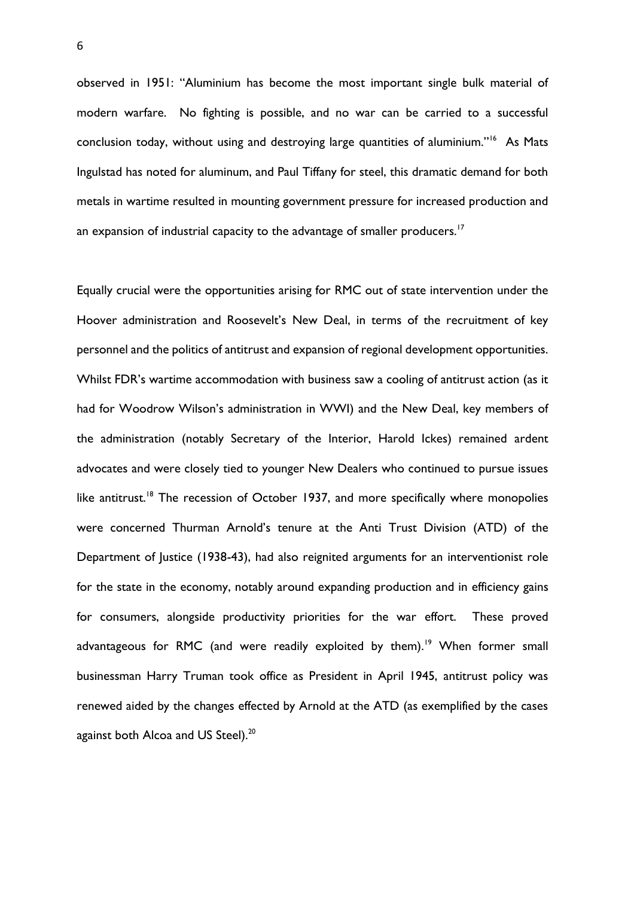observed in 1951: "Aluminium has become the most important single bulk material of modern warfare. No fighting is possible, and no war can be carried to a successful conclusion today, without using and destroying large quantities of aluminium."[16] As Mats Ingulstad has noted for aluminum, and Paul Tiffany for steel, this dramatic demand for both metals in wartime resulted in mounting government pressure for increased production and an expansion of industrial capacity to the advantage of smaller producers.[17]

Equally crucial were the opportunities arising for RMC out of state intervention under the Hoover administration and Roosevelt's New Deal, in terms of the recruitment of key personnel and the politics of antitrust and expansion of regional development opportunities. Whilst FDR's wartime accommodation with business saw a cooling of antitrust action (as it had for Woodrow Wilson's administration in WWI) and the New Deal, key members of the administration (notably Secretary of the Interior, Harold Ickes) remained ardent advocates and were closely tied to younger New Dealers who continued to pursue issues like antitrust.[18] The recession of October 1937, and more specifically where monopolies were concerned Thurman Arnold's tenure at the Anti Trust Division (ATD) of the Department of Justice (1938-43), had also reignited arguments for an interventionist role for the state in the economy, notably around expanding production and in efficiency gains for consumers, alongside productivity priorities for the war effort. These proved advantageous for RMC (and were readily exploited by them).[19] When former small businessman Harry Truman took office as President in April 1945, antitrust policy was renewed aided by the changes effected by Arnold at the ATD (as exemplified by the cases against both Alcoa and US Steel).[20]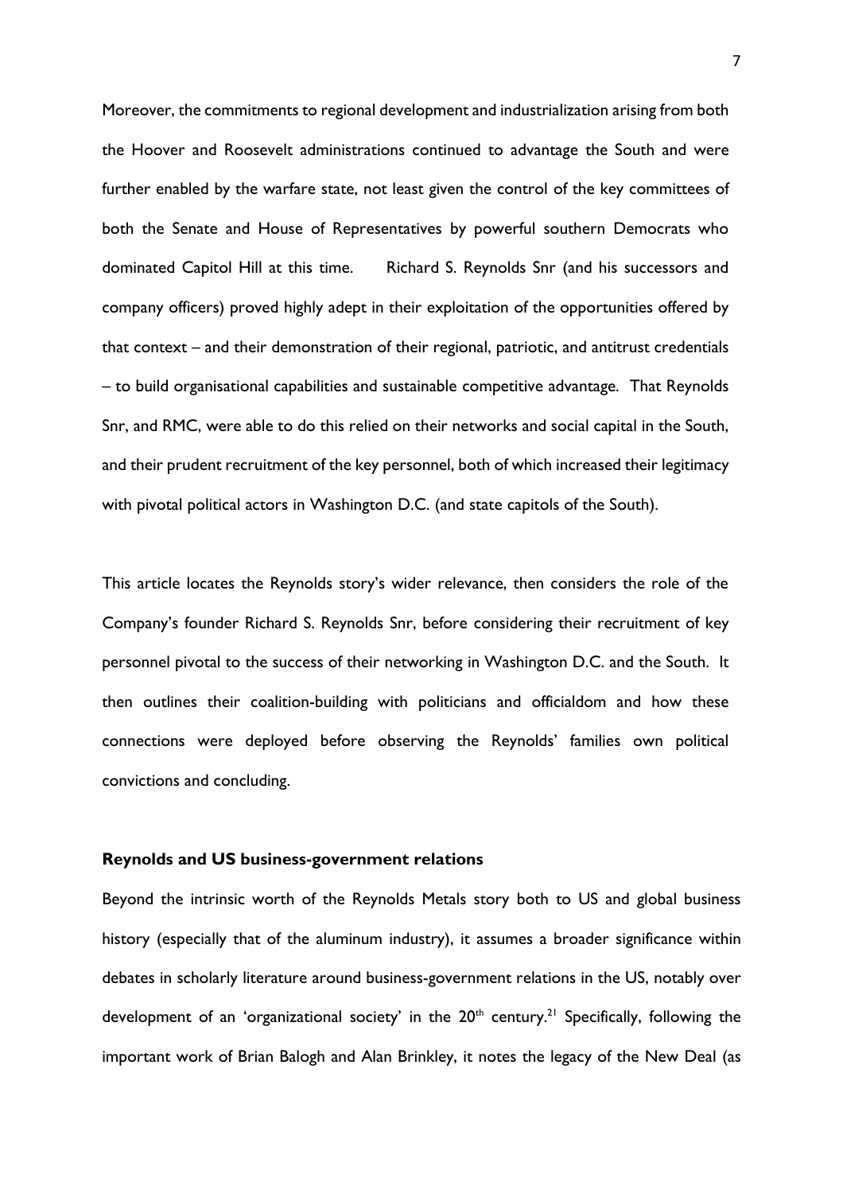Moreover, the commitments to regional development and industrialization arising from both the Hoover and Roosevelt administrations continued to advantage the South and were further enabled by the warfare state, not least given the control of the key committees of both the Senate and House of Representatives by powerful southern Democrats who dominated Capitol Hill at this time. Richard S. Reynolds Snr (and his successors and company officers) proved highly adept in their exploitation of the opportunities offered by that context – and their demonstration of their regional, patriotic, and antitrust credentials – to build organisational capabilities and sustainable competitive advantage. That Reynolds Snr, and RMC, were able to do this relied on their networks and social capital in the South, and their prudent recruitment of the key personnel, both of which increased their legitimacy with pivotal political actors in Washington D.C. (and state capitols of the South).

This article locates the Reynolds story's wider relevance, then considers the role of the Company's founder Richard S. Reynolds Snr, before considering their recruitment of key personnel pivotal to the success of their networking in Washington D.C. and the South. It then outlines their coalition-building with politicians and officialdom and how these connections were deployed before observing the Reynolds' families own political convictions and concluding.

## Reynolds and US business-government relations

Beyond the intrinsic worth of the Reynolds Metals story both to US and global business history (especially that of the aluminum industry), it assumes a broader significance within debates in scholarly literature around business-government relations in the US, notably over development of an 'organizational society' in the 20th century.[21] Specifically, following the important work of Brian Balogh and Alan Brinkley, it notes the legacy of the New Deal (as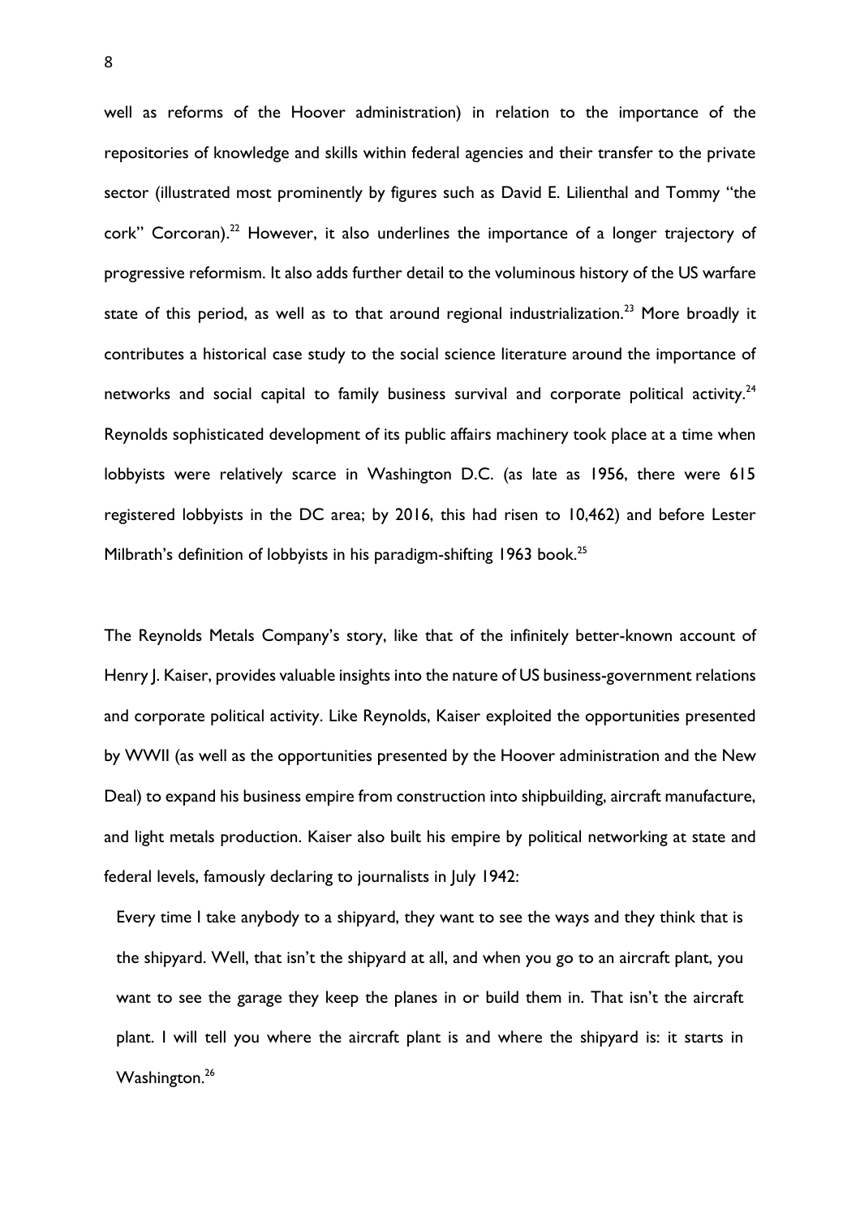well as reforms of the Hoover administration) in relation to the importance of the repositories of knowledge and skills within federal agencies and their transfer to the private sector (illustrated most prominently by figures such as David E. Lilienthal and Tommy "the cork" Corcoran).[22] However, it also underlines the importance of a longer trajectory of progressive reformism. It also adds further detail to the voluminous history of the US warfare state of this period, as well as to that around regional industrialization.[23] More broadly it contributes a historical case study to the social science literature around the importance of networks and social capital to family business survival and corporate political activity.[24] Reynolds sophisticated development of its public affairs machinery took place at a time when lobbyists were relatively scarce in Washington D.C. (as late as 1956, there were 615 registered lobbyists in the DC area; by 2016, this had risen to 10,462) and before Lester Milbrath's definition of lobbyists in his paradigm-shifting 1963 book.[25]

The Reynolds Metals Company's story, like that of the infinitely better-known account of Henry J. Kaiser, provides valuable insights into the nature of US business-government relations and corporate political activity. Like Reynolds, Kaiser exploited the opportunities presented by WWII (as well as the opportunities presented by the Hoover administration and the New Deal) to expand his business empire from construction into shipbuilding, aircraft manufacture, and light metals production. Kaiser also built his empire by political networking at state and federal levels, famously declaring to journalists in July 1942:

> Every time I take anybody to a shipyard, they want to see the ways and they think that is the shipyard. Well, that isn't the shipyard at all, and when you go to an aircraft plant, you want to see the garage they keep the planes in or build them in. That isn't the aircraft plant. I will tell you where the aircraft plant is and where the shipyard is: it starts in Washington.[26]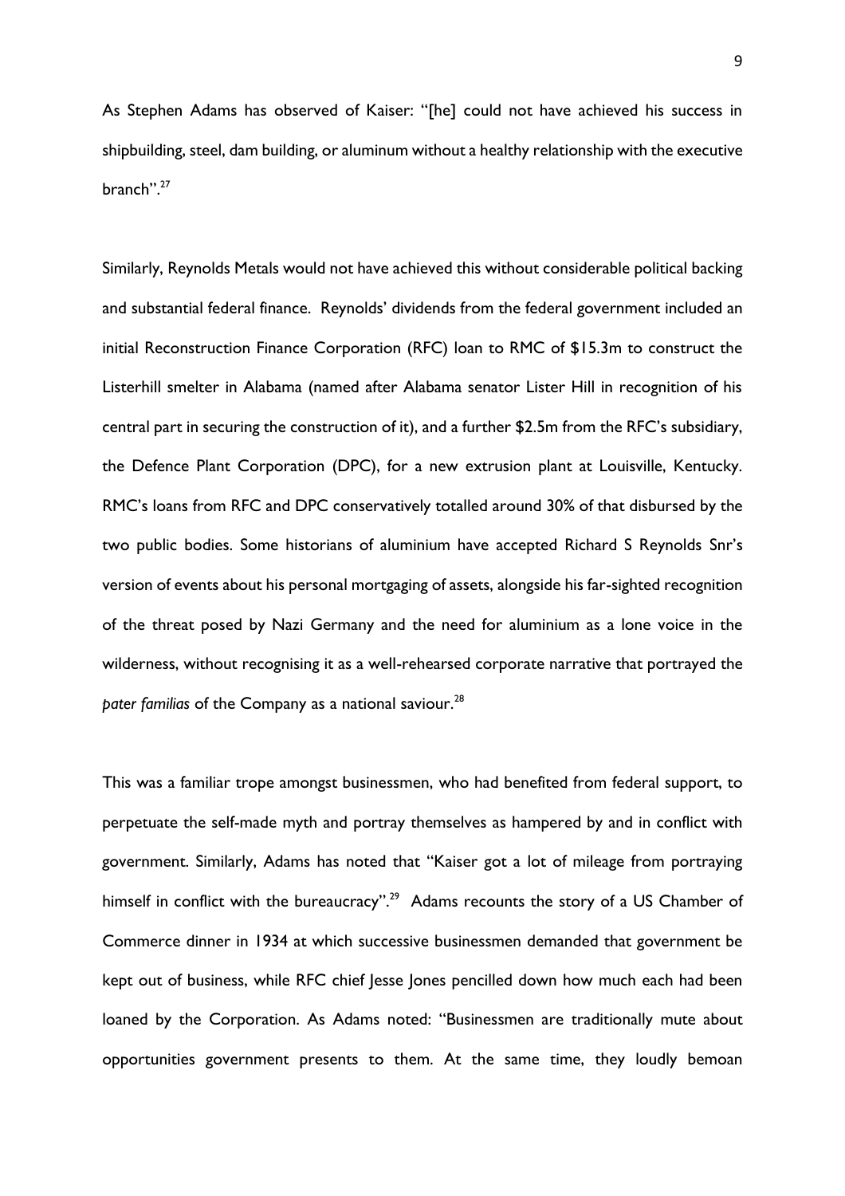As Stephen Adams has observed of Kaiser: "[he] could not have achieved his success in shipbuilding, steel, dam building, or aluminum without a healthy relationship with the executive branch".[27]

Similarly, Reynolds Metals would not have achieved this without considerable political backing and substantial federal finance. Reynolds' dividends from the federal government included an initial Reconstruction Finance Corporation (RFC) loan to RMC of $15.3m to construct the Listerhill smelter in Alabama (named after Alabama senator Lister Hill in recognition of his central part in securing the construction of it), and a further $2.5m from the RFC's subsidiary, the Defence Plant Corporation (DPC), for a new extrusion plant at Louisville, Kentucky. RMC's loans from RFC and DPC conservatively totalled around 30% of that disbursed by the two public bodies. Some historians of aluminium have accepted Richard S Reynolds Snr's version of events about his personal mortgaging of assets, alongside his far-sighted recognition of the threat posed by Nazi Germany and the need for aluminium as a lone voice in the wilderness, without recognising it as a well-rehearsed corporate narrative that portrayed the *pater familias* of the Company as a national saviour.[28]

This was a familiar trope amongst businessmen, who had benefited from federal support, to perpetuate the self-made myth and portray themselves as hampered by and in conflict with government. Similarly, Adams has noted that "Kaiser got a lot of mileage from portraying himself in conflict with the bureaucracy".[29] Adams recounts the story of a US Chamber of Commerce dinner in 1934 at which successive businessmen demanded that government be kept out of business, while RFC chief Jesse Jones pencilled down how much each had been loaned by the Corporation. As Adams noted: "Businessmen are traditionally mute about opportunities government presents to them. At the same time, they loudly bemoan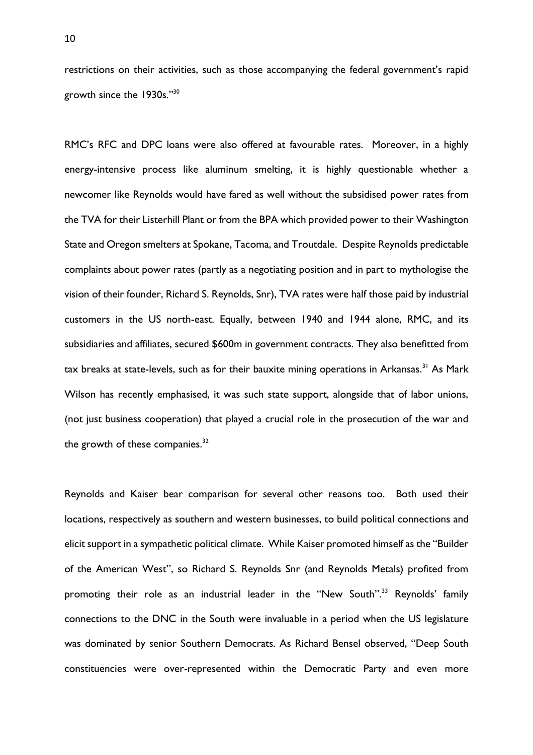restrictions on their activities, such as those accompanying the federal government's rapid growth since the 1930s."[30]

RMC's RFC and DPC loans were also offered at favourable rates. Moreover, in a highly energy-intensive process like aluminum smelting, it is highly questionable whether a newcomer like Reynolds would have fared as well without the subsidised power rates from the TVA for their Listerhill Plant or from the BPA which provided power to their Washington State and Oregon smelters at Spokane, Tacoma, and Troutdale. Despite Reynolds predictable complaints about power rates (partly as a negotiating position and in part to mythologise the vision of their founder, Richard S. Reynolds, Snr), TVA rates were half those paid by industrial customers in the US north-east. Equally, between 1940 and 1944 alone, RMC, and its subsidiaries and affiliates, secured $600m in government contracts. They also benefitted from tax breaks at state-levels, such as for their bauxite mining operations in Arkansas.[31] As Mark Wilson has recently emphasised, it was such state support, alongside that of labor unions, (not just business cooperation) that played a crucial role in the prosecution of the war and the growth of these companies.[32]

Reynolds and Kaiser bear comparison for several other reasons too. Both used their locations, respectively as southern and western businesses, to build political connections and elicit support in a sympathetic political climate. While Kaiser promoted himself as the "Builder of the American West", so Richard S. Reynolds Snr (and Reynolds Metals) profited from promoting their role as an industrial leader in the "New South".[33] Reynolds' family connections to the DNC in the South were invaluable in a period when the US legislature was dominated by senior Southern Democrats. As Richard Bensel observed, "Deep South constituencies were over-represented within the Democratic Party and even more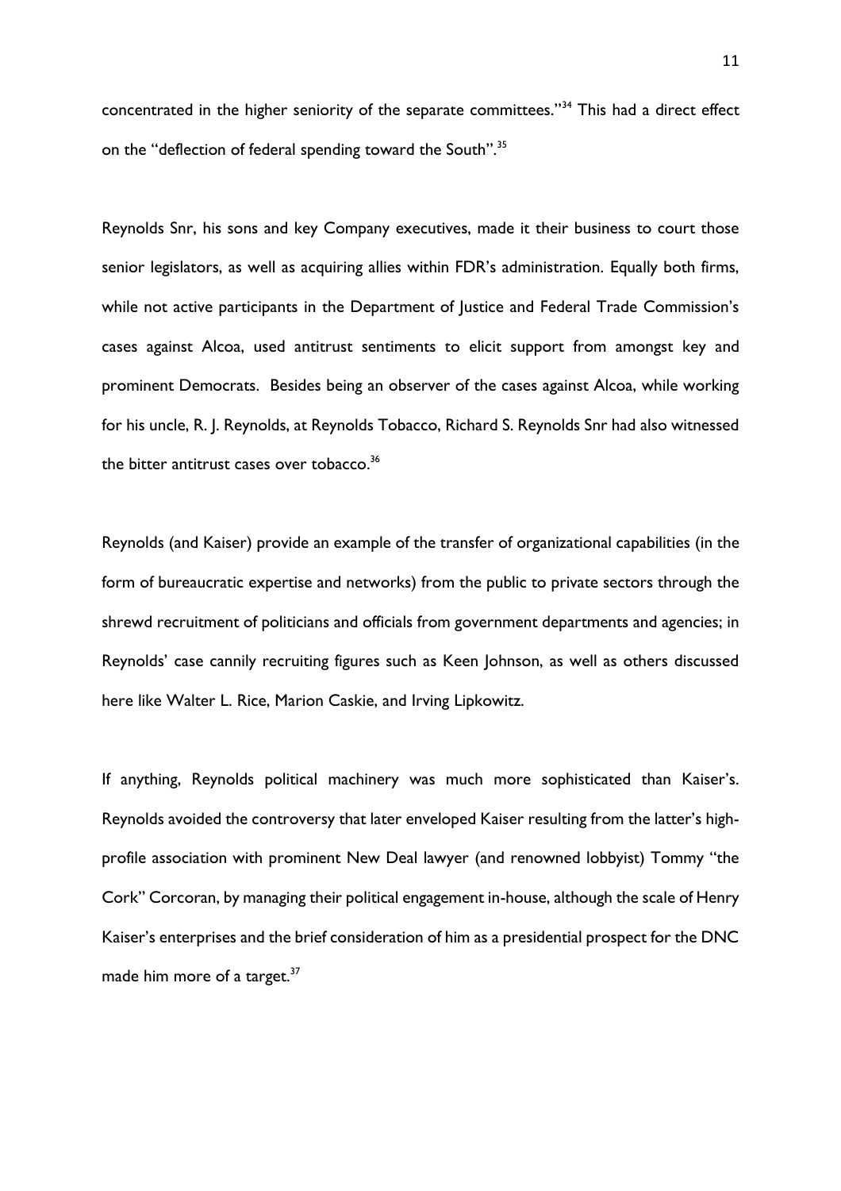concentrated in the higher seniority of the separate committees."[34] This had a direct effect on the "deflection of federal spending toward the South".[35]

Reynolds Snr, his sons and key Company executives, made it their business to court those senior legislators, as well as acquiring allies within FDR's administration. Equally both firms, while not active participants in the Department of Justice and Federal Trade Commission's cases against Alcoa, used antitrust sentiments to elicit support from amongst key and prominent Democrats. Besides being an observer of the cases against Alcoa, while working for his uncle, R. J. Reynolds, at Reynolds Tobacco, Richard S. Reynolds Snr had also witnessed the bitter antitrust cases over tobacco.[36]

Reynolds (and Kaiser) provide an example of the transfer of organizational capabilities (in the form of bureaucratic expertise and networks) from the public to private sectors through the shrewd recruitment of politicians and officials from government departments and agencies; in Reynolds' case cannily recruiting figures such as Keen Johnson, as well as others discussed here like Walter L. Rice, Marion Caskie, and Irving Lipkowitz.

If anything, Reynolds political machinery was much more sophisticated than Kaiser's. Reynolds avoided the controversy that later enveloped Kaiser resulting from the latter's high-profile association with prominent New Deal lawyer (and renowned lobbyist) Tommy "the Cork" Corcoran, by managing their political engagement in-house, although the scale of Henry Kaiser's enterprises and the brief consideration of him as a presidential prospect for the DNC made him more of a target.[37]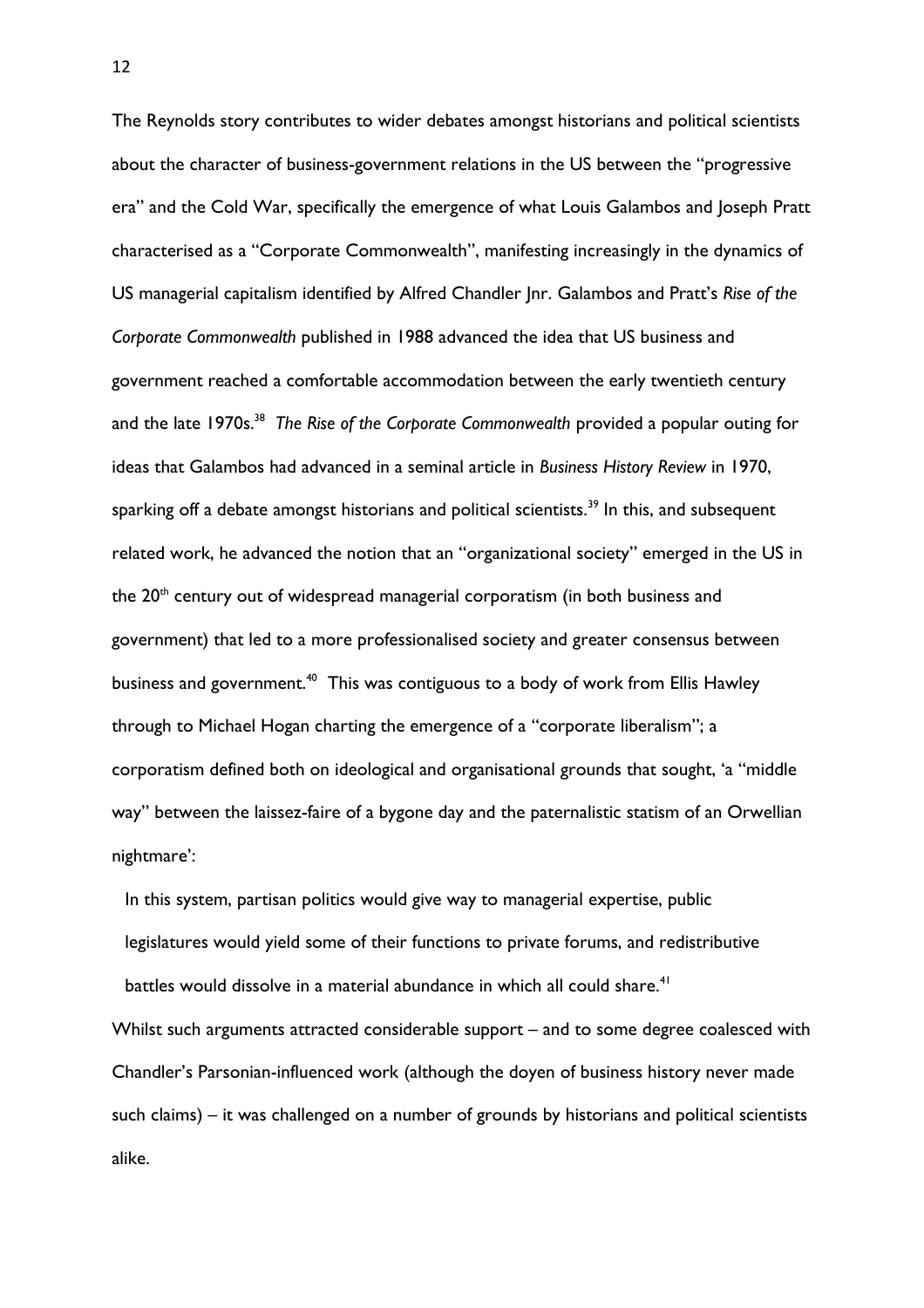The Reynolds story contributes to wider debates amongst historians and political scientists about the character of business-government relations in the US between the "progressive era" and the Cold War, specifically the emergence of what Louis Galambos and Joseph Pratt characterised as a "Corporate Commonwealth", manifesting increasingly in the dynamics of US managerial capitalism identified by Alfred Chandler Jnr. Galambos and Pratt's *Rise of the Corporate Commonwealth* published in 1988 advanced the idea that US business and government reached a comfortable accommodation between the early twentieth century and the late 1970s.[38] *The Rise of the Corporate Commonwealth* provided a popular outing for ideas that Galambos had advanced in a seminal article in *Business History Review* in 1970, sparking off a debate amongst historians and political scientists.[39] In this, and subsequent related work, he advanced the notion that an "organizational society" emerged in the US in the 20th century out of widespread managerial corporatism (in both business and government) that led to a more professionalised society and greater consensus between business and government.[40] This was contiguous to a body of work from Ellis Hawley through to Michael Hogan charting the emergence of a "corporate liberalism"; a corporatism defined both on ideological and organisational grounds that sought, 'a "middle way" between the laissez-faire of a bygone day and the paternalistic statism of an Orwellian nightmare':

> In this system, partisan politics would give way to managerial expertise, public legislatures would yield some of their functions to private forums, and redistributive battles would dissolve in a material abundance in which all could share.[41]

Whilst such arguments attracted considerable support – and to some degree coalesced with Chandler's Parsonian-influenced work (although the doyen of business history never made such claims) – it was challenged on a number of grounds by historians and political scientists alike.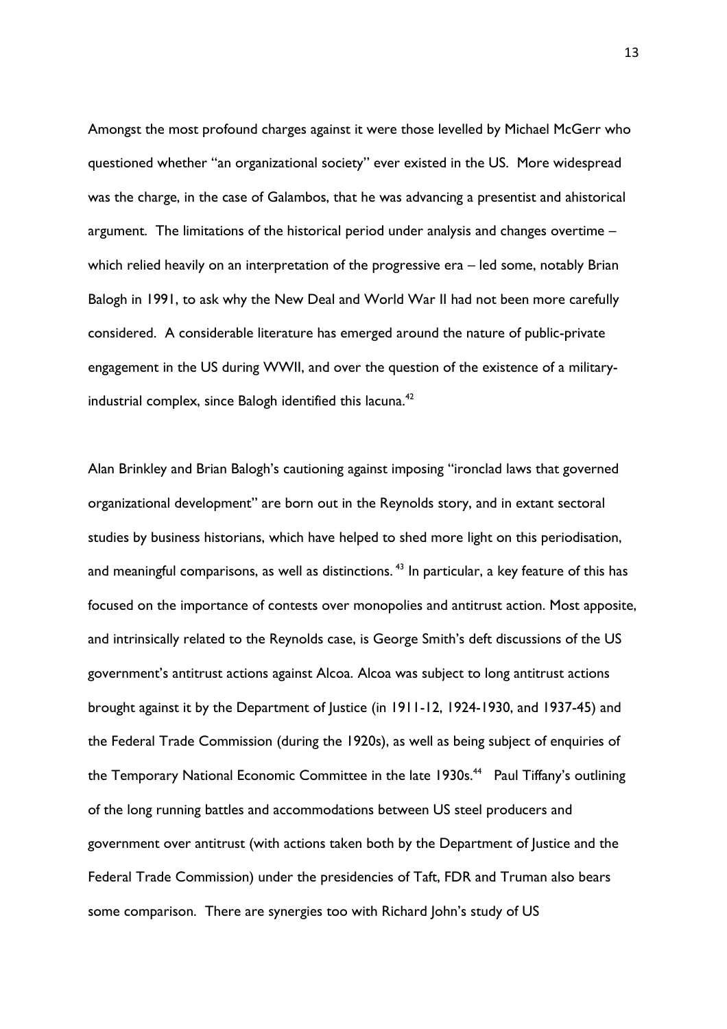Amongst the most profound charges against it were those levelled by Michael McGerr who questioned whether "an organizational society" ever existed in the US. More widespread was the charge, in the case of Galambos, that he was advancing a presentist and ahistorical argument. The limitations of the historical period under analysis and changes overtime – which relied heavily on an interpretation of the progressive era – led some, notably Brian Balogh in 1991, to ask why the New Deal and World War II had not been more carefully considered. A considerable literature has emerged around the nature of public-private engagement in the US during WWII, and over the question of the existence of a military-industrial complex, since Balogh identified this lacuna.[42]

Alan Brinkley and Brian Balogh's cautioning against imposing "ironclad laws that governed organizational development" are born out in the Reynolds story, and in extant sectoral studies by business historians, which have helped to shed more light on this periodisation, and meaningful comparisons, as well as distinctions. [43] In particular, a key feature of this has focused on the importance of contests over monopolies and antitrust action. Most apposite, and intrinsically related to the Reynolds case, is George Smith's deft discussions of the US government's antitrust actions against Alcoa. Alcoa was subject to long antitrust actions brought against it by the Department of Justice (in 1911-12, 1924-1930, and 1937-45) and the Federal Trade Commission (during the 1920s), as well as being subject of enquiries of the Temporary National Economic Committee in the late 1930s.[44] Paul Tiffany's outlining of the long running battles and accommodations between US steel producers and government over antitrust (with actions taken both by the Department of Justice and the Federal Trade Commission) under the presidencies of Taft, FDR and Truman also bears some comparison. There are synergies too with Richard John's study of US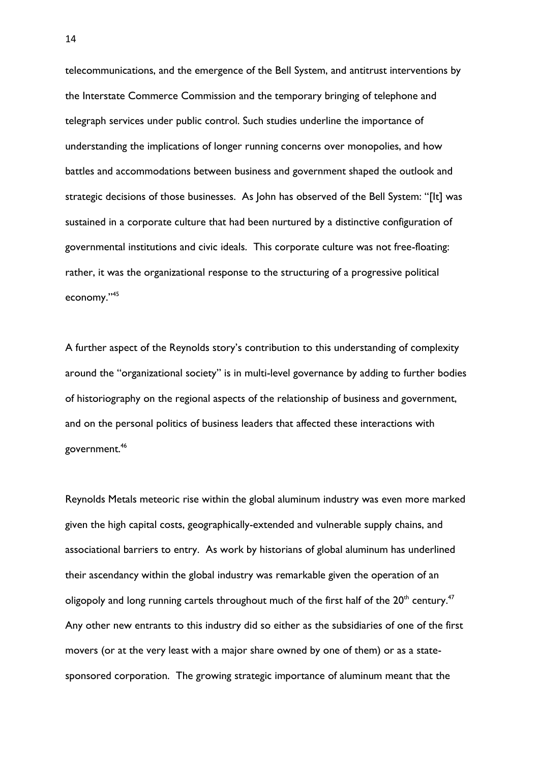telecommunications, and the emergence of the Bell System, and antitrust interventions by the Interstate Commerce Commission and the temporary bringing of telephone and telegraph services under public control. Such studies underline the importance of understanding the implications of longer running concerns over monopolies, and how battles and accommodations between business and government shaped the outlook and strategic decisions of those businesses. As John has observed of the Bell System: "[It] was sustained in a corporate culture that had been nurtured by a distinctive configuration of governmental institutions and civic ideals. This corporate culture was not free-floating: rather, it was the organizational response to the structuring of a progressive political economy."[45]

A further aspect of the Reynolds story's contribution to this understanding of complexity around the "organizational society" is in multi-level governance by adding to further bodies of historiography on the regional aspects of the relationship of business and government, and on the personal politics of business leaders that affected these interactions with government.[46]

Reynolds Metals meteoric rise within the global aluminum industry was even more marked given the high capital costs, geographically-extended and vulnerable supply chains, and associational barriers to entry. As work by historians of global aluminum has underlined their ascendancy within the global industry was remarkable given the operation of an oligopoly and long running cartels throughout much of the first half of the 20th century.[47] Any other new entrants to this industry did so either as the subsidiaries of one of the first movers (or at the very least with a major share owned by one of them) or as a state-sponsored corporation. The growing strategic importance of aluminum meant that the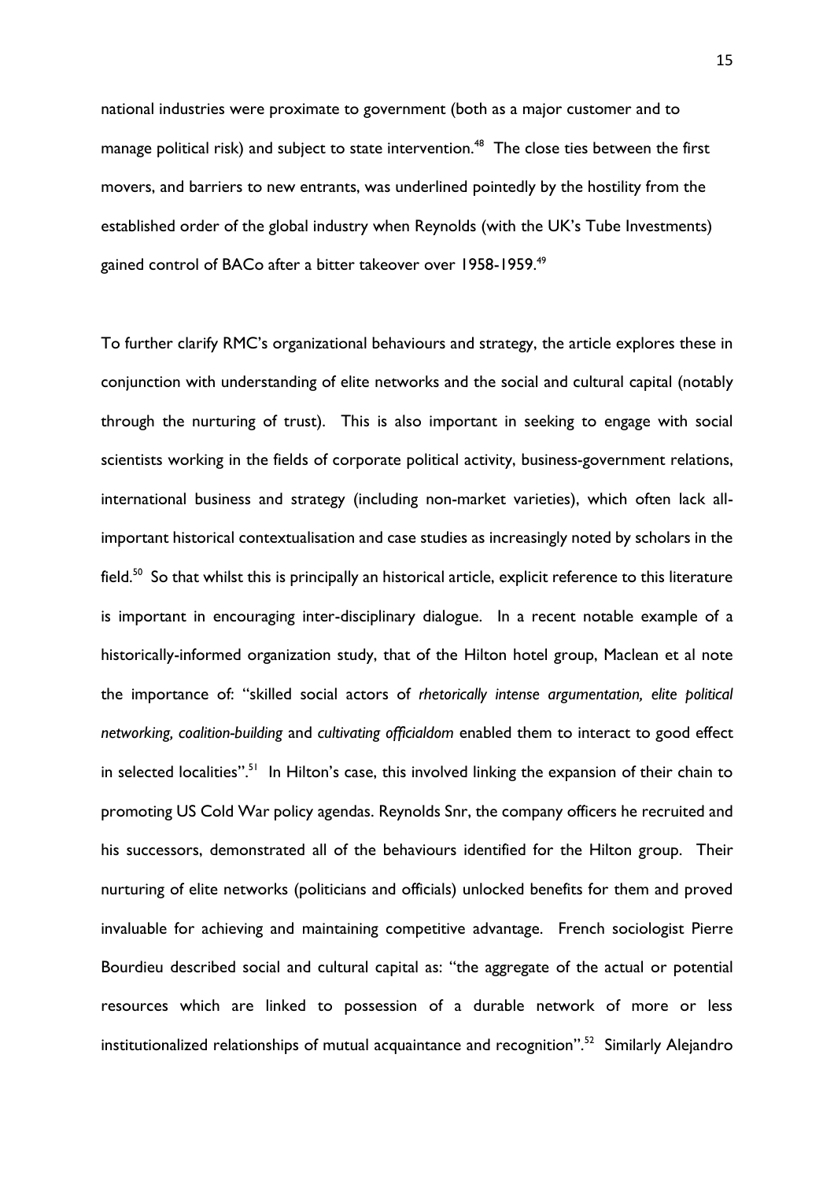national industries were proximate to government (both as a major customer and to manage political risk) and subject to state intervention.[48] The close ties between the first movers, and barriers to new entrants, was underlined pointedly by the hostility from the established order of the global industry when Reynolds (with the UK's Tube Investments) gained control of BACo after a bitter takeover over 1958-1959.[49]

To further clarify RMC's organizational behaviours and strategy, the article explores these in conjunction with understanding of elite networks and the social and cultural capital (notably through the nurturing of trust). This is also important in seeking to engage with social scientists working in the fields of corporate political activity, business-government relations, international business and strategy (including non-market varieties), which often lack all-important historical contextualisation and case studies as increasingly noted by scholars in the field.[50] So that whilst this is principally an historical article, explicit reference to this literature is important in encouraging inter-disciplinary dialogue. In a recent notable example of a historically-informed organization study, that of the Hilton hotel group, Maclean et al note the importance of: "skilled social actors of *rhetorically intense argumentation, elite political networking, coalition-building* and *cultivating officialdom* enabled them to interact to good effect in selected localities".[51] In Hilton's case, this involved linking the expansion of their chain to promoting US Cold War policy agendas. Reynolds Snr, the company officers he recruited and his successors, demonstrated all of the behaviours identified for the Hilton group. Their nurturing of elite networks (politicians and officials) unlocked benefits for them and proved invaluable for achieving and maintaining competitive advantage. French sociologist Pierre Bourdieu described social and cultural capital as: "the aggregate of the actual or potential resources which are linked to possession of a durable network of more or less institutionalized relationships of mutual acquaintance and recognition".[52] Similarly Alejandro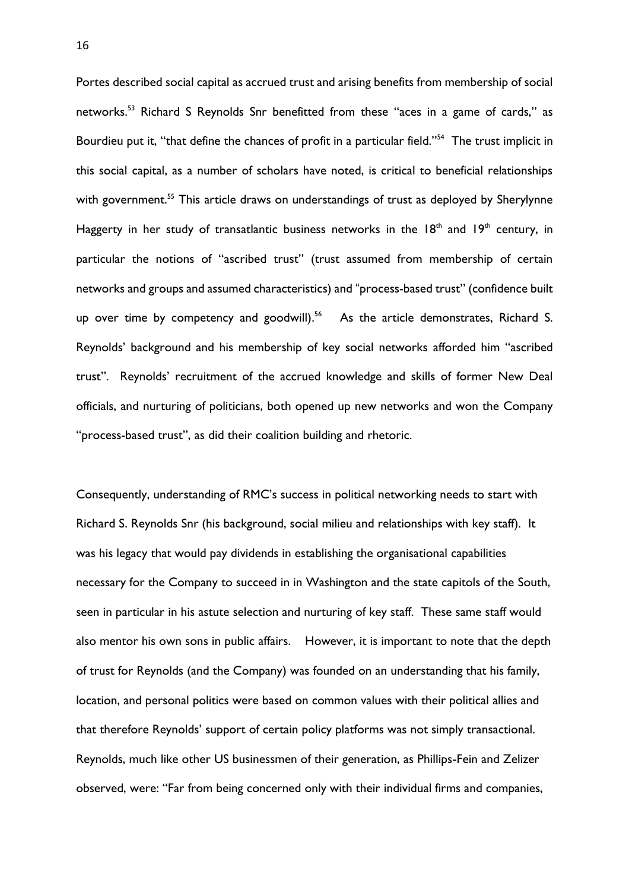Portes described social capital as accrued trust and arising benefits from membership of social networks.[53] Richard S Reynolds Snr benefitted from these "aces in a game of cards," as Bourdieu put it, "that define the chances of profit in a particular field."[54] The trust implicit in this social capital, as a number of scholars have noted, is critical to beneficial relationships with government.[55] This article draws on understandings of trust as deployed by Sherylynne Haggerty in her study of transatlantic business networks in the 18th and 19th century, in particular the notions of "ascribed trust" (trust assumed from membership of certain networks and groups and assumed characteristics) and "process-based trust" (confidence built up over time by competency and goodwill).[56] As the article demonstrates, Richard S. Reynolds' background and his membership of key social networks afforded him "ascribed trust". Reynolds' recruitment of the accrued knowledge and skills of former New Deal officials, and nurturing of politicians, both opened up new networks and won the Company "process-based trust", as did their coalition building and rhetoric.

Consequently, understanding of RMC's success in political networking needs to start with Richard S. Reynolds Snr (his background, social milieu and relationships with key staff). It was his legacy that would pay dividends in establishing the organisational capabilities necessary for the Company to succeed in in Washington and the state capitols of the South, seen in particular in his astute selection and nurturing of key staff. These same staff would also mentor his own sons in public affairs. However, it is important to note that the depth of trust for Reynolds (and the Company) was founded on an understanding that his family, location, and personal politics were based on common values with their political allies and that therefore Reynolds' support of certain policy platforms was not simply transactional. Reynolds, much like other US businessmen of their generation, as Phillips-Fein and Zelizer observed, were: "Far from being concerned only with their individual firms and companies,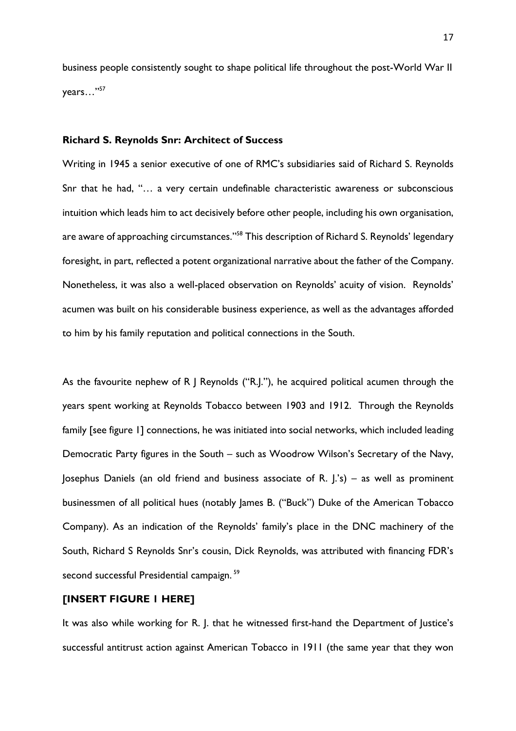business people consistently sought to shape political life throughout the post-World War II years…"[57]

**Richard S. Reynolds Snr: Architect of Success**

Writing in 1945 a senior executive of one of RMC's subsidiaries said of Richard S. Reynolds Snr that he had, "… a very certain undefinable characteristic awareness or subconscious intuition which leads him to act decisively before other people, including his own organisation, are aware of approaching circumstances."[58] This description of Richard S. Reynolds' legendary foresight, in part, reflected a potent organizational narrative about the father of the Company. Nonetheless, it was also a well-placed observation on Reynolds' acuity of vision. Reynolds' acumen was built on his considerable business experience, as well as the advantages afforded to him by his family reputation and political connections in the South.

As the favourite nephew of R J Reynolds ("R.J."), he acquired political acumen through the years spent working at Reynolds Tobacco between 1903 and 1912. Through the Reynolds family [see figure 1] connections, he was initiated into social networks, which included leading Democratic Party figures in the South – such as Woodrow Wilson's Secretary of the Navy, Josephus Daniels (an old friend and business associate of R. J.'s) – as well as prominent businessmen of all political hues (notably James B. ("Buck") Duke of the American Tobacco Company). As an indication of the Reynolds' family's place in the DNC machinery of the South, Richard S Reynolds Snr's cousin, Dick Reynolds, was attributed with financing FDR's second successful Presidential campaign.[59]

**[INSERT FIGURE 1 HERE]**

It was also while working for R. J. that he witnessed first-hand the Department of Justice's successful antitrust action against American Tobacco in 1911 (the same year that they won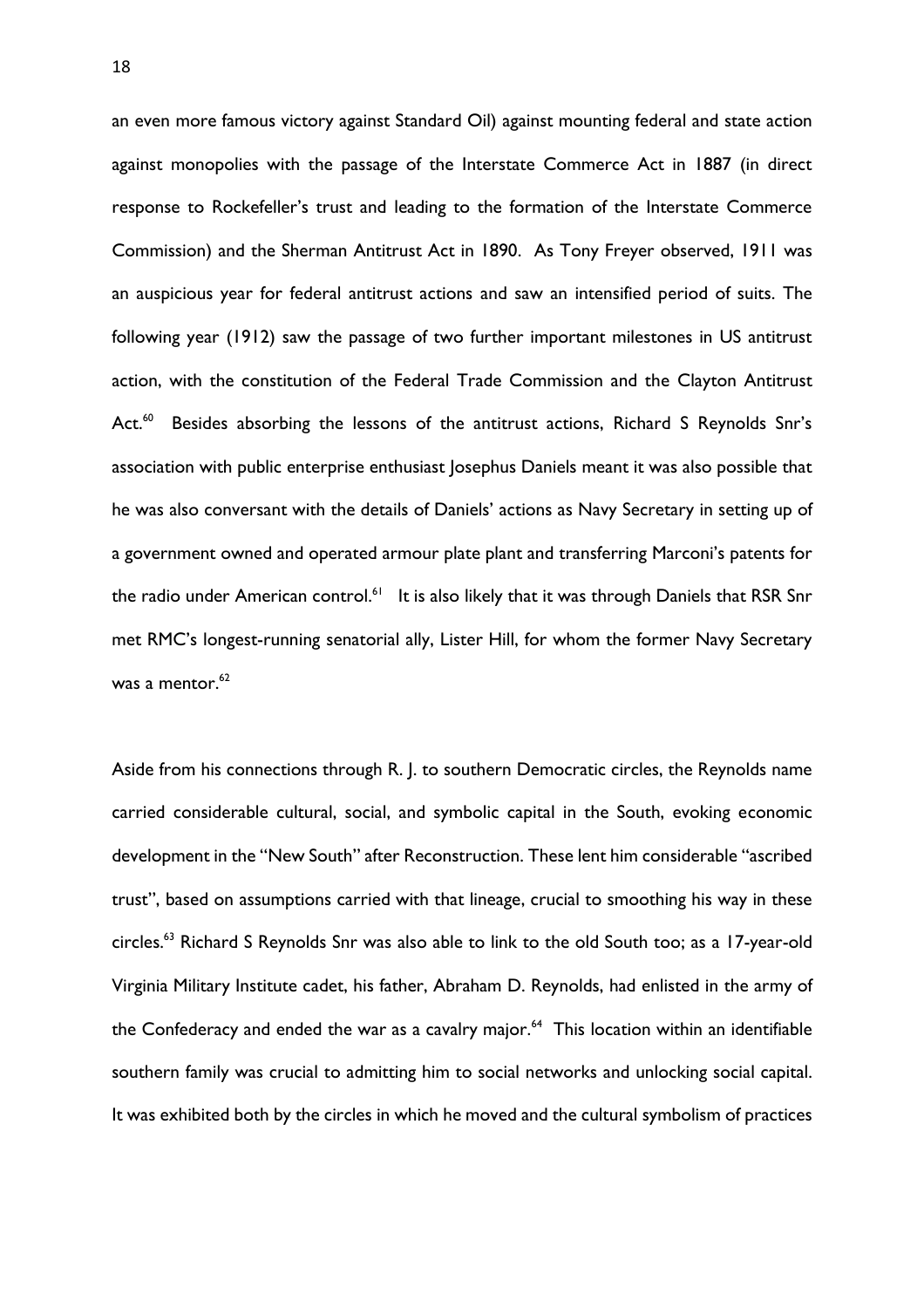an even more famous victory against Standard Oil) against mounting federal and state action against monopolies with the passage of the Interstate Commerce Act in 1887 (in direct response to Rockefeller's trust and leading to the formation of the Interstate Commerce Commission) and the Sherman Antitrust Act in 1890. As Tony Freyer observed, 1911 was an auspicious year for federal antitrust actions and saw an intensified period of suits. The following year (1912) saw the passage of two further important milestones in US antitrust action, with the constitution of the Federal Trade Commission and the Clayton Antitrust Act.[60] Besides absorbing the lessons of the antitrust actions, Richard S Reynolds Snr's association with public enterprise enthusiast Josephus Daniels meant it was also possible that he was also conversant with the details of Daniels' actions as Navy Secretary in setting up of a government owned and operated armour plate plant and transferring Marconi's patents for the radio under American control.[61] It is also likely that it was through Daniels that RSR Snr met RMC's longest-running senatorial ally, Lister Hill, for whom the former Navy Secretary was a mentor.[62]

Aside from his connections through R. J. to southern Democratic circles, the Reynolds name carried considerable cultural, social, and symbolic capital in the South, evoking economic development in the "New South" after Reconstruction. These lent him considerable "ascribed trust", based on assumptions carried with that lineage, crucial to smoothing his way in these circles.[63] Richard S Reynolds Snr was also able to link to the old South too; as a 17-year-old Virginia Military Institute cadet, his father, Abraham D. Reynolds, had enlisted in the army of the Confederacy and ended the war as a cavalry major.[64] This location within an identifiable southern family was crucial to admitting him to social networks and unlocking social capital. It was exhibited both by the circles in which he moved and the cultural symbolism of practices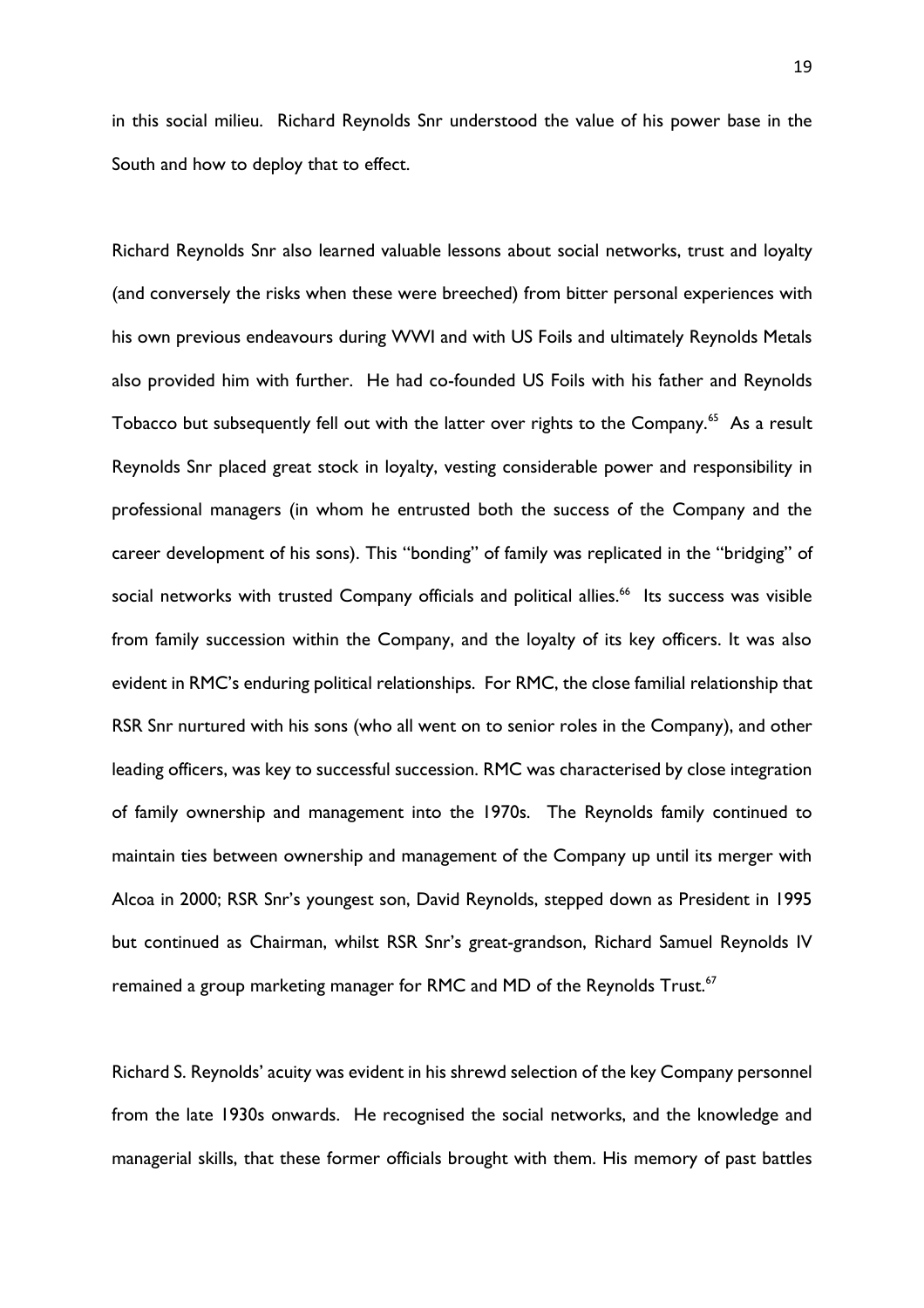in this social milieu. Richard Reynolds Snr understood the value of his power base in the South and how to deploy that to effect.

Richard Reynolds Snr also learned valuable lessons about social networks, trust and loyalty (and conversely the risks when these were breeched) from bitter personal experiences with his own previous endeavours during WWI and with US Foils and ultimately Reynolds Metals also provided him with further. He had co-founded US Foils with his father and Reynolds Tobacco but subsequently fell out with the latter over rights to the Company.[65] As a result Reynolds Snr placed great stock in loyalty, vesting considerable power and responsibility in professional managers (in whom he entrusted both the success of the Company and the career development of his sons). This "bonding" of family was replicated in the "bridging" of social networks with trusted Company officials and political allies.[66] Its success was visible from family succession within the Company, and the loyalty of its key officers. It was also evident in RMC's enduring political relationships. For RMC, the close familial relationship that RSR Snr nurtured with his sons (who all went on to senior roles in the Company), and other leading officers, was key to successful succession. RMC was characterised by close integration of family ownership and management into the 1970s. The Reynolds family continued to maintain ties between ownership and management of the Company up until its merger with Alcoa in 2000; RSR Snr's youngest son, David Reynolds, stepped down as President in 1995 but continued as Chairman, whilst RSR Snr's great-grandson, Richard Samuel Reynolds IV remained a group marketing manager for RMC and MD of the Reynolds Trust.[67]

Richard S. Reynolds' acuity was evident in his shrewd selection of the key Company personnel from the late 1930s onwards. He recognised the social networks, and the knowledge and managerial skills, that these former officials brought with them. His memory of past battles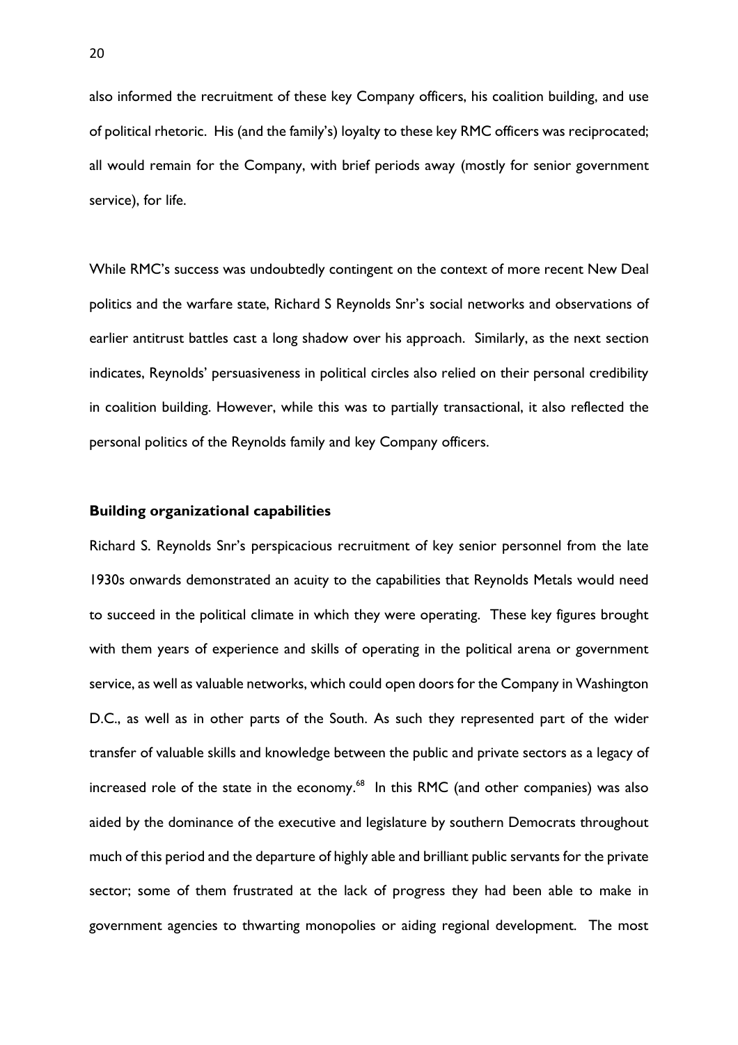also informed the recruitment of these key Company officers, his coalition building, and use of political rhetoric. His (and the family's) loyalty to these key RMC officers was reciprocated; all would remain for the Company, with brief periods away (mostly for senior government service), for life.

While RMC's success was undoubtedly contingent on the context of more recent New Deal politics and the warfare state, Richard S Reynolds Snr's social networks and observations of earlier antitrust battles cast a long shadow over his approach. Similarly, as the next section indicates, Reynolds' persuasiveness in political circles also relied on their personal credibility in coalition building. However, while this was to partially transactional, it also reflected the personal politics of the Reynolds family and key Company officers.

**Building organizational capabilities**

Richard S. Reynolds Snr's perspicacious recruitment of key senior personnel from the late 1930s onwards demonstrated an acuity to the capabilities that Reynolds Metals would need to succeed in the political climate in which they were operating. These key figures brought with them years of experience and skills of operating in the political arena or government service, as well as valuable networks, which could open doors for the Company in Washington D.C., as well as in other parts of the South. As such they represented part of the wider transfer of valuable skills and knowledge between the public and private sectors as a legacy of increased role of the state in the economy.[68] In this RMC (and other companies) was also aided by the dominance of the executive and legislature by southern Democrats throughout much of this period and the departure of highly able and brilliant public servants for the private sector; some of them frustrated at the lack of progress they had been able to make in government agencies to thwarting monopolies or aiding regional development. The most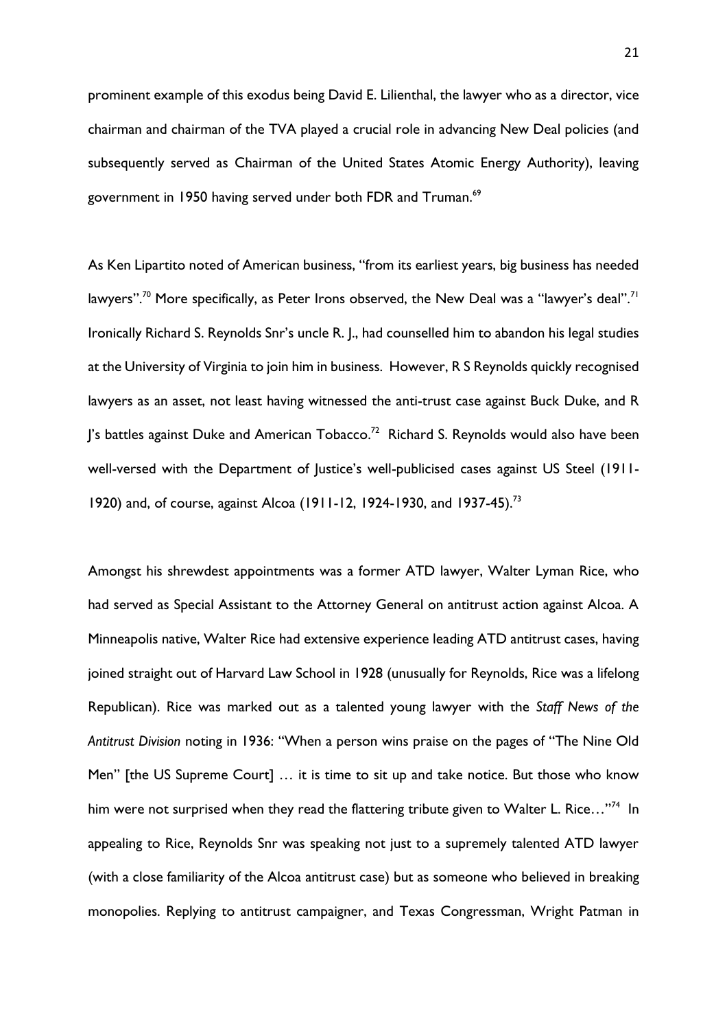prominent example of this exodus being David E. Lilienthal, the lawyer who as a director, vice chairman and chairman of the TVA played a crucial role in advancing New Deal policies (and subsequently served as Chairman of the United States Atomic Energy Authority), leaving government in 1950 having served under both FDR and Truman.[69]

As Ken Lipartito noted of American business, "from its earliest years, big business has needed lawyers".[70] More specifically, as Peter Irons observed, the New Deal was a "lawyer's deal".[71] Ironically Richard S. Reynolds Snr's uncle R. J., had counselled him to abandon his legal studies at the University of Virginia to join him in business. However, R S Reynolds quickly recognised lawyers as an asset, not least having witnessed the anti-trust case against Buck Duke, and R J's battles against Duke and American Tobacco.[72] Richard S. Reynolds would also have been well-versed with the Department of Justice's well-publicised cases against US Steel (1911-1920) and, of course, against Alcoa (1911-12, 1924-1930, and 1937-45).[73]

Amongst his shrewdest appointments was a former ATD lawyer, Walter Lyman Rice, who had served as Special Assistant to the Attorney General on antitrust action against Alcoa. A Minneapolis native, Walter Rice had extensive experience leading ATD antitrust cases, having joined straight out of Harvard Law School in 1928 (unusually for Reynolds, Rice was a lifelong Republican). Rice was marked out as a talented young lawyer with the *Staff News of the Antitrust Division* noting in 1936: "When a person wins praise on the pages of "The Nine Old Men" [the US Supreme Court] … it is time to sit up and take notice. But those who know him were not surprised when they read the flattering tribute given to Walter L. Rice…"[74] In appealing to Rice, Reynolds Snr was speaking not just to a supremely talented ATD lawyer (with a close familiarity of the Alcoa antitrust case) but as someone who believed in breaking monopolies. Replying to antitrust campaigner, and Texas Congressman, Wright Patman in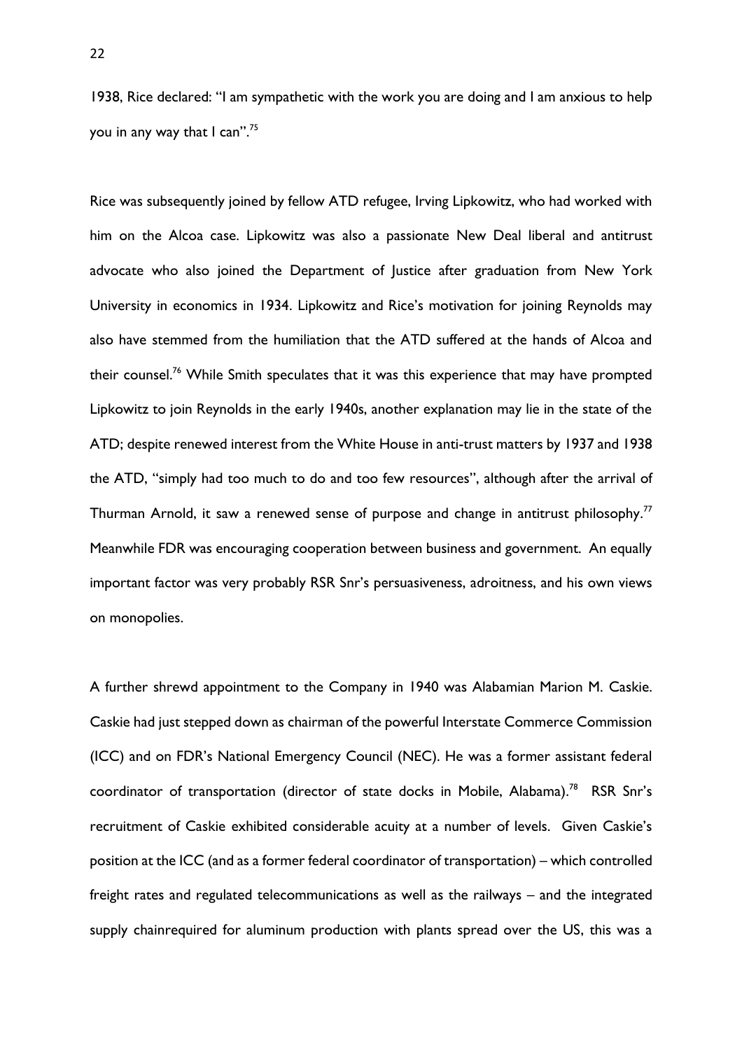1938, Rice declared: "I am sympathetic with the work you are doing and I am anxious to help you in any way that I can".[75]

Rice was subsequently joined by fellow ATD refugee, Irving Lipkowitz, who had worked with him on the Alcoa case. Lipkowitz was also a passionate New Deal liberal and antitrust advocate who also joined the Department of Justice after graduation from New York University in economics in 1934. Lipkowitz and Rice's motivation for joining Reynolds may also have stemmed from the humiliation that the ATD suffered at the hands of Alcoa and their counsel.[76] While Smith speculates that it was this experience that may have prompted Lipkowitz to join Reynolds in the early 1940s, another explanation may lie in the state of the ATD; despite renewed interest from the White House in anti-trust matters by 1937 and 1938 the ATD, "simply had too much to do and too few resources", although after the arrival of Thurman Arnold, it saw a renewed sense of purpose and change in antitrust philosophy.[77] Meanwhile FDR was encouraging cooperation between business and government. An equally important factor was very probably RSR Snr's persuasiveness, adroitness, and his own views on monopolies.

A further shrewd appointment to the Company in 1940 was Alabamian Marion M. Caskie. Caskie had just stepped down as chairman of the powerful Interstate Commerce Commission (ICC) and on FDR's National Emergency Council (NEC). He was a former assistant federal coordinator of transportation (director of state docks in Mobile, Alabama).[78] RSR Snr's recruitment of Caskie exhibited considerable acuity at a number of levels. Given Caskie's position at the ICC (and as a former federal coordinator of transportation) – which controlled freight rates and regulated telecommunications as well as the railways – and the integrated supply chainrequired for aluminum production with plants spread over the US, this was a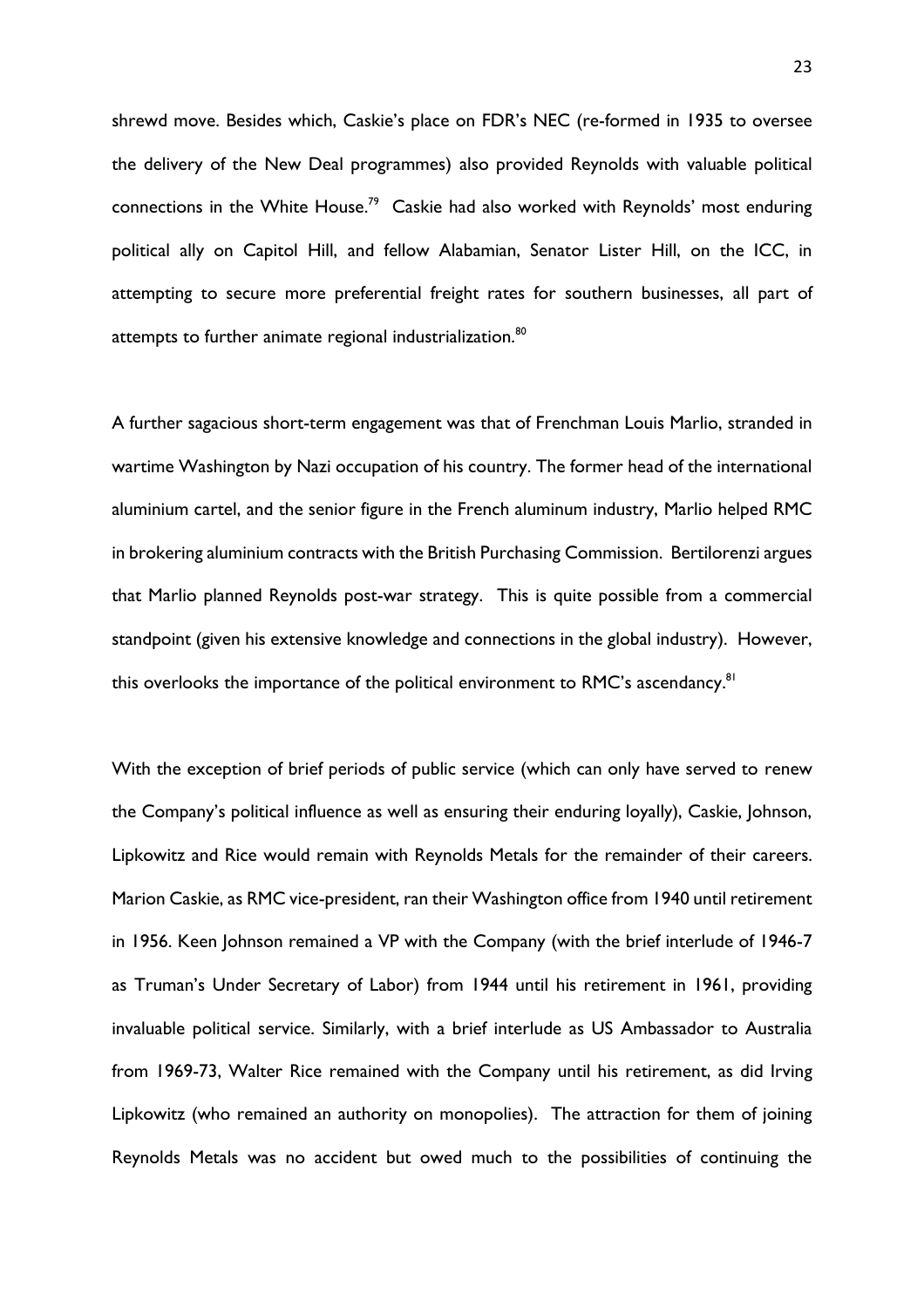shrewd move. Besides which, Caskie's place on FDR's NEC (re-formed in 1935 to oversee the delivery of the New Deal programmes) also provided Reynolds with valuable political connections in the White House.[79] Caskie had also worked with Reynolds' most enduring political ally on Capitol Hill, and fellow Alabamian, Senator Lister Hill, on the ICC, in attempting to secure more preferential freight rates for southern businesses, all part of attempts to further animate regional industrialization.[80]

A further sagacious short-term engagement was that of Frenchman Louis Marlio, stranded in wartime Washington by Nazi occupation of his country. The former head of the international aluminium cartel, and the senior figure in the French aluminum industry, Marlio helped RMC in brokering aluminium contracts with the British Purchasing Commission. Bertilorenzi argues that Marlio planned Reynolds post-war strategy. This is quite possible from a commercial standpoint (given his extensive knowledge and connections in the global industry). However, this overlooks the importance of the political environment to RMC's ascendancy.[81]

With the exception of brief periods of public service (which can only have served to renew the Company's political influence as well as ensuring their enduring loyally), Caskie, Johnson, Lipkowitz and Rice would remain with Reynolds Metals for the remainder of their careers. Marion Caskie, as RMC vice-president, ran their Washington office from 1940 until retirement in 1956. Keen Johnson remained a VP with the Company (with the brief interlude of 1946-7 as Truman's Under Secretary of Labor) from 1944 until his retirement in 1961, providing invaluable political service. Similarly, with a brief interlude as US Ambassador to Australia from 1969-73, Walter Rice remained with the Company until his retirement, as did Irving Lipkowitz (who remained an authority on monopolies). The attraction for them of joining Reynolds Metals was no accident but owed much to the possibilities of continuing the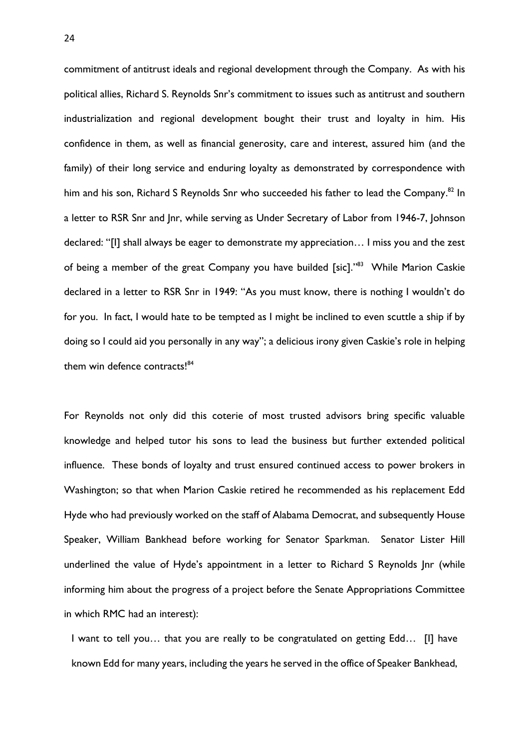commitment of antitrust ideals and regional development through the Company. As with his political allies, Richard S. Reynolds Snr's commitment to issues such as antitrust and southern industrialization and regional development bought their trust and loyalty in him. His confidence in them, as well as financial generosity, care and interest, assured him (and the family) of their long service and enduring loyalty as demonstrated by correspondence with him and his son, Richard S Reynolds Snr who succeeded his father to lead the Company.[82] In a letter to RSR Snr and Jnr, while serving as Under Secretary of Labor from 1946-7, Johnson declared: "[I] shall always be eager to demonstrate my appreciation… I miss you and the zest of being a member of the great Company you have builded [sic]."[83] While Marion Caskie declared in a letter to RSR Snr in 1949: "As you must know, there is nothing I wouldn't do for you. In fact, I would hate to be tempted as I might be inclined to even scuttle a ship if by doing so I could aid you personally in any way"; a delicious irony given Caskie's role in helping them win defence contracts![84]

For Reynolds not only did this coterie of most trusted advisors bring specific valuable knowledge and helped tutor his sons to lead the business but further extended political influence. These bonds of loyalty and trust ensured continued access to power brokers in Washington; so that when Marion Caskie retired he recommended as his replacement Edd Hyde who had previously worked on the staff of Alabama Democrat, and subsequently House Speaker, William Bankhead before working for Senator Sparkman. Senator Lister Hill underlined the value of Hyde's appointment in a letter to Richard S Reynolds Jnr (while informing him about the progress of a project before the Senate Appropriations Committee in which RMC had an interest):

> I want to tell you… that you are really to be congratulated on getting Edd… [I] have known Edd for many years, including the years he served in the office of Speaker Bankhead,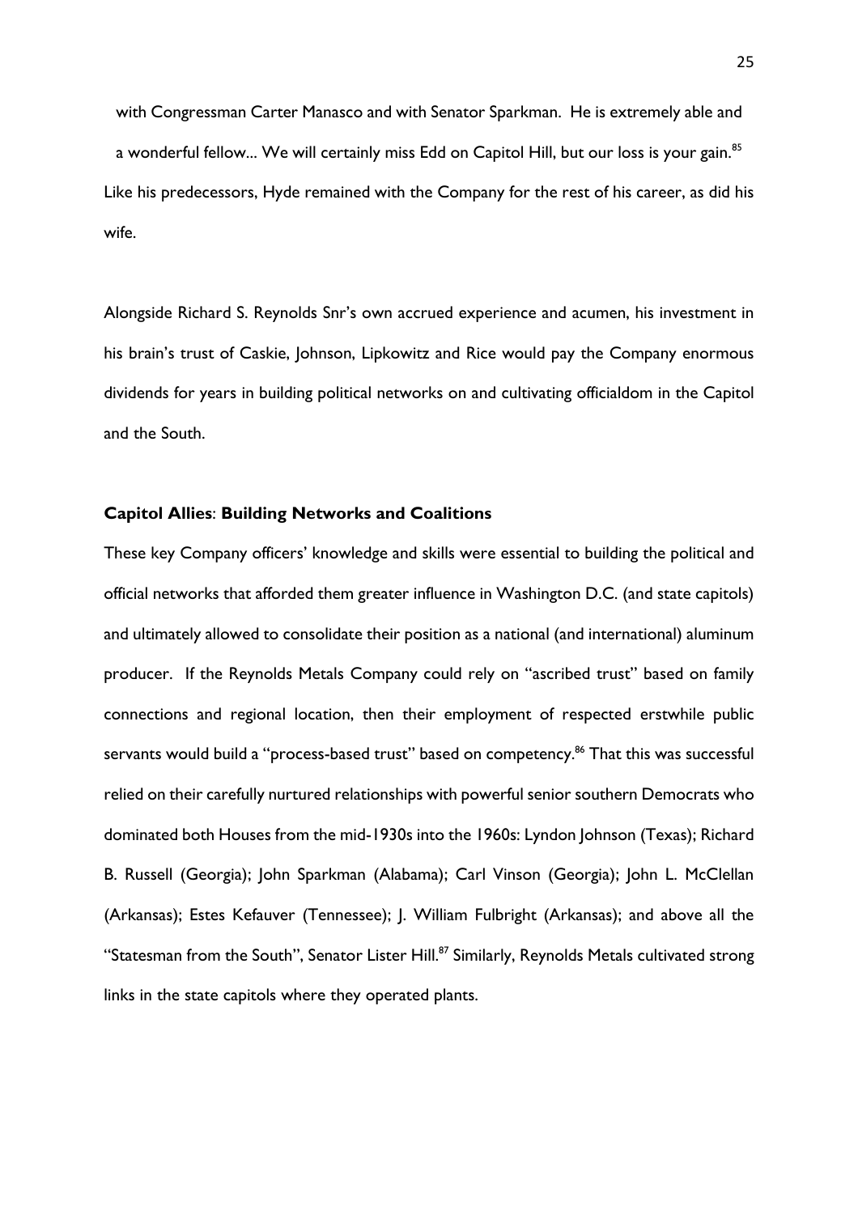with Congressman Carter Manasco and with Senator Sparkman. He is extremely able and a wonderful fellow... We will certainly miss Edd on Capitol Hill, but our loss is your gain.[85]

Like his predecessors, Hyde remained with the Company for the rest of his career, as did his wife.

Alongside Richard S. Reynolds Snr's own accrued experience and acumen, his investment in his brain's trust of Caskie, Johnson, Lipkowitz and Rice would pay the Company enormous dividends for years in building political networks on and cultivating officialdom in the Capitol and the South.

**Capitol Allies**: **Building Networks and Coalitions**

These key Company officers' knowledge and skills were essential to building the political and official networks that afforded them greater influence in Washington D.C. (and state capitols) and ultimately allowed to consolidate their position as a national (and international) aluminum producer. If the Reynolds Metals Company could rely on "ascribed trust" based on family connections and regional location, then their employment of respected erstwhile public servants would build a "process-based trust" based on competency.[86] That this was successful relied on their carefully nurtured relationships with powerful senior southern Democrats who dominated both Houses from the mid-1930s into the 1960s: Lyndon Johnson (Texas); Richard B. Russell (Georgia); John Sparkman (Alabama); Carl Vinson (Georgia); John L. McClellan (Arkansas); Estes Kefauver (Tennessee); J. William Fulbright (Arkansas); and above all the "Statesman from the South", Senator Lister Hill.[87] Similarly, Reynolds Metals cultivated strong links in the state capitols where they operated plants.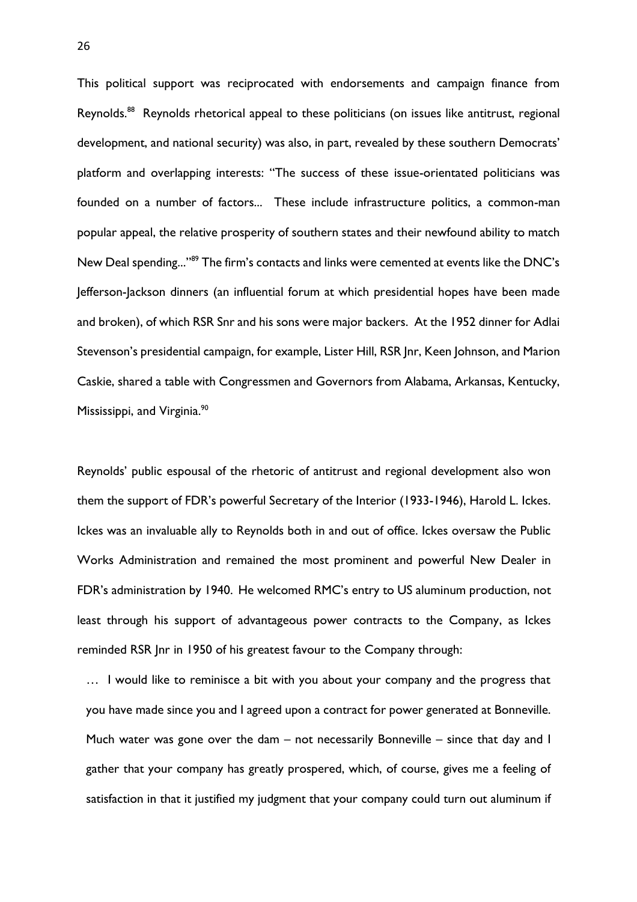This political support was reciprocated with endorsements and campaign finance from Reynolds.[88] Reynolds rhetorical appeal to these politicians (on issues like antitrust, regional development, and national security) was also, in part, revealed by these southern Democrats' platform and overlapping interests: "The success of these issue-orientated politicians was founded on a number of factors... These include infrastructure politics, a common-man popular appeal, the relative prosperity of southern states and their newfound ability to match New Deal spending..."[89] The firm's contacts and links were cemented at events like the DNC's Jefferson-Jackson dinners (an influential forum at which presidential hopes have been made and broken), of which RSR Snr and his sons were major backers. At the 1952 dinner for Adlai Stevenson's presidential campaign, for example, Lister Hill, RSR Jnr, Keen Johnson, and Marion Caskie, shared a table with Congressmen and Governors from Alabama, Arkansas, Kentucky, Mississippi, and Virginia.[90]

Reynolds' public espousal of the rhetoric of antitrust and regional development also won them the support of FDR's powerful Secretary of the Interior (1933-1946), Harold L. Ickes. Ickes was an invaluable ally to Reynolds both in and out of office. Ickes oversaw the Public Works Administration and remained the most prominent and powerful New Dealer in FDR's administration by 1940. He welcomed RMC's entry to US aluminum production, not least through his support of advantageous power contracts to the Company, as Ickes reminded RSR Jnr in 1950 of his greatest favour to the Company through:

> … I would like to reminisce a bit with you about your company and the progress that you have made since you and I agreed upon a contract for power generated at Bonneville. Much water was gone over the dam – not necessarily Bonneville – since that day and I gather that your company has greatly prospered, which, of course, gives me a feeling of satisfaction in that it justified my judgment that your company could turn out aluminum if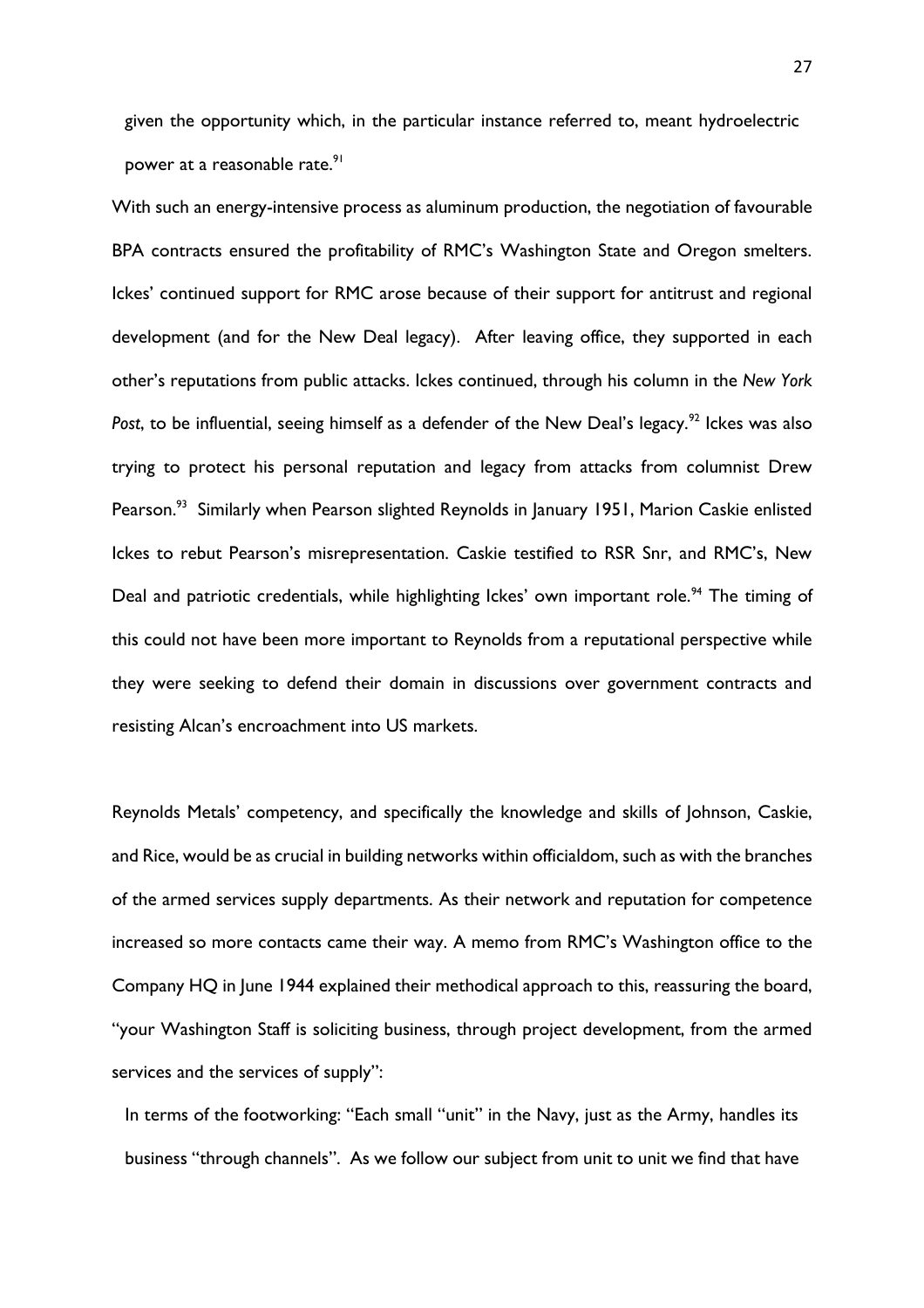given the opportunity which, in the particular instance referred to, meant hydroelectric power at a reasonable rate.[91]

With such an energy-intensive process as aluminum production, the negotiation of favourable BPA contracts ensured the profitability of RMC's Washington State and Oregon smelters. Ickes' continued support for RMC arose because of their support for antitrust and regional development (and for the New Deal legacy). After leaving office, they supported in each other's reputations from public attacks. Ickes continued, through his column in the *New York Post*, to be influential, seeing himself as a defender of the New Deal's legacy.[92] Ickes was also trying to protect his personal reputation and legacy from attacks from columnist Drew Pearson.[93] Similarly when Pearson slighted Reynolds in January 1951, Marion Caskie enlisted Ickes to rebut Pearson's misrepresentation. Caskie testified to RSR Snr, and RMC's, New Deal and patriotic credentials, while highlighting Ickes' own important role.[94] The timing of this could not have been more important to Reynolds from a reputational perspective while they were seeking to defend their domain in discussions over government contracts and resisting Alcan's encroachment into US markets.

Reynolds Metals' competency, and specifically the knowledge and skills of Johnson, Caskie, and Rice, would be as crucial in building networks within officialdom, such as with the branches of the armed services supply departments. As their network and reputation for competence increased so more contacts came their way. A memo from RMC's Washington office to the Company HQ in June 1944 explained their methodical approach to this, reassuring the board, "your Washington Staff is soliciting business, through project development, from the armed services and the services of supply":

> In terms of the footworking: "Each small "unit" in the Navy, just as the Army, handles its business "through channels". As we follow our subject from unit to unit we find that have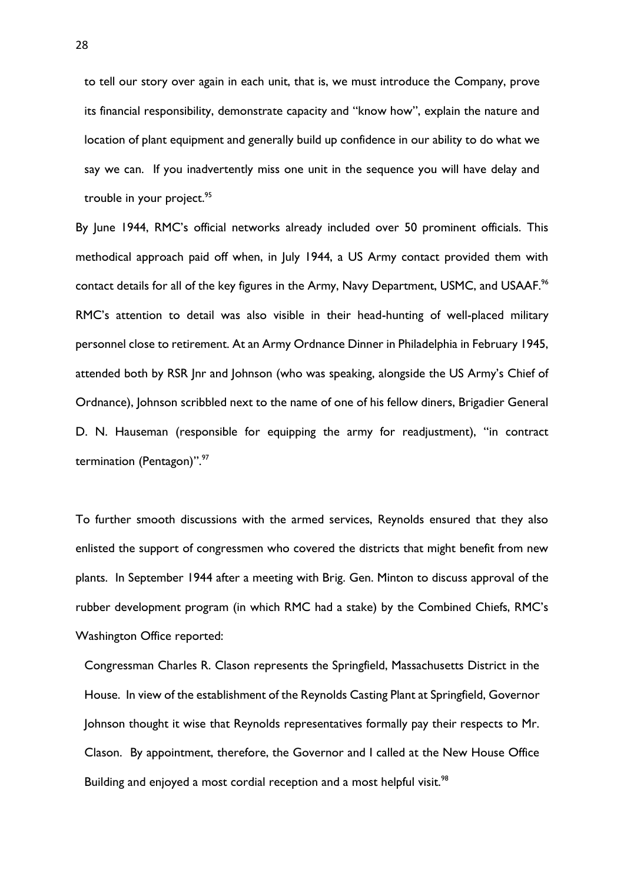> to tell our story over again in each unit, that is, we must introduce the Company, prove its financial responsibility, demonstrate capacity and "know how", explain the nature and location of plant equipment and generally build up confidence in our ability to do what we say we can. If you inadvertently miss one unit in the sequence you will have delay and trouble in your project.[95]

By June 1944, RMC's official networks already included over 50 prominent officials. This methodical approach paid off when, in July 1944, a US Army contact provided them with contact details for all of the key figures in the Army, Navy Department, USMC, and USAAF.[96] RMC's attention to detail was also visible in their head-hunting of well-placed military personnel close to retirement. At an Army Ordnance Dinner in Philadelphia in February 1945, attended both by RSR Jnr and Johnson (who was speaking, alongside the US Army's Chief of Ordnance), Johnson scribbled next to the name of one of his fellow diners, Brigadier General D. N. Hauseman (responsible for equipping the army for readjustment), "in contract termination (Pentagon)".[97]

To further smooth discussions with the armed services, Reynolds ensured that they also enlisted the support of congressmen who covered the districts that might benefit from new plants. In September 1944 after a meeting with Brig. Gen. Minton to discuss approval of the rubber development program (in which RMC had a stake) by the Combined Chiefs, RMC's Washington Office reported:

> Congressman Charles R. Clason represents the Springfield, Massachusetts District in the House. In view of the establishment of the Reynolds Casting Plant at Springfield, Governor Johnson thought it wise that Reynolds representatives formally pay their respects to Mr. Clason. By appointment, therefore, the Governor and I called at the New House Office Building and enjoyed a most cordial reception and a most helpful visit.[98]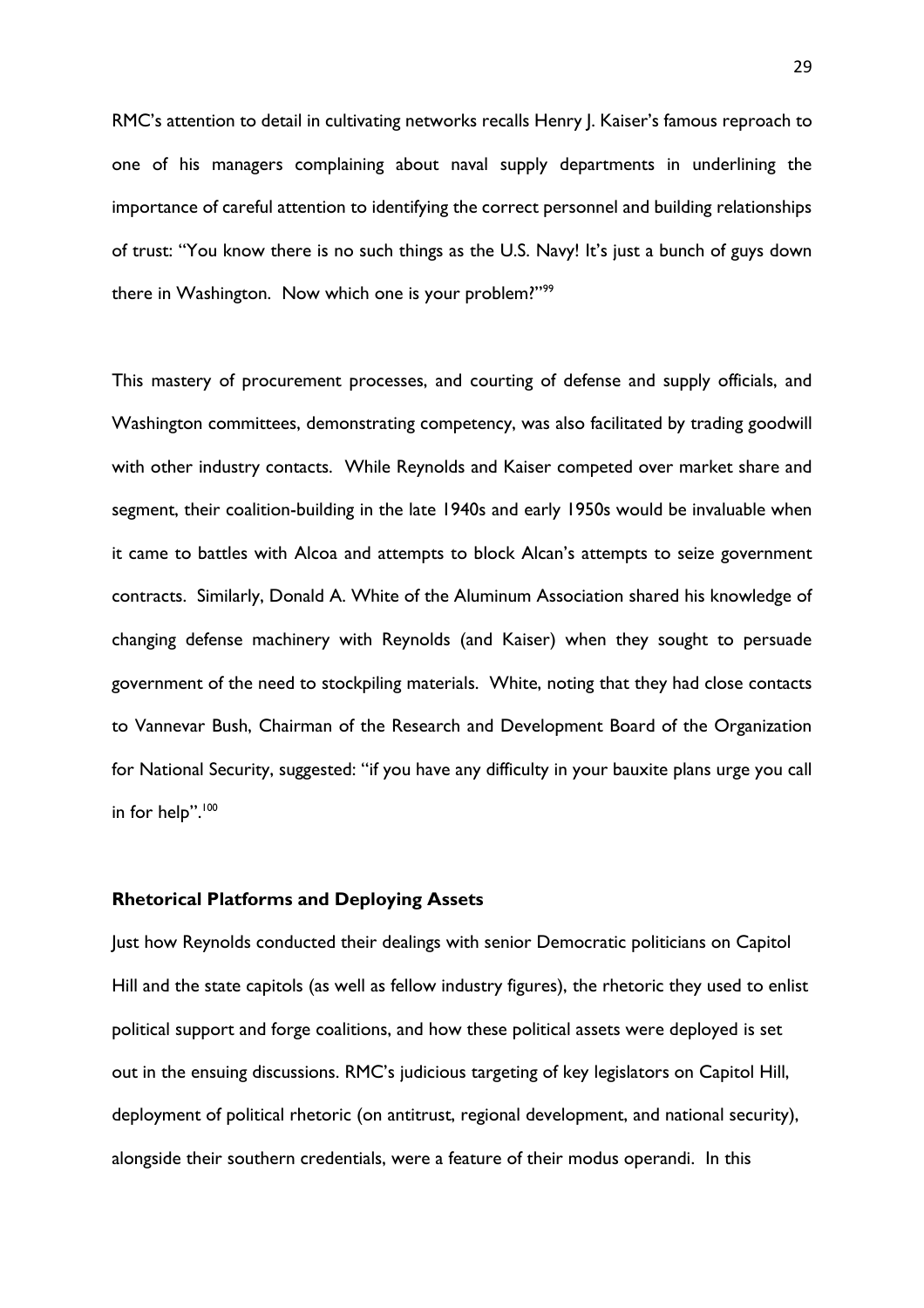RMC's attention to detail in cultivating networks recalls Henry J. Kaiser's famous reproach to one of his managers complaining about naval supply departments in underlining the importance of careful attention to identifying the correct personnel and building relationships of trust: "You know there is no such things as the U.S. Navy! It's just a bunch of guys down there in Washington. Now which one is your problem?"[99]

This mastery of procurement processes, and courting of defense and supply officials, and Washington committees, demonstrating competency, was also facilitated by trading goodwill with other industry contacts. While Reynolds and Kaiser competed over market share and segment, their coalition-building in the late 1940s and early 1950s would be invaluable when it came to battles with Alcoa and attempts to block Alcan's attempts to seize government contracts. Similarly, Donald A. White of the Aluminum Association shared his knowledge of changing defense machinery with Reynolds (and Kaiser) when they sought to persuade government of the need to stockpiling materials. White, noting that they had close contacts to Vannevar Bush, Chairman of the Research and Development Board of the Organization for National Security, suggested: "if you have any difficulty in your bauxite plans urge you call in for help".[100]

### Rhetorical Platforms and Deploying Assets

Just how Reynolds conducted their dealings with senior Democratic politicians on Capitol Hill and the state capitols (as well as fellow industry figures), the rhetoric they used to enlist political support and forge coalitions, and how these political assets were deployed is set out in the ensuing discussions. RMC's judicious targeting of key legislators on Capitol Hill, deployment of political rhetoric (on antitrust, regional development, and national security), alongside their southern credentials, were a feature of their modus operandi. In this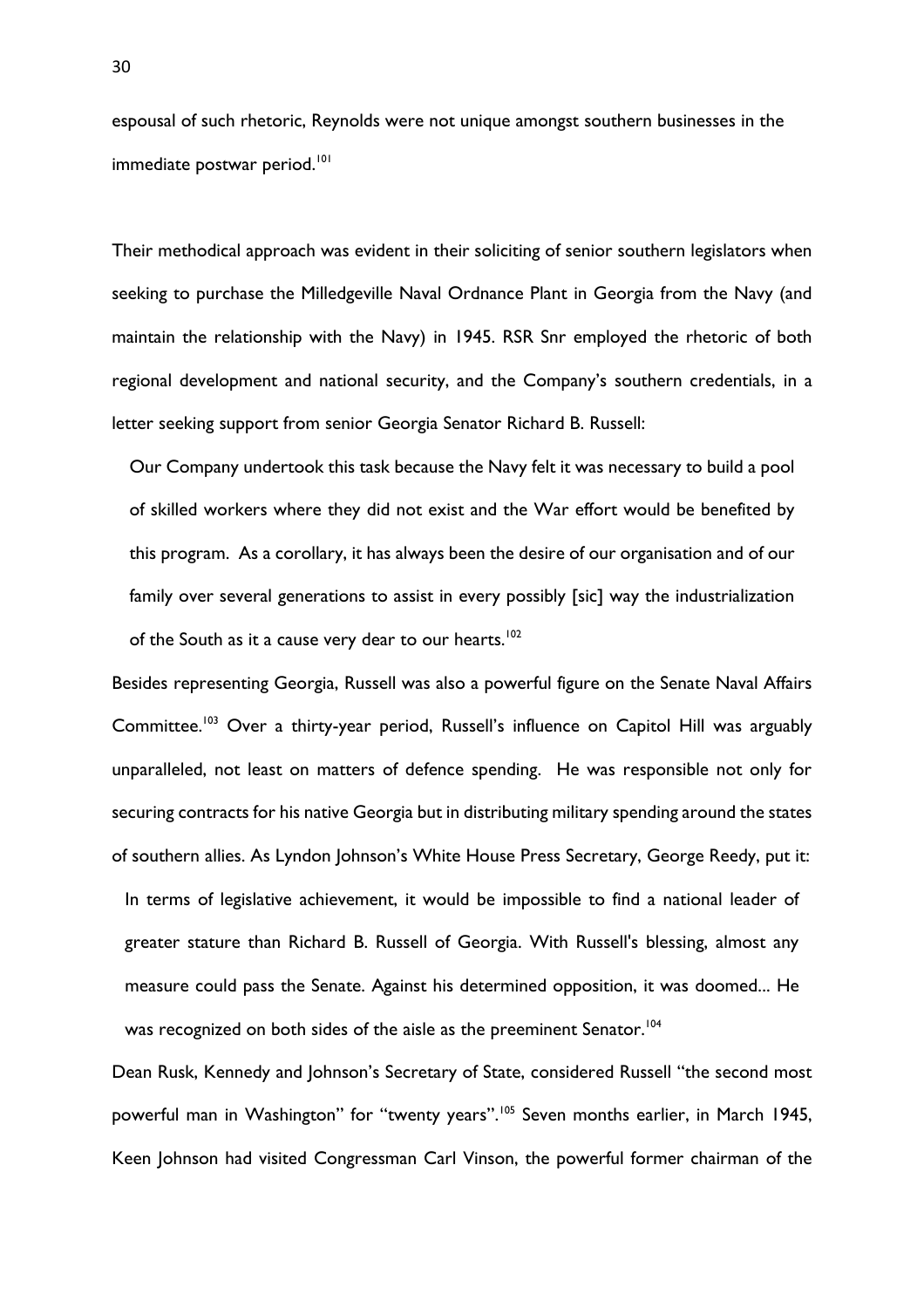espousal of such rhetoric, Reynolds were not unique amongst southern businesses in the immediate postwar period.[101]

Their methodical approach was evident in their soliciting of senior southern legislators when seeking to purchase the Milledgeville Naval Ordnance Plant in Georgia from the Navy (and maintain the relationship with the Navy) in 1945. RSR Snr employed the rhetoric of both regional development and national security, and the Company's southern credentials, in a letter seeking support from senior Georgia Senator Richard B. Russell:

> Our Company undertook this task because the Navy felt it was necessary to build a pool of skilled workers where they did not exist and the War effort would be benefited by this program. As a corollary, it has always been the desire of our organisation and of our family over several generations to assist in every possibly [sic] way the industrialization of the South as it a cause very dear to our hearts.[102]

Besides representing Georgia, Russell was also a powerful figure on the Senate Naval Affairs Committee.[103] Over a thirty-year period, Russell's influence on Capitol Hill was arguably unparalleled, not least on matters of defence spending. He was responsible not only for securing contracts for his native Georgia but in distributing military spending around the states of southern allies. As Lyndon Johnson's White House Press Secretary, George Reedy, put it:

> In terms of legislative achievement, it would be impossible to find a national leader of greater stature than Richard B. Russell of Georgia. With Russell's blessing, almost any measure could pass the Senate. Against his determined opposition, it was doomed... He was recognized on both sides of the aisle as the preeminent Senator.[104]

Dean Rusk, Kennedy and Johnson's Secretary of State, considered Russell "the second most powerful man in Washington" for "twenty years".[105] Seven months earlier, in March 1945, Keen Johnson had visited Congressman Carl Vinson, the powerful former chairman of the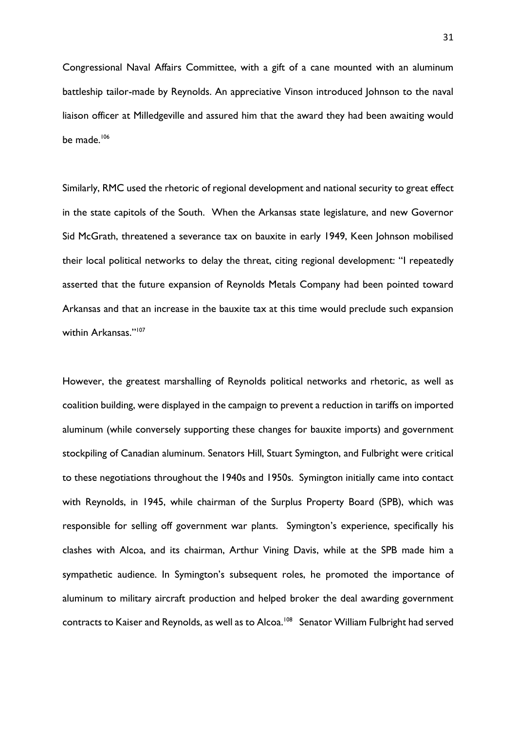Congressional Naval Affairs Committee, with a gift of a cane mounted with an aluminum battleship tailor-made by Reynolds. An appreciative Vinson introduced Johnson to the naval liaison officer at Milledgeville and assured him that the award they had been awaiting would be made.[106]

Similarly, RMC used the rhetoric of regional development and national security to great effect in the state capitols of the South. When the Arkansas state legislature, and new Governor Sid McGrath, threatened a severance tax on bauxite in early 1949, Keen Johnson mobilised their local political networks to delay the threat, citing regional development: "I repeatedly asserted that the future expansion of Reynolds Metals Company had been pointed toward Arkansas and that an increase in the bauxite tax at this time would preclude such expansion within Arkansas."[107]

However, the greatest marshalling of Reynolds political networks and rhetoric, as well as coalition building, were displayed in the campaign to prevent a reduction in tariffs on imported aluminum (while conversely supporting these changes for bauxite imports) and government stockpiling of Canadian aluminum. Senators Hill, Stuart Symington, and Fulbright were critical to these negotiations throughout the 1940s and 1950s. Symington initially came into contact with Reynolds, in 1945, while chairman of the Surplus Property Board (SPB), which was responsible for selling off government war plants. Symington's experience, specifically his clashes with Alcoa, and its chairman, Arthur Vining Davis, while at the SPB made him a sympathetic audience. In Symington's subsequent roles, he promoted the importance of aluminum to military aircraft production and helped broker the deal awarding government contracts to Kaiser and Reynolds, as well as to Alcoa.[108] Senator William Fulbright had served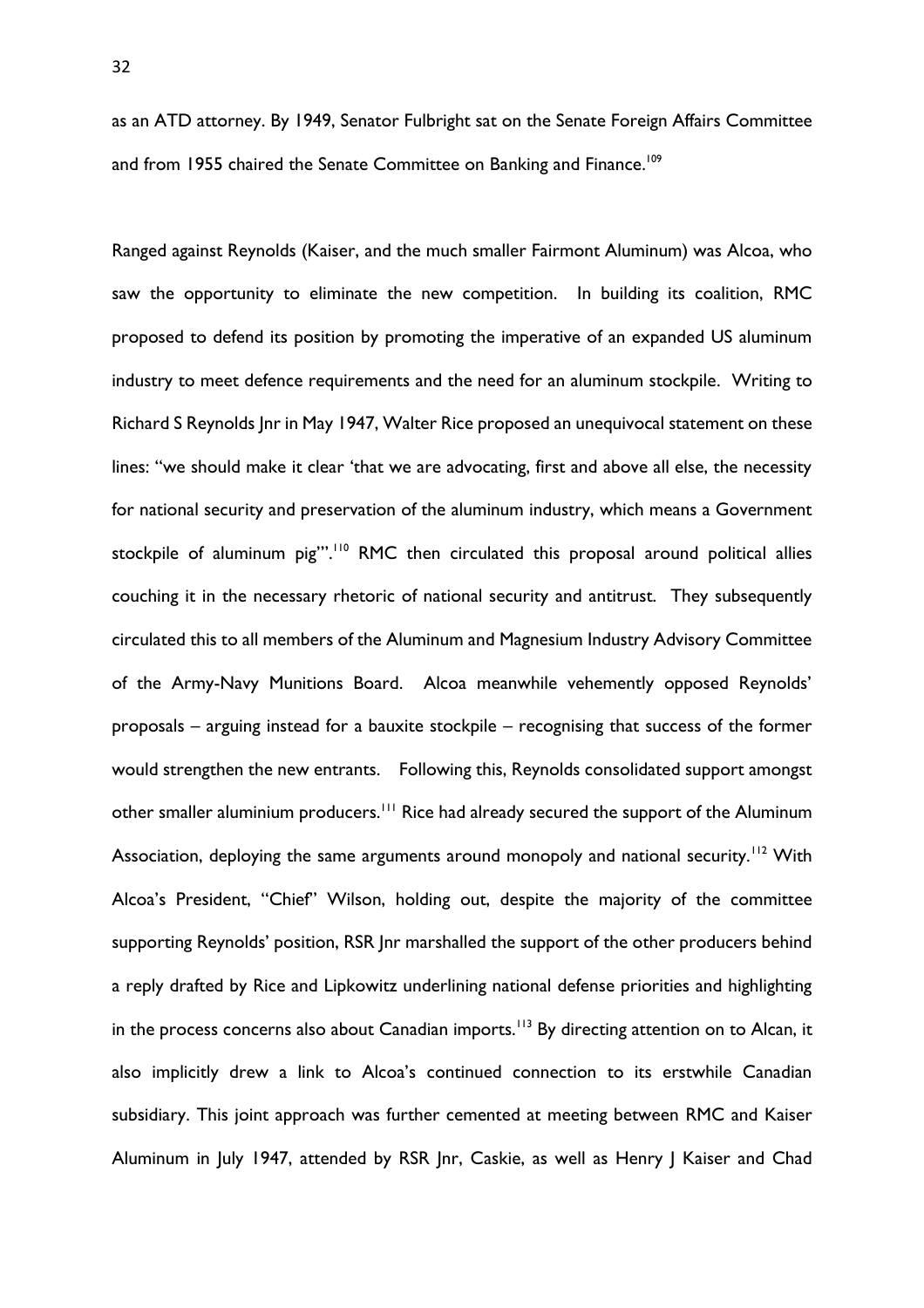as an ATD attorney. By 1949, Senator Fulbright sat on the Senate Foreign Affairs Committee and from 1955 chaired the Senate Committee on Banking and Finance.[109]

Ranged against Reynolds (Kaiser, and the much smaller Fairmont Aluminum) was Alcoa, who saw the opportunity to eliminate the new competition. In building its coalition, RMC proposed to defend its position by promoting the imperative of an expanded US aluminum industry to meet defence requirements and the need for an aluminum stockpile. Writing to Richard S Reynolds Jnr in May 1947, Walter Rice proposed an unequivocal statement on these lines: "we should make it clear 'that we are advocating, first and above all else, the necessity for national security and preservation of the aluminum industry, which means a Government stockpile of aluminum pig'".[110] RMC then circulated this proposal around political allies couching it in the necessary rhetoric of national security and antitrust. They subsequently circulated this to all members of the Aluminum and Magnesium Industry Advisory Committee of the Army-Navy Munitions Board. Alcoa meanwhile vehemently opposed Reynolds' proposals – arguing instead for a bauxite stockpile – recognising that success of the former would strengthen the new entrants. Following this, Reynolds consolidated support amongst other smaller aluminium producers.[111] Rice had already secured the support of the Aluminum Association, deploying the same arguments around monopoly and national security.[112] With Alcoa's President, "Chief" Wilson, holding out, despite the majority of the committee supporting Reynolds' position, RSR Jnr marshalled the support of the other producers behind a reply drafted by Rice and Lipkowitz underlining national defense priorities and highlighting in the process concerns also about Canadian imports.[113] By directing attention on to Alcan, it also implicitly drew a link to Alcoa's continued connection to its erstwhile Canadian subsidiary. This joint approach was further cemented at meeting between RMC and Kaiser Aluminum in July 1947, attended by RSR Jnr, Caskie, as well as Henry J Kaiser and Chad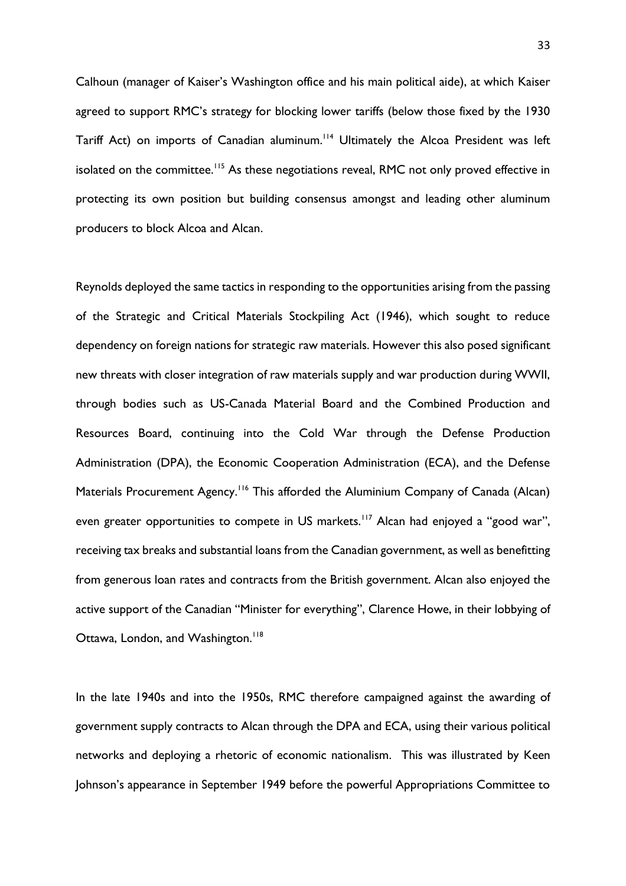Calhoun (manager of Kaiser's Washington office and his main political aide), at which Kaiser agreed to support RMC's strategy for blocking lower tariffs (below those fixed by the 1930 Tariff Act) on imports of Canadian aluminum.[114] Ultimately the Alcoa President was left isolated on the committee.[115] As these negotiations reveal, RMC not only proved effective in protecting its own position but building consensus amongst and leading other aluminum producers to block Alcoa and Alcan.

Reynolds deployed the same tactics in responding to the opportunities arising from the passing of the Strategic and Critical Materials Stockpiling Act (1946), which sought to reduce dependency on foreign nations for strategic raw materials. However this also posed significant new threats with closer integration of raw materials supply and war production during WWII, through bodies such as US-Canada Material Board and the Combined Production and Resources Board, continuing into the Cold War through the Defense Production Administration (DPA), the Economic Cooperation Administration (ECA), and the Defense Materials Procurement Agency.[116] This afforded the Aluminium Company of Canada (Alcan) even greater opportunities to compete in US markets.[117] Alcan had enjoyed a "good war", receiving tax breaks and substantial loans from the Canadian government, as well as benefitting from generous loan rates and contracts from the British government. Alcan also enjoyed the active support of the Canadian "Minister for everything", Clarence Howe, in their lobbying of Ottawa, London, and Washington.[118]

In the late 1940s and into the 1950s, RMC therefore campaigned against the awarding of government supply contracts to Alcan through the DPA and ECA, using their various political networks and deploying a rhetoric of economic nationalism. This was illustrated by Keen Johnson's appearance in September 1949 before the powerful Appropriations Committee to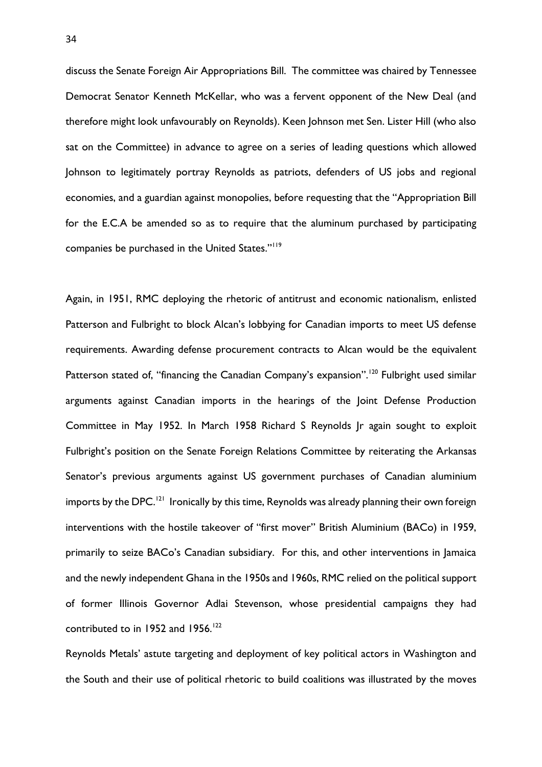discuss the Senate Foreign Air Appropriations Bill. The committee was chaired by Tennessee Democrat Senator Kenneth McKellar, who was a fervent opponent of the New Deal (and therefore might look unfavourably on Reynolds). Keen Johnson met Sen. Lister Hill (who also sat on the Committee) in advance to agree on a series of leading questions which allowed Johnson to legitimately portray Reynolds as patriots, defenders of US jobs and regional economies, and a guardian against monopolies, before requesting that the "Appropriation Bill for the E.C.A be amended so as to require that the aluminum purchased by participating companies be purchased in the United States."[119]

Again, in 1951, RMC deploying the rhetoric of antitrust and economic nationalism, enlisted Patterson and Fulbright to block Alcan's lobbying for Canadian imports to meet US defense requirements. Awarding defense procurement contracts to Alcan would be the equivalent Patterson stated of, "financing the Canadian Company's expansion".[120] Fulbright used similar arguments against Canadian imports in the hearings of the Joint Defense Production Committee in May 1952. In March 1958 Richard S Reynolds Jr again sought to exploit Fulbright's position on the Senate Foreign Relations Committee by reiterating the Arkansas Senator's previous arguments against US government purchases of Canadian aluminium imports by the DPC.[121] Ironically by this time, Reynolds was already planning their own foreign interventions with the hostile takeover of "first mover" British Aluminium (BACo) in 1959, primarily to seize BACo's Canadian subsidiary. For this, and other interventions in Jamaica and the newly independent Ghana in the 1950s and 1960s, RMC relied on the political support of former Illinois Governor Adlai Stevenson, whose presidential campaigns they had contributed to in 1952 and 1956.[122]

Reynolds Metals' astute targeting and deployment of key political actors in Washington and the South and their use of political rhetoric to build coalitions was illustrated by the moves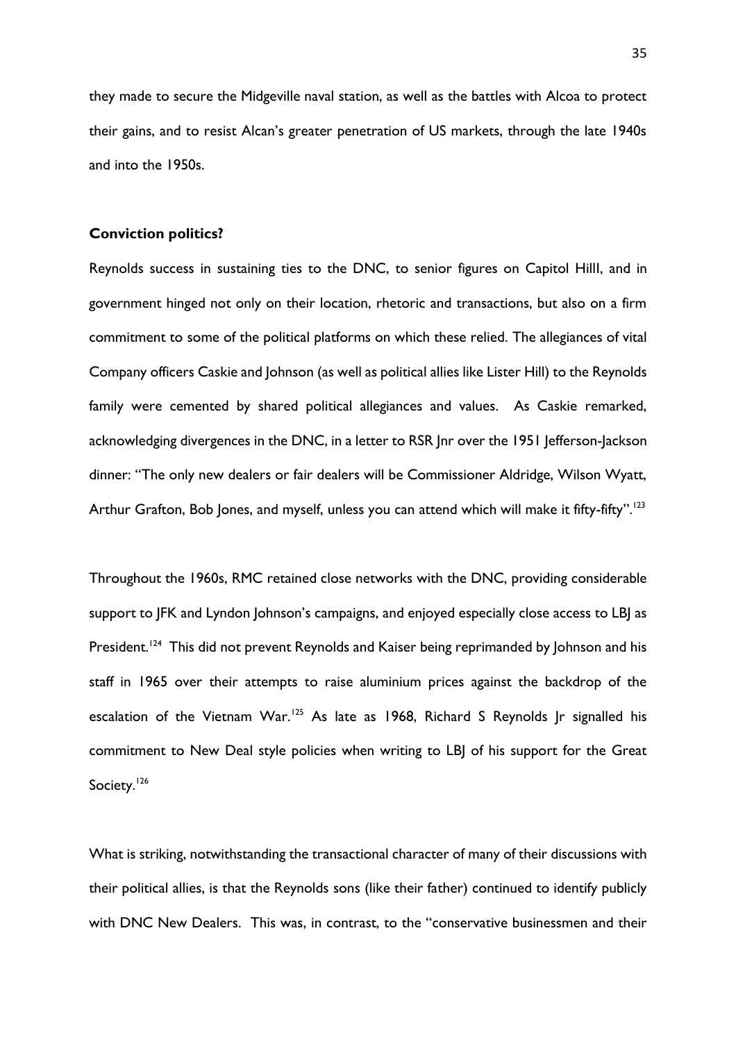they made to secure the Midgeville naval station, as well as the battles with Alcoa to protect their gains, and to resist Alcan's greater penetration of US markets, through the late 1940s and into the 1950s.

**Conviction politics?**

Reynolds success in sustaining ties to the DNC, to senior figures on Capitol Hilll, and in government hinged not only on their location, rhetoric and transactions, but also on a firm commitment to some of the political platforms on which these relied. The allegiances of vital Company officers Caskie and Johnson (as well as political allies like Lister Hill) to the Reynolds family were cemented by shared political allegiances and values. As Caskie remarked, acknowledging divergences in the DNC, in a letter to RSR Jnr over the 1951 Jefferson-Jackson dinner: "The only new dealers or fair dealers will be Commissioner Aldridge, Wilson Wyatt, Arthur Grafton, Bob Jones, and myself, unless you can attend which will make it fifty-fifty".[123]

Throughout the 1960s, RMC retained close networks with the DNC, providing considerable support to JFK and Lyndon Johnson's campaigns, and enjoyed especially close access to LBJ as President.[124] This did not prevent Reynolds and Kaiser being reprimanded by Johnson and his staff in 1965 over their attempts to raise aluminium prices against the backdrop of the escalation of the Vietnam War.[125] As late as 1968, Richard S Reynolds Jr signalled his commitment to New Deal style policies when writing to LBJ of his support for the Great Society.[126]

What is striking, notwithstanding the transactional character of many of their discussions with their political allies, is that the Reynolds sons (like their father) continued to identify publicly with DNC New Dealers. This was, in contrast, to the "conservative businessmen and their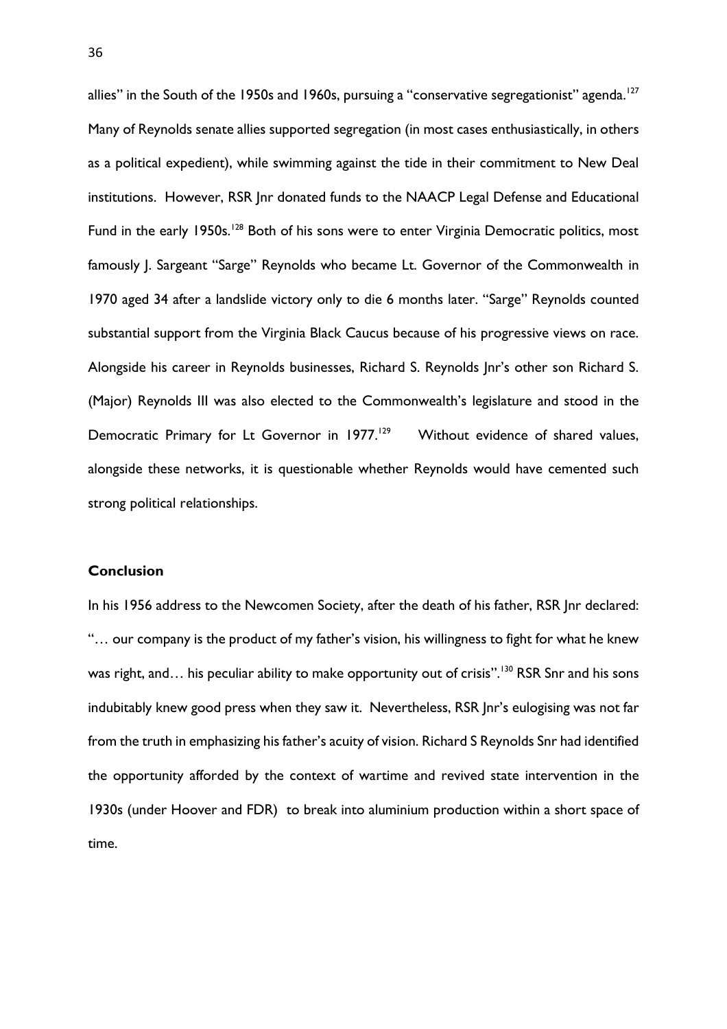allies" in the South of the 1950s and 1960s, pursuing a "conservative segregationist" agenda.[127] Many of Reynolds senate allies supported segregation (in most cases enthusiastically, in others as a political expedient), while swimming against the tide in their commitment to New Deal institutions. However, RSR Jnr donated funds to the NAACP Legal Defense and Educational Fund in the early 1950s.[128] Both of his sons were to enter Virginia Democratic politics, most famously J. Sargeant "Sarge" Reynolds who became Lt. Governor of the Commonwealth in 1970 aged 34 after a landslide victory only to die 6 months later. "Sarge" Reynolds counted substantial support from the Virginia Black Caucus because of his progressive views on race. Alongside his career in Reynolds businesses, Richard S. Reynolds Jnr's other son Richard S. (Major) Reynolds III was also elected to the Commonwealth's legislature and stood in the Democratic Primary for Lt Governor in 1977.[129] Without evidence of shared values, alongside these networks, it is questionable whether Reynolds would have cemented such strong political relationships.

**Conclusion**

In his 1956 address to the Newcomen Society, after the death of his father, RSR Jnr declared: "… our company is the product of my father's vision, his willingness to fight for what he knew was right, and… his peculiar ability to make opportunity out of crisis".[130] RSR Snr and his sons indubitably knew good press when they saw it. Nevertheless, RSR Jnr's eulogising was not far from the truth in emphasizing his father's acuity of vision. Richard S Reynolds Snr had identified the opportunity afforded by the context of wartime and revived state intervention in the 1930s (under Hoover and FDR) to break into aluminium production within a short space of time.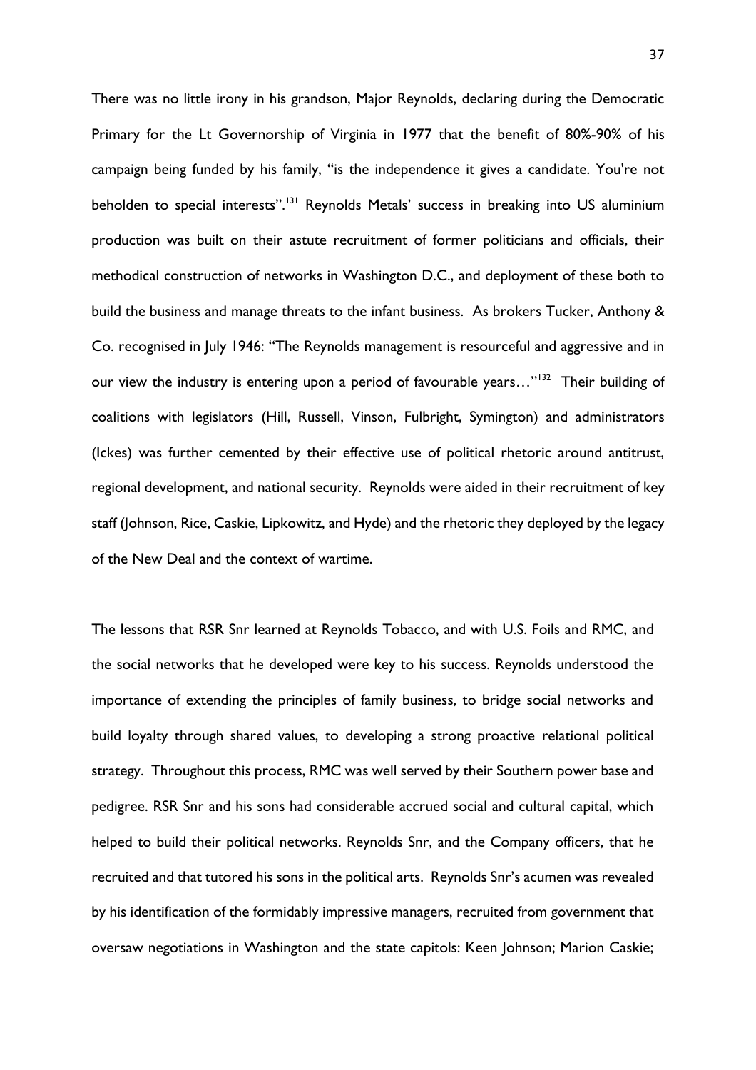There was no little irony in his grandson, Major Reynolds, declaring during the Democratic Primary for the Lt Governorship of Virginia in 1977 that the benefit of 80%-90% of his campaign being funded by his family, "is the independence it gives a candidate. You're not beholden to special interests".[131] Reynolds Metals' success in breaking into US aluminium production was built on their astute recruitment of former politicians and officials, their methodical construction of networks in Washington D.C., and deployment of these both to build the business and manage threats to the infant business. As brokers Tucker, Anthony & Co. recognised in July 1946: "The Reynolds management is resourceful and aggressive and in our view the industry is entering upon a period of favourable years…"[132] Their building of coalitions with legislators (Hill, Russell, Vinson, Fulbright, Symington) and administrators (Ickes) was further cemented by their effective use of political rhetoric around antitrust, regional development, and national security. Reynolds were aided in their recruitment of key staff (Johnson, Rice, Caskie, Lipkowitz, and Hyde) and the rhetoric they deployed by the legacy of the New Deal and the context of wartime.

The lessons that RSR Snr learned at Reynolds Tobacco, and with U.S. Foils and RMC, and the social networks that he developed were key to his success. Reynolds understood the importance of extending the principles of family business, to bridge social networks and build loyalty through shared values, to developing a strong proactive relational political strategy. Throughout this process, RMC was well served by their Southern power base and pedigree. RSR Snr and his sons had considerable accrued social and cultural capital, which helped to build their political networks. Reynolds Snr, and the Company officers, that he recruited and that tutored his sons in the political arts. Reynolds Snr's acumen was revealed by his identification of the formidably impressive managers, recruited from government that oversaw negotiations in Washington and the state capitols: Keen Johnson; Marion Caskie;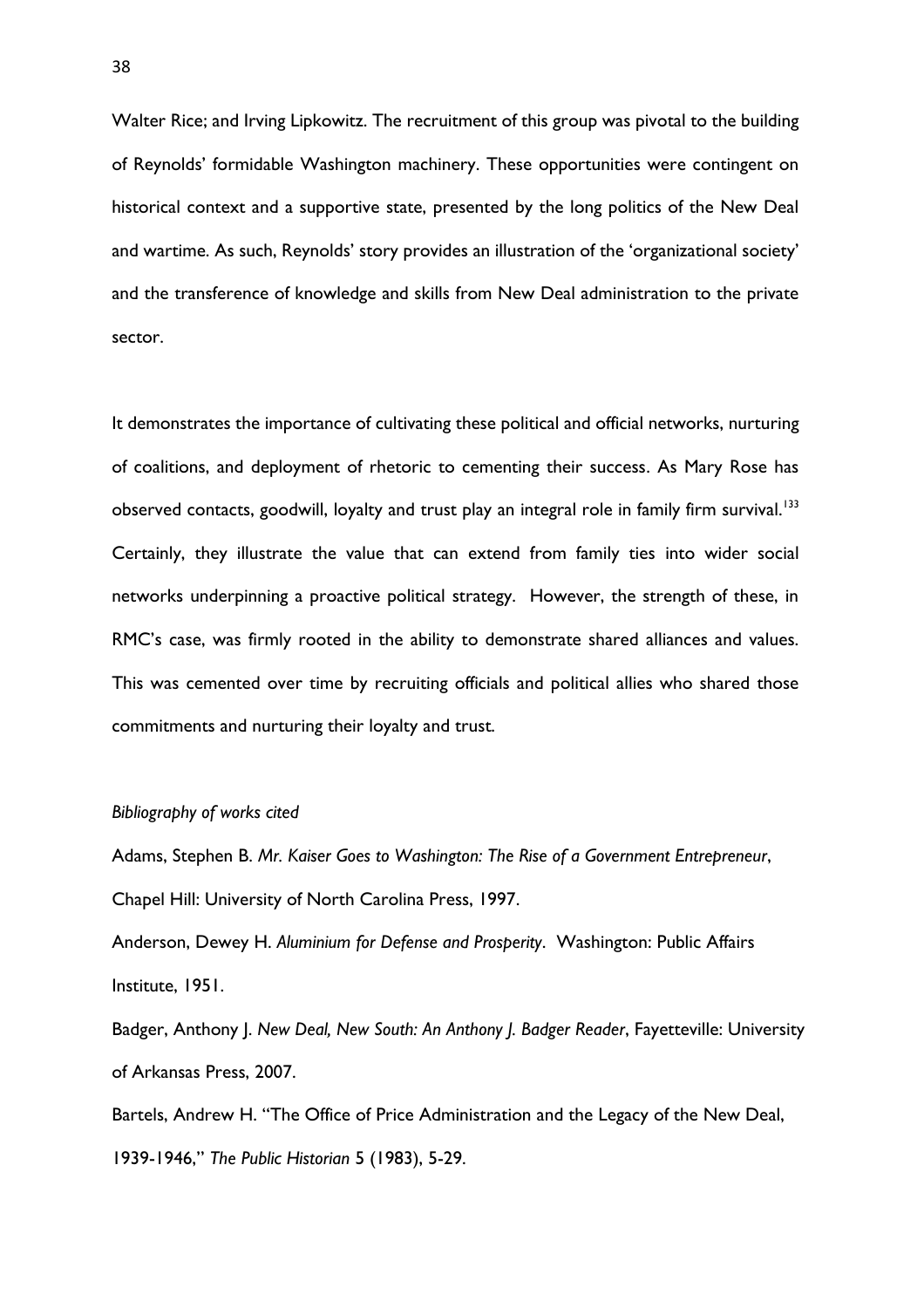Walter Rice; and Irving Lipkowitz. The recruitment of this group was pivotal to the building of Reynolds' formidable Washington machinery. These opportunities were contingent on historical context and a supportive state, presented by the long politics of the New Deal and wartime. As such, Reynolds' story provides an illustration of the 'organizational society' and the transference of knowledge and skills from New Deal administration to the private sector.

It demonstrates the importance of cultivating these political and official networks, nurturing of coalitions, and deployment of rhetoric to cementing their success. As Mary Rose has observed contacts, goodwill, loyalty and trust play an integral role in family firm survival.[133] Certainly, they illustrate the value that can extend from family ties into wider social networks underpinning a proactive political strategy. However, the strength of these, in RMC's case, was firmly rooted in the ability to demonstrate shared alliances and values. This was cemented over time by recruiting officials and political allies who shared those commitments and nurturing their loyalty and trust.

*Bibliography of works cited*

Adams, Stephen B. *Mr. Kaiser Goes to Washington: The Rise of a Government Entrepreneur*, Chapel Hill: University of North Carolina Press, 1997.

Anderson, Dewey H. *Aluminium for Defense and Prosperity*. Washington: Public Affairs Institute, 1951.

Badger, Anthony J. *New Deal, New South: An Anthony J. Badger Reader*, Fayetteville: University of Arkansas Press, 2007.

Bartels, Andrew H. "The Office of Price Administration and the Legacy of the New Deal, 1939-1946," *The Public Historian* 5 (1983), 5-29.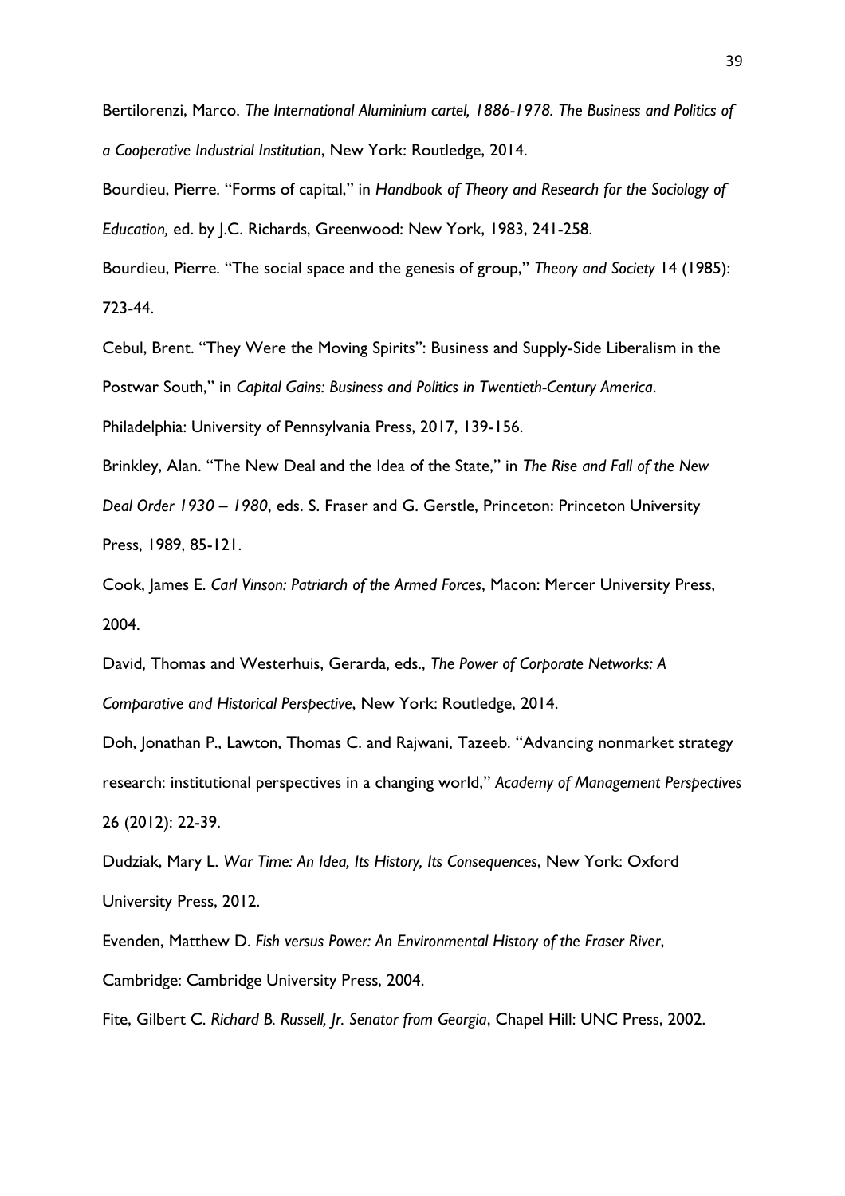Bertilorenzi, Marco. *The International Aluminium cartel, 1886-1978. The Business and Politics of a Cooperative Industrial Institution*, New York: Routledge, 2014.

Bourdieu, Pierre. "Forms of capital," in *Handbook of Theory and Research for the Sociology of Education,* ed. by J.C. Richards, Greenwood: New York, 1983, 241-258.

Bourdieu, Pierre. "The social space and the genesis of group," *Theory and Society* 14 (1985): 723-44.

Cebul, Brent. "They Were the Moving Spirits": Business and Supply-Side Liberalism in the Postwar South," in *Capital Gains: Business and Politics in Twentieth-Century America*. Philadelphia: University of Pennsylvania Press, 2017, 139-156.

Brinkley, Alan. "The New Deal and the Idea of the State," in *The Rise and Fall of the New Deal Order 1930 – 1980*, eds. S. Fraser and G. Gerstle, Princeton: Princeton University Press, 1989, 85-121.

Cook, James E. *Carl Vinson: Patriarch of the Armed Forces*, Macon: Mercer University Press, 2004.

David, Thomas and Westerhuis, Gerarda, eds., *The Power of Corporate Networks: A Comparative and Historical Perspective*, New York: Routledge, 2014.

Doh, Jonathan P., Lawton, Thomas C. and Rajwani, Tazeeb. "Advancing nonmarket strategy research: institutional perspectives in a changing world," *Academy of Management Perspectives* 26 (2012): 22-39.

Dudziak, Mary L. *War Time: An Idea, Its History, Its Consequences*, New York: Oxford University Press, 2012.

Evenden, Matthew D. *Fish versus Power: An Environmental History of the Fraser River*, Cambridge: Cambridge University Press, 2004.

Fite, Gilbert C. *Richard B. Russell, Jr. Senator from Georgia*, Chapel Hill: UNC Press, 2002.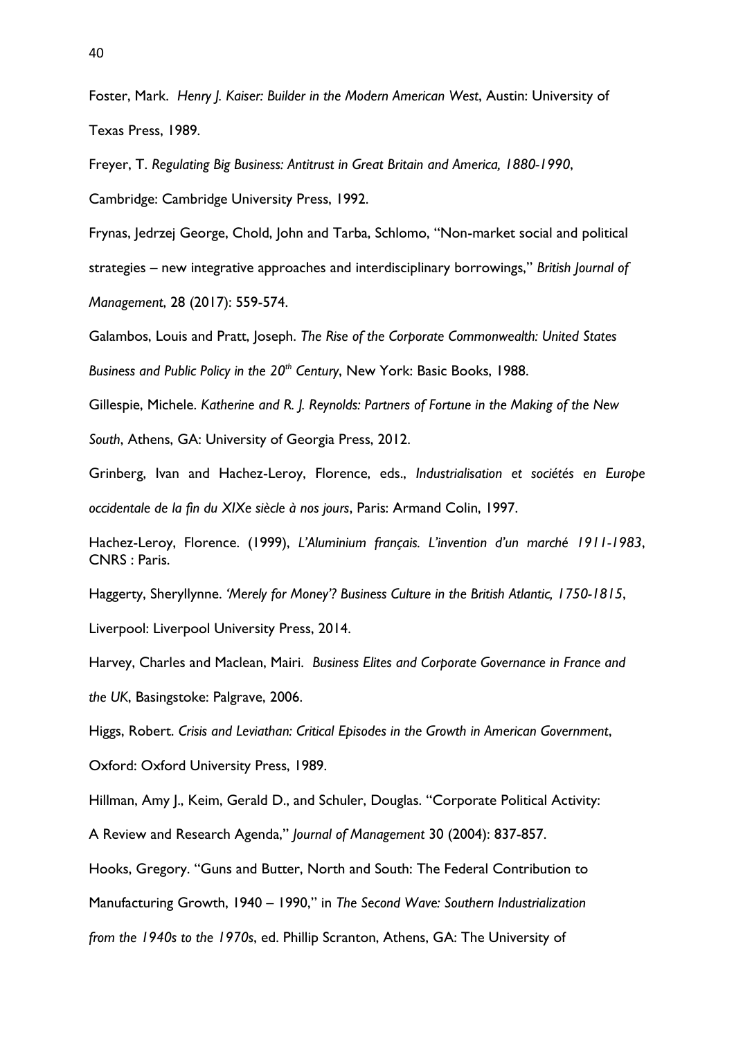Foster, Mark. *Henry J. Kaiser: Builder in the Modern American West*, Austin: University of Texas Press, 1989.

Freyer, T. *Regulating Big Business: Antitrust in Great Britain and America, 1880-1990*, Cambridge: Cambridge University Press, 1992.

Frynas, Jedrzej George, Chold, John and Tarba, Schlomo, "Non-market social and political strategies – new integrative approaches and interdisciplinary borrowings," *British Journal of Management*, 28 (2017): 559-574.

Galambos, Louis and Pratt, Joseph. *The Rise of the Corporate Commonwealth: United States Business and Public Policy in the 20th Century*, New York: Basic Books, 1988.

Gillespie, Michele. *Katherine and R. J. Reynolds: Partners of Fortune in the Making of the New South*, Athens, GA: University of Georgia Press, 2012.

Grinberg, Ivan and Hachez-Leroy, Florence, eds., *Industrialisation et sociétés en Europe occidentale de la fin du XIXe siècle à nos jours*, Paris: Armand Colin, 1997.

Hachez-Leroy, Florence. (1999), *L'Aluminium français. L'invention d'un marché 1911-1983*, CNRS : Paris.

Haggerty, Sheryllynne. *'Merely for Money'? Business Culture in the British Atlantic, 1750-1815*, Liverpool: Liverpool University Press, 2014.

Harvey, Charles and Maclean, Mairi. *Business Elites and Corporate Governance in France and the UK*, Basingstoke: Palgrave, 2006.

Higgs, Robert. *Crisis and Leviathan: Critical Episodes in the Growth in American Government*, Oxford: Oxford University Press, 1989.

Hillman, Amy J., Keim, Gerald D., and Schuler, Douglas. "Corporate Political Activity: A Review and Research Agenda," *Journal of Management* 30 (2004): 837-857.

Hooks, Gregory. "Guns and Butter, North and South: The Federal Contribution to Manufacturing Growth, 1940 – 1990," in *The Second Wave: Southern Industrialization from the 1940s to the 1970s*, ed. Phillip Scranton, Athens, GA: The University of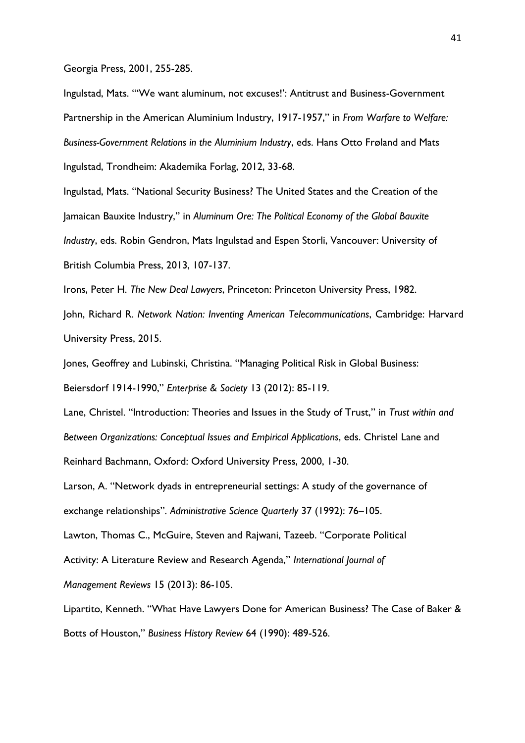Georgia Press, 2001, 255-285.

Ingulstad, Mats. "'We want aluminum, not excuses!': Antitrust and Business-Government Partnership in the American Aluminium Industry, 1917-1957," in *From Warfare to Welfare: Business-Government Relations in the Aluminium Industry*, eds. Hans Otto Frøland and Mats Ingulstad, Trondheim: Akademika Forlag, 2012, 33-68.

Ingulstad, Mats. "National Security Business? The United States and the Creation of the Jamaican Bauxite Industry," in *Aluminum Ore: The Political Economy of the Global Bauxite Industry*, eds. Robin Gendron, Mats Ingulstad and Espen Storli, Vancouver: University of British Columbia Press, 2013, 107-137.

Irons, Peter H. *The New Deal Lawyers*, Princeton: Princeton University Press, 1982.

John, Richard R. *Network Nation: Inventing American Telecommunications*, Cambridge: Harvard University Press, 2015.

Jones, Geoffrey and Lubinski, Christina. "Managing Political Risk in Global Business: Beiersdorf 1914-1990," *Enterprise & Society* 13 (2012): 85-119.

Lane, Christel. "Introduction: Theories and Issues in the Study of Trust," in *Trust within and Between Organizations: Conceptual Issues and Empirical Applications*, eds. Christel Lane and Reinhard Bachmann, Oxford: Oxford University Press, 2000, 1-30.

Larson, A. "Network dyads in entrepreneurial settings: A study of the governance of exchange relationships". *Administrative Science Quarterly* 37 (1992): 76–105.

Lawton, Thomas C., McGuire, Steven and Rajwani, Tazeeb. "Corporate Political Activity: A Literature Review and Research Agenda," *International Journal of Management Reviews* 15 (2013): 86-105.

Lipartito, Kenneth. "What Have Lawyers Done for American Business? The Case of Baker & Botts of Houston," *Business History Review* 64 (1990): 489-526.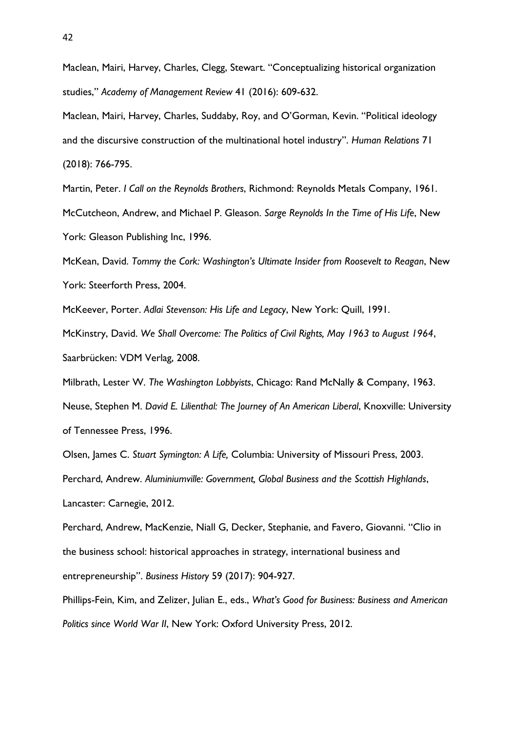Maclean, Mairi, Harvey, Charles, Clegg, Stewart. "Conceptualizing historical organization studies," *Academy of Management Review* 41 (2016): 609-632.

Maclean, Mairi, Harvey, Charles, Suddaby, Roy, and O'Gorman, Kevin. "Political ideology and the discursive construction of the multinational hotel industry". *Human Relations* 71 (2018): 766-795.

Martin, Peter. *I Call on the Reynolds Brothers*, Richmond: Reynolds Metals Company, 1961.

McCutcheon, Andrew, and Michael P. Gleason. *Sarge Reynolds In the Time of His Life*, New York: Gleason Publishing Inc, 1996.

McKean, David. *Tommy the Cork: Washington's Ultimate Insider from Roosevelt to Reagan*, New York: Steerforth Press, 2004.

McKeever, Porter. *Adlai Stevenson: His Life and Legacy*, New York: Quill, 1991.

McKinstry, David. *We Shall Overcome: The Politics of Civil Rights, May 1963 to August 1964*, Saarbrücken: VDM Verlag, 2008.

Milbrath, Lester W. *The Washington Lobbyists*, Chicago: Rand McNally & Company, 1963.

Neuse, Stephen M. *David E. Lilienthal: The Journey of An American Liberal*, Knoxville: University of Tennessee Press, 1996.

Olsen, James C. *Stuart Symington: A Life,* Columbia: University of Missouri Press, 2003.

Perchard, Andrew. *Aluminiumville: Government, Global Business and the Scottish Highlands*, Lancaster: Carnegie, 2012.

Perchard, Andrew, MacKenzie, Niall G, Decker, Stephanie, and Favero, Giovanni. "Clio in the business school: historical approaches in strategy, international business and entrepreneurship". *Business History* 59 (2017): 904-927.

Phillips-Fein, Kim, and Zelizer, Julian E., eds., *What's Good for Business: Business and American Politics since World War II*, New York: Oxford University Press, 2012.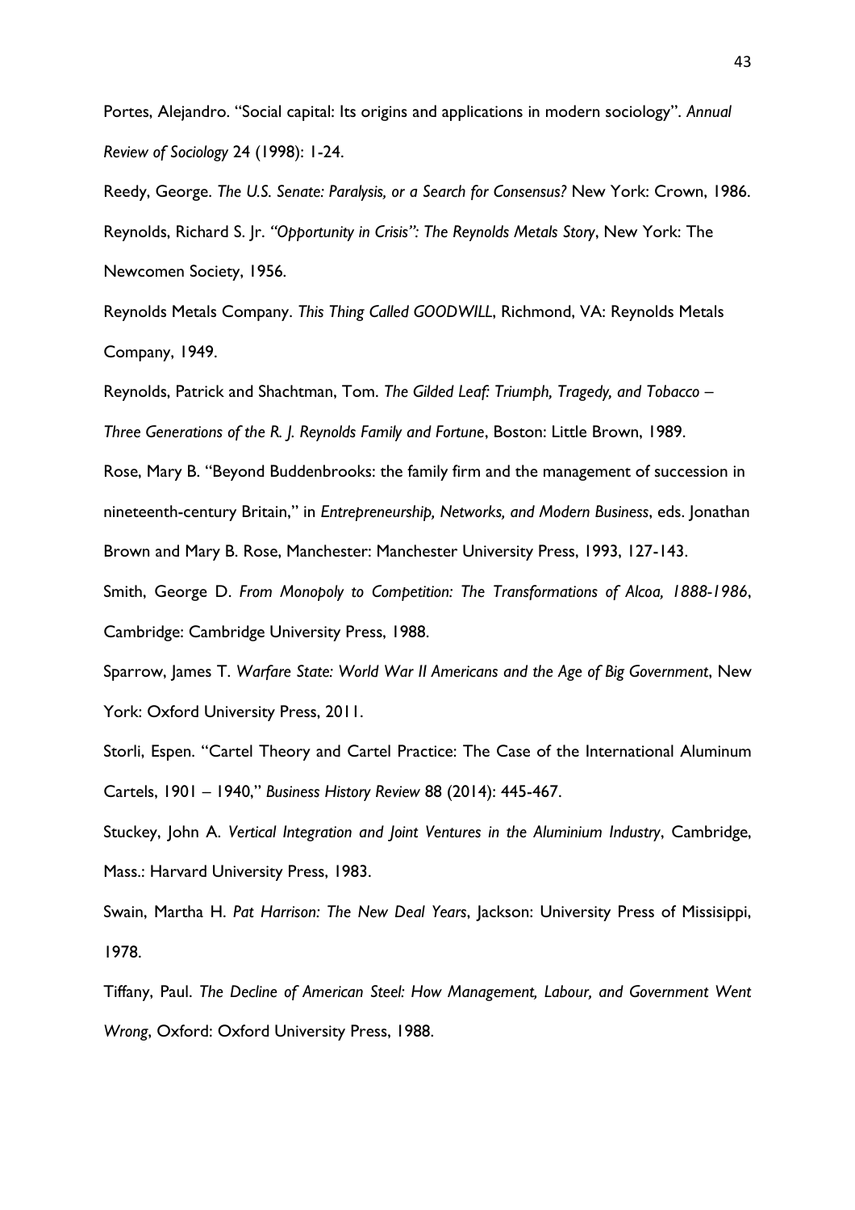Portes, Alejandro. "Social capital: Its origins and applications in modern sociology". *Annual Review of Sociology* 24 (1998): 1-24.

Reedy, George. *The U.S. Senate: Paralysis, or a Search for Consensus?* New York: Crown, 1986.

Reynolds, Richard S. Jr. *"Opportunity in Crisis": The Reynolds Metals Story*, New York: The Newcomen Society, 1956.

Reynolds Metals Company. *This Thing Called GOODWILL*, Richmond, VA: Reynolds Metals Company, 1949.

Reynolds, Patrick and Shachtman, Tom. *The Gilded Leaf: Triumph, Tragedy, and Tobacco – Three Generations of the R. J. Reynolds Family and Fortune*, Boston: Little Brown, 1989.

Rose, Mary B. "Beyond Buddenbrooks: the family firm and the management of succession in nineteenth-century Britain," in *Entrepreneurship, Networks, and Modern Business*, eds. Jonathan Brown and Mary B. Rose, Manchester: Manchester University Press, 1993, 127-143.

Smith, George D. *From Monopoly to Competition: The Transformations of Alcoa, 1888-1986*, Cambridge: Cambridge University Press, 1988.

Sparrow, James T. *Warfare State: World War II Americans and the Age of Big Government*, New York: Oxford University Press, 2011.

Storli, Espen. "Cartel Theory and Cartel Practice: The Case of the International Aluminum Cartels, 1901 – 1940," *Business History Review* 88 (2014): 445-467.

Stuckey, John A. *Vertical Integration and Joint Ventures in the Aluminium Industry*, Cambridge, Mass.: Harvard University Press, 1983.

Swain, Martha H. *Pat Harrison: The New Deal Years*, Jackson: University Press of Missisippi, 1978.

Tiffany, Paul. *The Decline of American Steel: How Management, Labour, and Government Went Wrong*, Oxford: Oxford University Press, 1988.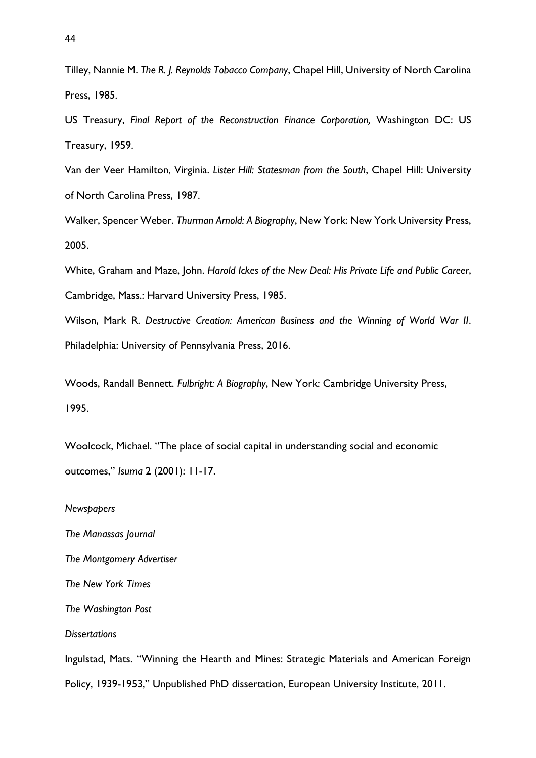Tilley, Nannie M. *The R. J. Reynolds Tobacco Company*, Chapel Hill, University of North Carolina Press, 1985.

US Treasury, *Final Report of the Reconstruction Finance Corporation,* Washington DC: US Treasury, 1959.

Van der Veer Hamilton, Virginia. *Lister Hill: Statesman from the South*, Chapel Hill: University of North Carolina Press, 1987.

Walker, Spencer Weber. *Thurman Arnold: A Biography*, New York: New York University Press, 2005.

White, Graham and Maze, John. *Harold Ickes of the New Deal: His Private Life and Public Career*, Cambridge, Mass.: Harvard University Press, 1985.

Wilson, Mark R. *Destructive Creation: American Business and the Winning of World War II*. Philadelphia: University of Pennsylvania Press, 2016.

Woods, Randall Bennett. *Fulbright: A Biography*, New York: Cambridge University Press, 1995.

Woolcock, Michael. "The place of social capital in understanding social and economic outcomes," *Isuma* 2 (2001): 11-17.

*Newspapers*

*The Manassas Journal*

*The Montgomery Advertiser*

*The New York Times*

*The Washington Post*

*Dissertations*

Ingulstad, Mats. "Winning the Hearth and Mines: Strategic Materials and American Foreign Policy, 1939-1953," Unpublished PhD dissertation, European University Institute, 2011.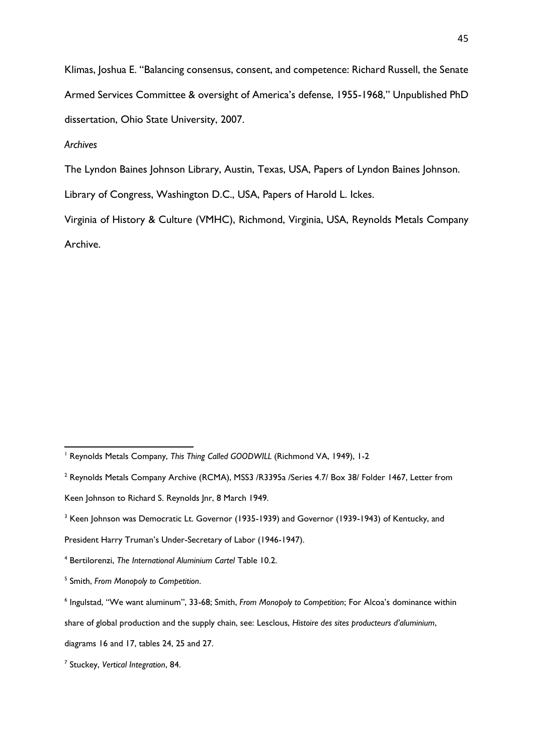Klimas, Joshua E. "Balancing consensus, consent, and competence: Richard Russell, the Senate Armed Services Committee & oversight of America's defense, 1955-1968," Unpublished PhD dissertation, Ohio State University, 2007.

*Archives*

The Lyndon Baines Johnson Library, Austin, Texas, USA, Papers of Lyndon Baines Johnson.

Library of Congress, Washington D.C., USA, Papers of Harold L. Ickes.

Virginia of History & Culture (VMHC), Richmond, Virginia, USA, Reynolds Metals Company Archive.

---

[1] Reynolds Metals Company, *This Thing Called GOODWILL* (Richmond VA, 1949), 1-2

[2] Reynolds Metals Company Archive (RCMA), MSS3 /R3395a /Series 4.7/ Box 38/ Folder 1467, Letter from Keen Johnson to Richard S. Reynolds Jnr, 8 March 1949.

[3] Keen Johnson was Democratic Lt. Governor (1935-1939) and Governor (1939-1943) of Kentucky, and President Harry Truman's Under-Secretary of Labor (1946-1947).

[4] Bertilorenzi, *The International Aluminium Cartel* Table 10.2.

[5] Smith, *From Monopoly to Competition*.

[6] Ingulstad, "We want aluminum", 33-68; Smith, *From Monopoly to Competition*; For Alcoa's dominance within share of global production and the supply chain, see: Lesclous, *Histoire des sites producteurs d'aluminium*, diagrams 16 and 17, tables 24, 25 and 27.

[7] Stuckey, *Vertical Integration*, 84.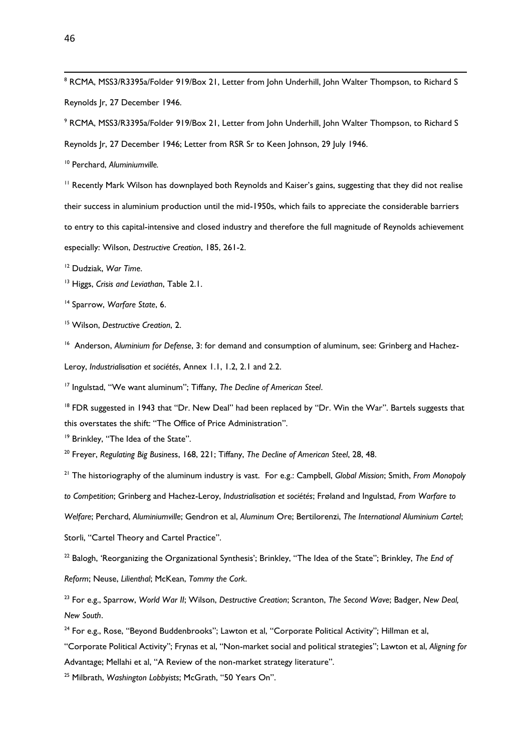[8] RCMA, MSS3/R3395a/Folder 919/Box 21, Letter from John Underhill, John Walter Thompson, to Richard S Reynolds Jr, 27 December 1946.

[9] RCMA, MSS3/R3395a/Folder 919/Box 21, Letter from John Underhill, John Walter Thompson, to Richard S Reynolds Jr, 27 December 1946; Letter from RSR Sr to Keen Johnson, 29 July 1946.

[10] Perchard, *Aluminiumville.*

[11] Recently Mark Wilson has downplayed both Reynolds and Kaiser's gains, suggesting that they did not realise their success in aluminium production until the mid-1950s, which fails to appreciate the considerable barriers to entry to this capital-intensive and closed industry and therefore the full magnitude of Reynolds achievement especially: Wilson, *Destructive Creation*, 185, 261-2.

[12] Dudziak, *War Time*.

[13] Higgs, *Crisis and Leviathan*, Table 2.1.

[14] Sparrow, *Warfare State*, 6.

[15] Wilson, *Destructive Creation*, 2.

[16] Anderson, *Aluminium for Defense*, 3: for demand and consumption of aluminum, see: Grinberg and Hachez-Leroy, *Industrialisation et sociétés*, Annex 1.1, 1.2, 2.1 and 2.2.

[17] Ingulstad, "We want aluminum"; Tiffany, *The Decline of American Steel*.

[18] FDR suggested in 1943 that "Dr. New Deal" had been replaced by "Dr. Win the War". Bartels suggests that this overstates the shift: "The Office of Price Administration".

[19] Brinkley, "The Idea of the State".

[20] Freyer, *Regulating Big Business*, 168, 221; Tiffany, *The Decline of American Steel*, 28, 48.

[21] The historiography of the aluminum industry is vast. For e.g.: Campbell, *Global Mission*; Smith, *From Monopoly to Competition*; Grinberg and Hachez-Leroy, *Industrialisation et sociétés*; Frøland and Ingulstad, *From Warfare to Welfare*; Perchard, *Aluminiumville*; Gendron et al, *Aluminum* Ore; Bertilorenzi, *The International Aluminium Cartel*; Storli, "Cartel Theory and Cartel Practice".

[22] Balogh, 'Reorganizing the Organizational Synthesis'; Brinkley, "The Idea of the State"; Brinkley, *The End of Reform*; Neuse, *Lilienthal*; McKean, *Tommy the Cork*.

[23] For e.g., Sparrow, *World War II*; Wilson, *Destructive Creation*; Scranton, *The Second Wave*; Badger, *New Deal, New South*.

[24] For e.g., Rose, "Beyond Buddenbrooks"; Lawton et al, "Corporate Political Activity"; Hillman et al, "Corporate Political Activity"; Frynas et al, "Non-market social and political strategies"; Lawton et al, *Aligning for* Advantage; Mellahi et al, "A Review of the non-market strategy literature".

[25] Milbrath, *Washington Lobbyists*; McGrath, "50 Years On".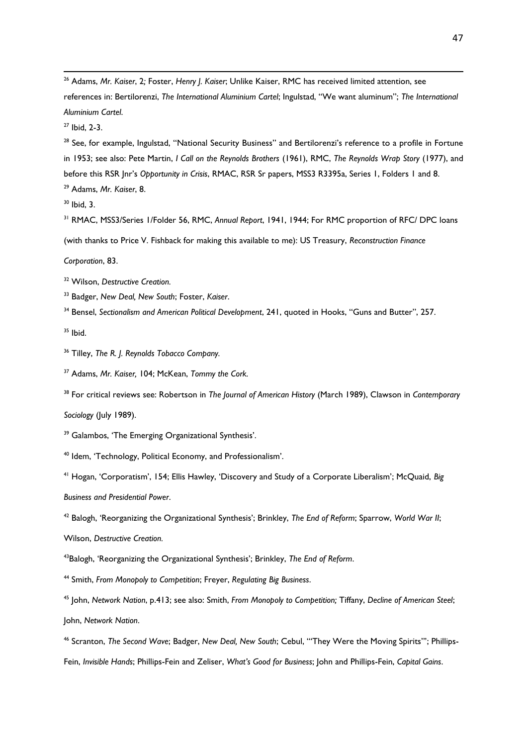[26] Adams, *Mr. Kaiser*, 2*;* Foster, *Henry J. Kaiser*; Unlike Kaiser, RMC has received limited attention, see references in: Bertilorenzi, *The International Aluminium Cartel*; Ingulstad, "We want aluminum"; *The International Aluminium Cartel*.

[27] Ibid, 2-3.

[28] See, for example, Ingulstad, "National Security Business" and Bertilorenzi's reference to a profile in Fortune in 1953; see also: Pete Martin, *I Call on the Reynolds Brothers* (1961), RMC, *The Reynolds Wrap Story* (1977), and before this RSR Jnr's *Opportunity in Crisis*, RMAC, RSR Sr papers, MSS3 R3395a, Series 1, Folders 1 and 8.

[29] Adams, *Mr. Kaiser*, 8.

[30] Ibid, 3.

[31] RMAC, MSS3/Series 1/Folder 56, RMC, *Annual Report*, 1941, 1944; For RMC proportion of RFC/ DPC loans (with thanks to Price V. Fishback for making this available to me): US Treasury, *Reconstruction Finance Corporation*, 83.

[32] Wilson, *Destructive Creation.*

[33] Badger, *New Deal, New South*; Foster, *Kaiser*.

[34] Bensel, *Sectionalism and American Political Development*, 241, quoted in Hooks, "Guns and Butter", 257.

[35] Ibid.

[36] Tilley, *The R. J. Reynolds Tobacco Company.*

[37] Adams, *Mr. Kaiser,* 104; McKean, *Tommy the Cork.*

[38] For critical reviews see: Robertson in *The Journal of American History* (March 1989), Clawson in *Contemporary Sociology* (July 1989).

[39] Galambos, 'The Emerging Organizational Synthesis'.

[40] Idem, 'Technology, Political Economy, and Professionalism'.

[41] Hogan, 'Corporatism', 154; Ellis Hawley, 'Discovery and Study of a Corporate Liberalism'; McQuaid, *Big Business and Presidential Power*.

[42] Balogh, 'Reorganizing the Organizational Synthesis'; Brinkley, *The End of Reform*; Sparrow, *World War II*; Wilson, *Destructive Creation.*

[43] Balogh, 'Reorganizing the Organizational Synthesis'; Brinkley, *The End of Reform*.

[44] Smith, *From Monopoly to Competition*; Freyer, *Regulating Big Business*.

[45] John, *Network Nation*, p.413; see also: Smith, *From Monopoly to Competition;* Tiffany, *Decline of American Steel*; John, *Network Nation*.

[46] Scranton, *The Second Wave*; Badger, *New Deal, New South*; Cebul, "'They Were the Moving Spirits'"; Phillips-Fein, *Invisible Hands*; Phillips-Fein and Zeliser, *What's Good for Business*; John and Phillips-Fein, *Capital Gains*.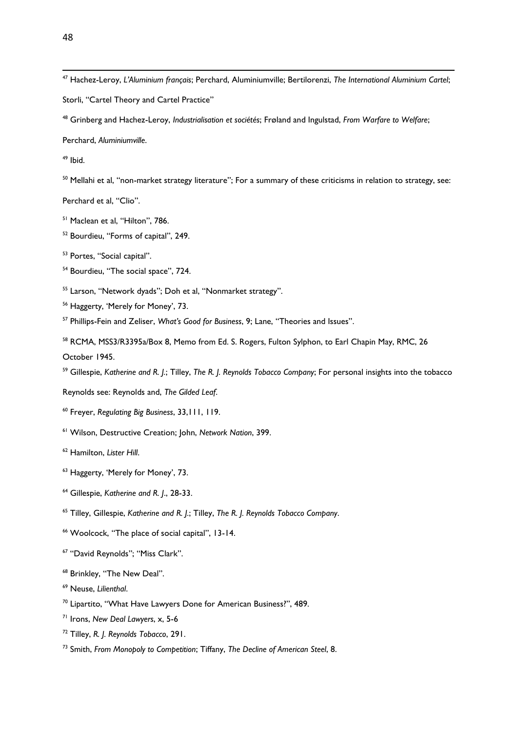[47] Hachez-Leroy, *L'Aluminium français*; Perchard, Aluminiumville; Bertilorenzi, *The International Aluminium Cartel*; Storli, "Cartel Theory and Cartel Practice"

[48] Grinberg and Hachez-Leroy, *Industrialisation et sociétés*; Frøland and Ingulstad, *From Warfare to Welfare*; Perchard, *Aluminiumville*.

[49] Ibid.

[50] Mellahi et al, "non-market strategy literature"; For a summary of these criticisms in relation to strategy, see: Perchard et al, "Clio".

[51] Maclean et al, "Hilton", 786.

[52] Bourdieu, "Forms of capital", 249.

[53] Portes, "Social capital".

[54] Bourdieu, "The social space", 724.

[55] Larson, "Network dyads"; Doh et al, "Nonmarket strategy".

[56] Haggerty, 'Merely for Money', 73.

[57] Phillips-Fein and Zeliser, *What's Good for Business*, 9; Lane, "Theories and Issues".

[58] RCMA, MSS3/R3395a/Box 8, Memo from Ed. S. Rogers, Fulton Sylphon, to Earl Chapin May, RMC, 26 October 1945.

[59] Gillespie, *Katherine and R. J.*; Tilley, *The R. J. Reynolds Tobacco Company*; For personal insights into the tobacco Reynolds see: Reynolds and, *The Gilded Leaf*.

[60] Freyer, *Regulating Big Business*, 33,111, 119.

[61] Wilson, Destructive Creation; John, *Network Nation*, 399.

[62] Hamilton, *Lister Hill*.

[63] Haggerty, 'Merely for Money', 73.

[64] Gillespie, *Katherine and R. J*., 28-33.

[65] Tilley, Gillespie, *Katherine and R. J.*; Tilley, *The R. J. Reynolds Tobacco Company*.

[66] Woolcock, "The place of social capital", 13-14.

[67] "David Reynolds"; "Miss Clark".

[68] Brinkley, "The New Deal".

[69] Neuse, *Lilienthal*.

[70] Lipartito, "What Have Lawyers Done for American Business?", 489.

[71] Irons, *New Deal Lawyers*, x, 5-6

[72] Tilley, *R. J. Reynolds Tobacco*, 291.

[73] Smith, *From Monopoly to Competition*; Tiffany, *The Decline of American Steel*, 8.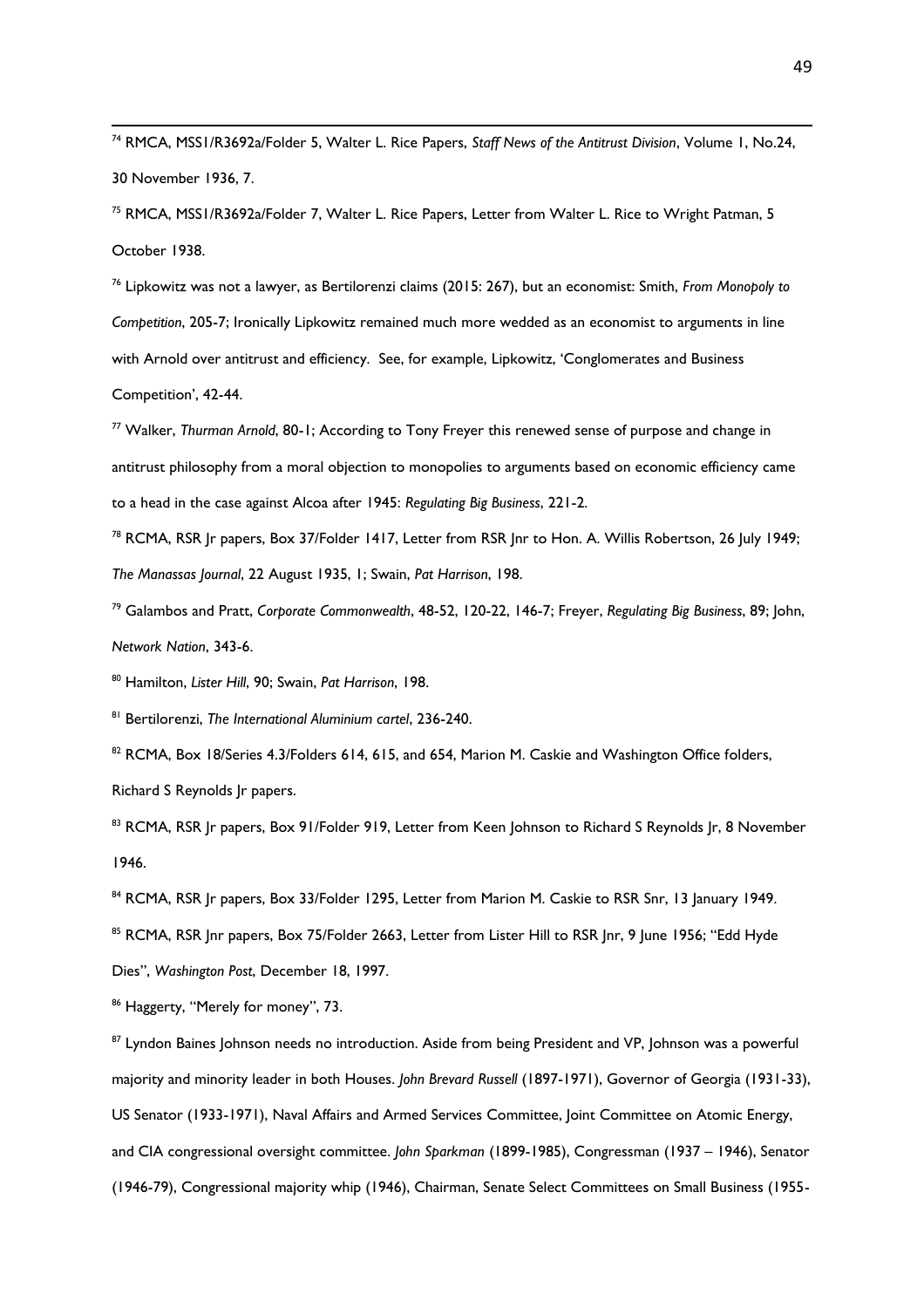[74] RMCA, MSS1/R3692a/Folder 5, Walter L. Rice Papers, *Staff News of the Antitrust Division*, Volume 1, No.24, 30 November 1936, 7.

[75] RMCA, MSS1/R3692a/Folder 7, Walter L. Rice Papers, Letter from Walter L. Rice to Wright Patman, 5 October 1938.

[76] Lipkowitz was not a lawyer, as Bertilorenzi claims (2015: 267), but an economist: Smith, *From Monopoly to Competition*, 205-7; Ironically Lipkowitz remained much more wedded as an economist to arguments in line with Arnold over antitrust and efficiency. See, for example, Lipkowitz, 'Conglomerates and Business Competition', 42-44.

[77] Walker, *Thurman Arnold*, 80-1; According to Tony Freyer this renewed sense of purpose and change in antitrust philosophy from a moral objection to monopolies to arguments based on economic efficiency came to a head in the case against Alcoa after 1945: *Regulating Big Business*, 221-2.

[78] RCMA, RSR Jr papers, Box 37/Folder 1417, Letter from RSR Jnr to Hon. A. Willis Robertson, 26 July 1949; *The Manassas Journal*, 22 August 1935, 1; Swain, *Pat Harrison*, 198.

[79] Galambos and Pratt, *Corporate Commonwealth*, 48-52, 120-22, 146-7; Freyer, *Regulating Big Business*, 89; John, *Network Nation*, 343-6.

[80] Hamilton, *Lister Hill*, 90; Swain, *Pat Harrison*, 198.

[81] Bertilorenzi, *The International Aluminium cartel*, 236-240.

[82] RCMA, Box 18/Series 4.3/Folders 614, 615, and 654, Marion M. Caskie and Washington Office folders, Richard S Reynolds Jr papers.

[83] RCMA, RSR Jr papers, Box 91/Folder 919, Letter from Keen Johnson to Richard S Reynolds Jr, 8 November 1946.

[84] RCMA, RSR Jr papers, Box 33/Folder 1295, Letter from Marion M. Caskie to RSR Snr, 13 January 1949.

[85] RCMA, RSR Jnr papers, Box 75/Folder 2663, Letter from Lister Hill to RSR Jnr, 9 June 1956; "Edd Hyde Dies", *Washington Post*, December 18, 1997.

[86] Haggerty, "Merely for money", 73.

[87] Lyndon Baines Johnson needs no introduction. Aside from being President and VP, Johnson was a powerful majority and minority leader in both Houses. *John Brevard Russell* (1897-1971), Governor of Georgia (1931-33), US Senator (1933-1971), Naval Affairs and Armed Services Committee, Joint Committee on Atomic Energy, and CIA congressional oversight committee. *John Sparkman* (1899-1985), Congressman (1937 – 1946), Senator (1946-79), Congressional majority whip (1946), Chairman, Senate Select Committees on Small Business (1955-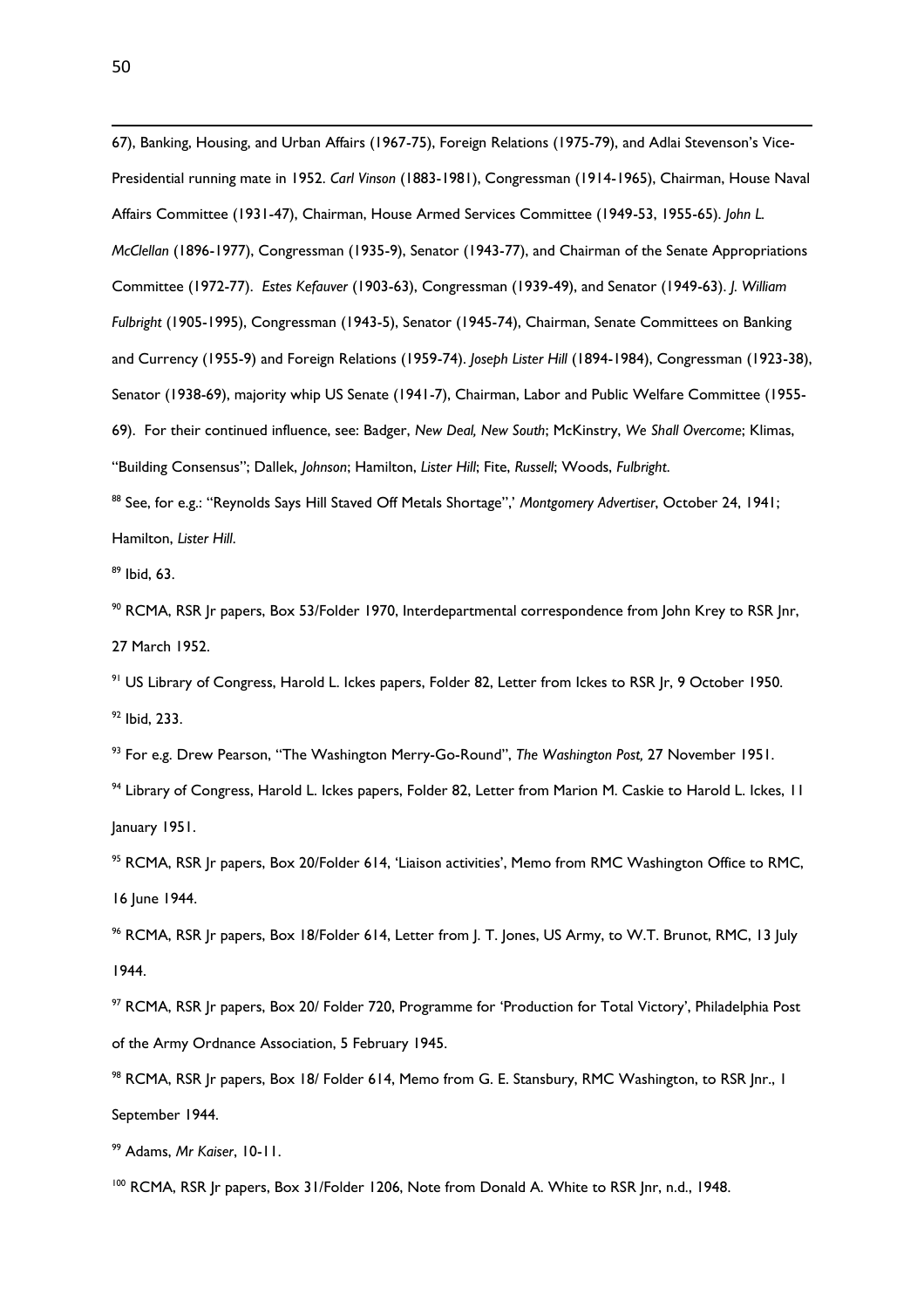67), Banking, Housing, and Urban Affairs (1967-75), Foreign Relations (1975-79), and Adlai Stevenson's Vice-Presidential running mate in 1952. *Carl Vinson* (1883-1981), Congressman (1914-1965), Chairman, House Naval Affairs Committee (1931-47), Chairman, House Armed Services Committee (1949-53, 1955-65). *John L. McClellan* (1896-1977), Congressman (1935-9), Senator (1943-77), and Chairman of the Senate Appropriations Committee (1972-77). *Estes Kefauver* (1903-63), Congressman (1939-49), and Senator (1949-63). *J. William Fulbright* (1905-1995), Congressman (1943-5), Senator (1945-74), Chairman, Senate Committees on Banking and Currency (1955-9) and Foreign Relations (1959-74). *Joseph Lister Hill* (1894-1984), Congressman (1923-38), Senator (1938-69), majority whip US Senate (1941-7), Chairman, Labor and Public Welfare Committee (1955-69). For their continued influence, see: Badger, *New Deal, New South*; McKinstry, *We Shall Overcome*; Klimas, "Building Consensus"; Dallek, *Johnson*; Hamilton, *Lister Hill*; Fite, *Russell*; Woods, *Fulbright*.

[88] See, for e.g.: "Reynolds Says Hill Staved Off Metals Shortage",' *Montgomery Advertiser*, October 24, 1941; Hamilton, *Lister Hill*.

[89] Ibid, 63.

[90] RCMA, RSR Jr papers, Box 53/Folder 1970, Interdepartmental correspondence from John Krey to RSR Jnr, 27 March 1952.

[91] US Library of Congress, Harold L. Ickes papers, Folder 82, Letter from Ickes to RSR Jr, 9 October 1950.

[92] Ibid, 233.

[93] For e.g. Drew Pearson, "The Washington Merry-Go-Round", *The Washington Post,* 27 November 1951.

[94] Library of Congress, Harold L. Ickes papers, Folder 82, Letter from Marion M. Caskie to Harold L. Ickes, 11 January 1951.

[95] RCMA, RSR Jr papers, Box 20/Folder 614, 'Liaison activities', Memo from RMC Washington Office to RMC, 16 June 1944.

[96] RCMA, RSR Jr papers, Box 18/Folder 614, Letter from J. T. Jones, US Army, to W.T. Brunot, RMC, 13 July 1944.

[97] RCMA, RSR Jr papers, Box 20/ Folder 720, Programme for 'Production for Total Victory', Philadelphia Post of the Army Ordnance Association, 5 February 1945.

[98] RCMA, RSR Jr papers, Box 18/ Folder 614, Memo from G. E. Stansbury, RMC Washington, to RSR Jnr., 1 September 1944.

[99] Adams, *Mr Kaiser*, 10-11.

[100] RCMA, RSR Jr papers, Box 31/Folder 1206, Note from Donald A. White to RSR Jnr, n.d., 1948.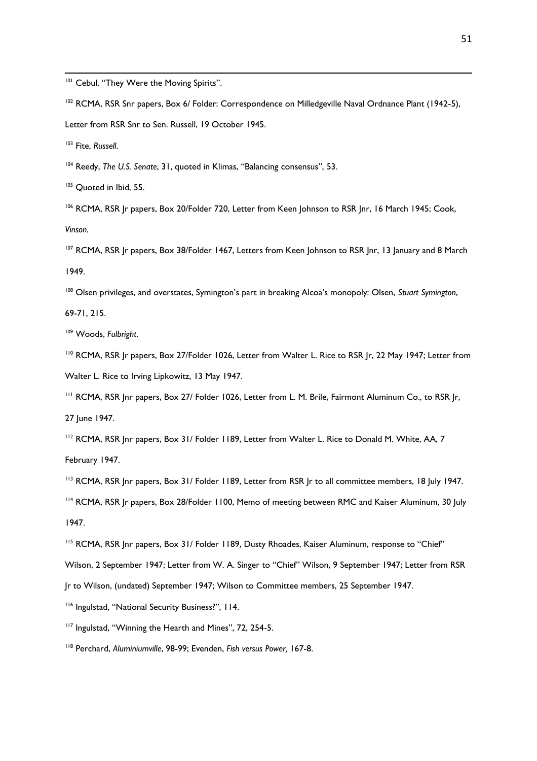[101] Cebul, "They Were the Moving Spirits".

[102] RCMA, RSR Snr papers, Box 6/ Folder: Correspondence on Milledgeville Naval Ordnance Plant (1942-5), Letter from RSR Snr to Sen. Russell, 19 October 1945.

[103] Fite, *Russell*.

[104] Reedy, *The U.S. Senate*, 31, quoted in Klimas, "Balancing consensus", 53.

[105] Quoted in Ibid, 55.

[106] RCMA, RSR Jr papers, Box 20/Folder 720, Letter from Keen Johnson to RSR Jnr, 16 March 1945; Cook, *Vinson*.

[107] RCMA, RSR Jr papers, Box 38/Folder 1467, Letters from Keen Johnson to RSR Jnr, 13 January and 8 March 1949.

[108] Olsen privileges, and overstates, Symington's part in breaking Alcoa's monopoly: Olsen, *Stuart Symington*, 69-71, 215.

[109] Woods, *Fulbright*.

[110] RCMA, RSR Jr papers, Box 27/Folder 1026, Letter from Walter L. Rice to RSR Jr, 22 May 1947; Letter from Walter L. Rice to Irving Lipkowitz, 13 May 1947.

[111] RCMA, RSR Jnr papers, Box 27/ Folder 1026, Letter from L. M. Brile, Fairmont Aluminum Co., to RSR Jr, 27 June 1947.

[112] RCMA, RSR Jnr papers, Box 31/ Folder 1189, Letter from Walter L. Rice to Donald M. White, AA, 7 February 1947.

[113] RCMA, RSR Jnr papers, Box 31/ Folder 1189, Letter from RSR Jr to all committee members, 18 July 1947.

[114] RCMA, RSR Jr papers, Box 28/Folder 1100, Memo of meeting between RMC and Kaiser Aluminum, 30 July 1947.

[115] RCMA, RSR Jnr papers, Box 31/ Folder 1189, Dusty Rhoades, Kaiser Aluminum, response to "Chief" Wilson, 2 September 1947; Letter from W. A. Singer to "Chief" Wilson, 9 September 1947; Letter from RSR Jr to Wilson, (undated) September 1947; Wilson to Committee members, 25 September 1947.

[116] Ingulstad, "National Security Business?", 114.

[117] Ingulstad, "Winning the Hearth and Mines", 72, 254-5.

[118] Perchard, *Aluminiumville*, 98-99; Evenden, *Fish versus Power,* 167-8.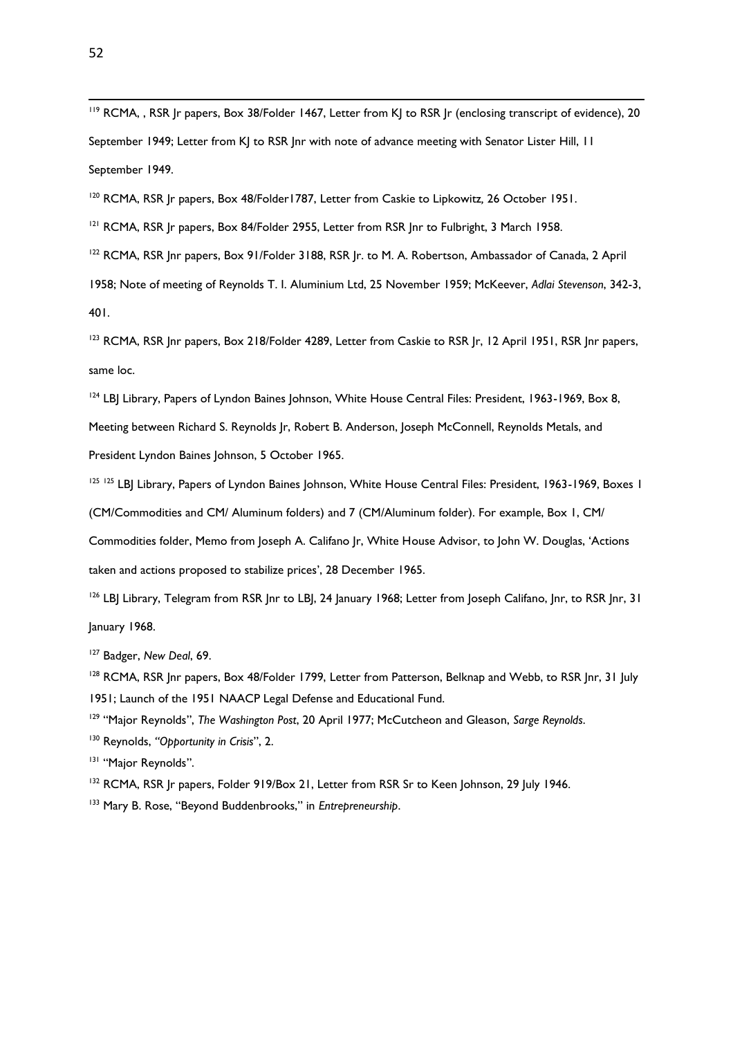[119] RCMA, , RSR Jr papers, Box 38/Folder 1467, Letter from KJ to RSR Jr (enclosing transcript of evidence), 20 September 1949; Letter from KJ to RSR Jnr with note of advance meeting with Senator Lister Hill, 11 September 1949.

[120] RCMA, RSR Jr papers, Box 48/Folder1787, Letter from Caskie to Lipkowitz, 26 October 1951.

[121] RCMA, RSR Jr papers, Box 84/Folder 2955, Letter from RSR Jnr to Fulbright, 3 March 1958.

[122] RCMA, RSR Jnr papers, Box 91/Folder 3188, RSR Jr. to M. A. Robertson, Ambassador of Canada, 2 April 1958; Note of meeting of Reynolds T. I. Aluminium Ltd, 25 November 1959; McKeever, *Adlai Stevenson*, 342-3, 401.

[123] RCMA, RSR Jnr papers, Box 218/Folder 4289, Letter from Caskie to RSR Jr, 12 April 1951, RSR Jnr papers, same loc.

[124] LBJ Library, Papers of Lyndon Baines Johnson, White House Central Files: President, 1963-1969, Box 8, Meeting between Richard S. Reynolds Jr, Robert B. Anderson, Joseph McConnell, Reynolds Metals, and President Lyndon Baines Johnson, 5 October 1965.

[125] [125] LBJ Library, Papers of Lyndon Baines Johnson, White House Central Files: President, 1963-1969, Boxes 1 (CM/Commodities and CM/ Aluminum folders) and 7 (CM/Aluminum folder). For example, Box 1, CM/ Commodities folder, Memo from Joseph A. Califano Jr, White House Advisor, to John W. Douglas, 'Actions taken and actions proposed to stabilize prices', 28 December 1965.

[126] LBJ Library, Telegram from RSR Jnr to LBJ, 24 January 1968; Letter from Joseph Califano, Jnr, to RSR Jnr, 31 January 1968.

[127] Badger, *New Deal*, 69.

[128] RCMA, RSR Jnr papers, Box 48/Folder 1799, Letter from Patterson, Belknap and Webb, to RSR Jnr, 31 July 1951; Launch of the 1951 NAACP Legal Defense and Educational Fund.

[129] "Major Reynolds", *The Washington Post*, 20 April 1977; McCutcheon and Gleason, *Sarge Reynolds*.

[130] Reynolds, *"Opportunity in Crisis*", 2.

[131] "Major Reynolds".

[132] RCMA, RSR Jr papers, Folder 919/Box 21, Letter from RSR Sr to Keen Johnson, 29 July 1946.

[133] Mary B. Rose, "Beyond Buddenbrooks," in *Entrepreneurship*.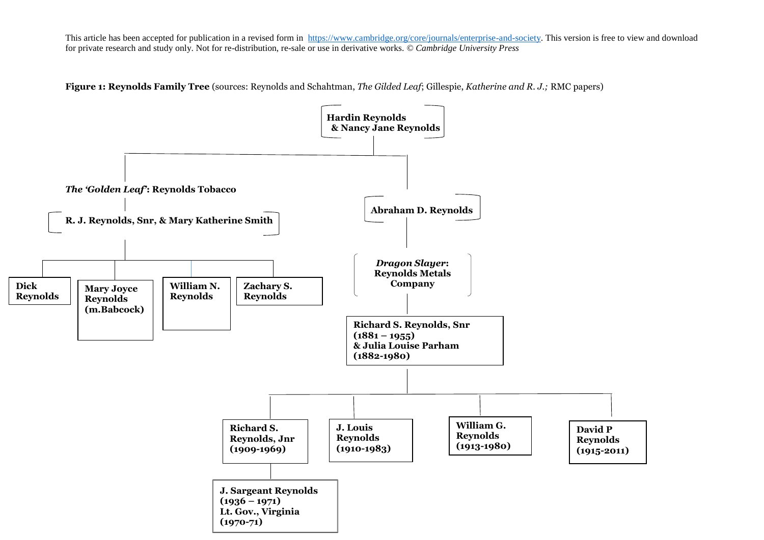This article has been accepted for publication in a revised form in https://www.cambridge.org/core/journals/enterprise-and-society. This version is free to view and download for private research and study only. Not for re-distribution, re-sale or use in derivative works. © *Cambridge University Press*

**Figure 1: Reynolds Family Tree** (sources: Reynolds and Schahtman, *The Gilded Leaf*; Gillespie, *Katherine and R. J.;* RMC papers)

**Hardin Reynolds & Nancy Jane Reynolds**

***The 'Golden Leaf'*: Reynolds Tobacco**

**R. J. Reynolds, Snr, & Mary Katherine Smith**

**Dick Reynolds**

**Mary Joyce Reynolds (m.Babcock)**

**William N. Reynolds**

**Zachary S. Reynolds**

**Abraham D. Reynolds**

***Dragon Slayer*: Reynolds Metals Company**

**Richard S. Reynolds, Snr (1881 – 1955) & Julia Louise Parham (1882-1980)**

**Richard S. Reynolds, Jnr (1909-1969)**

**J. Louis Reynolds (1910-1983)**

**William G. Reynolds (1913-1980)**

**David P Reynolds (1915-2011)**

**J. Sargeant Reynolds (1936 – 1971) Lt. Gov., Virginia (1970-71)**